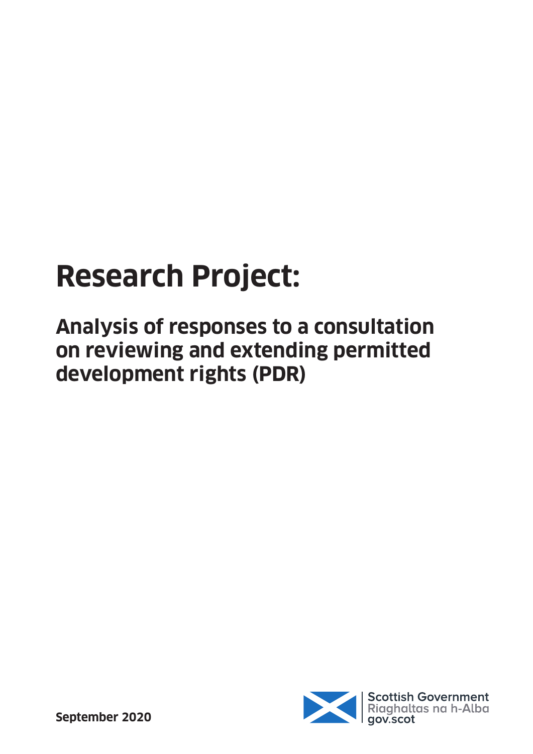# Research Project:

## Analysis of responses to a consultation on reviewing and extending permitted development rights (PDR)

**September 2020**

Scottish Government
Riaghaltas na h-Alba
gov.scot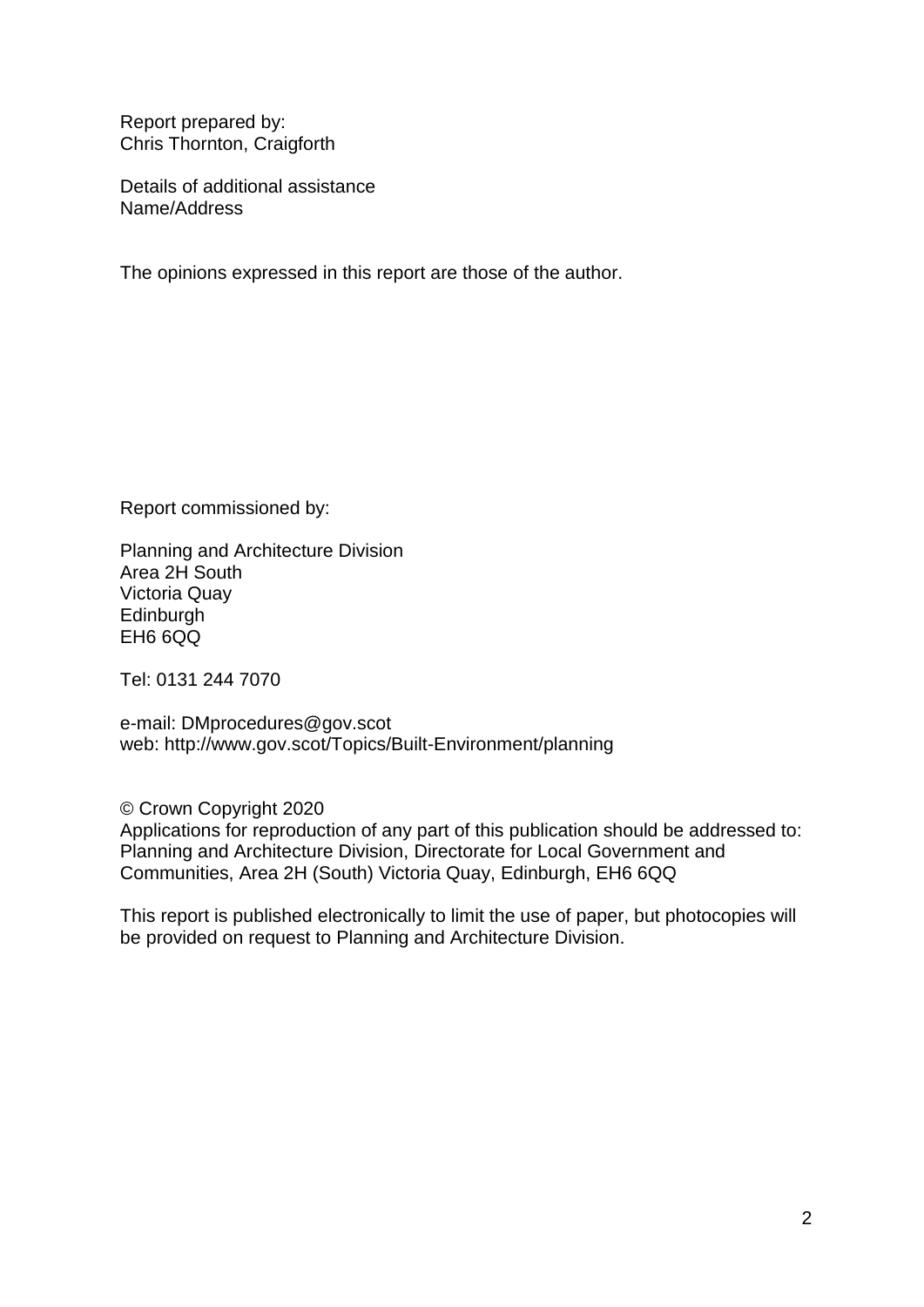Report prepared by:
Chris Thornton, Craigforth

Details of additional assistance
Name/Address

The opinions expressed in this report are those of the author.

Report commissioned by:

Planning and Architecture Division
Area 2H South
Victoria Quay
Edinburgh
EH6 6QQ

Tel: 0131 244 7070

e-mail: DMprocedures@gov.scot
web: http://www.gov.scot/Topics/Built-Environment/planning

© Crown Copyright 2020
Applications for reproduction of any part of this publication should be addressed to: Planning and Architecture Division, Directorate for Local Government and Communities, Area 2H (South) Victoria Quay, Edinburgh, EH6 6QQ

This report is published electronically to limit the use of paper, but photocopies will be provided on request to Planning and Architecture Division.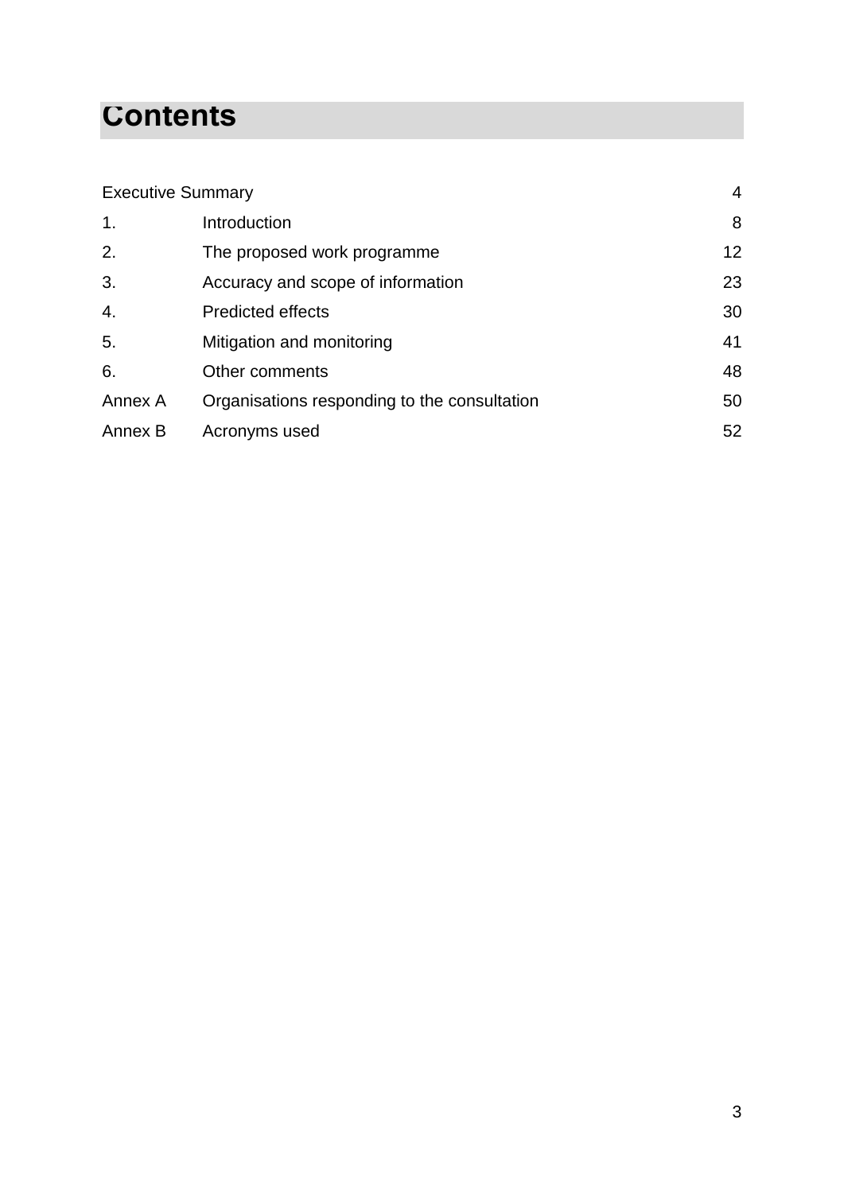# Contents

| | | |
|---|---|---|
| Executive Summary | | 4 |
| 1. | Introduction | 8 |
| 2. | The proposed work programme | 12 |
| 3. | Accuracy and scope of information | 23 |
| 4. | Predicted effects | 30 |
| 5. | Mitigation and monitoring | 41 |
| 6. | Other comments | 48 |
| Annex A | Organisations responding to the consultation | 50 |
| Annex B | Acronyms used | 52 |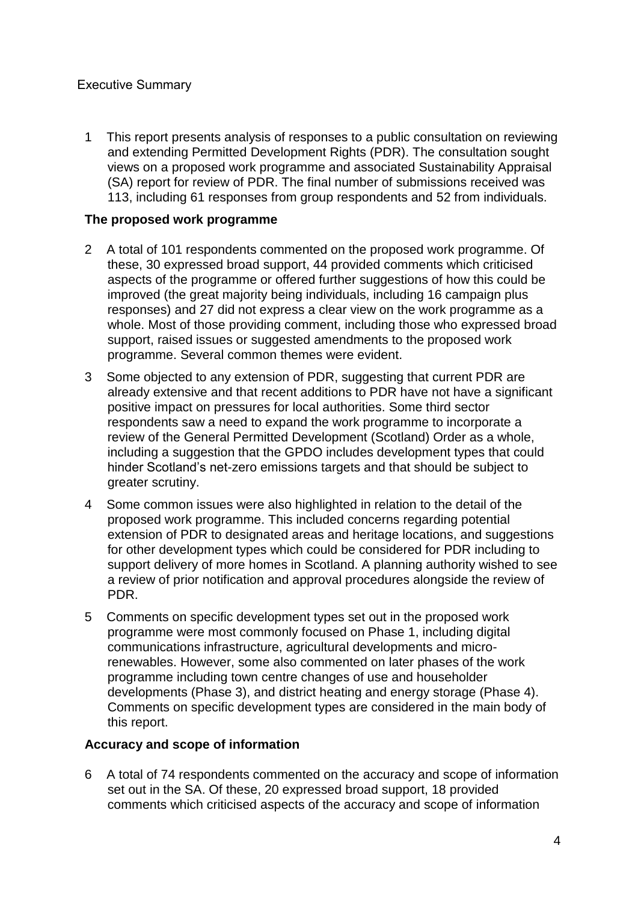Executive Summary

1 This report presents analysis of responses to a public consultation on reviewing and extending Permitted Development Rights (PDR). The consultation sought views on a proposed work programme and associated Sustainability Appraisal (SA) report for review of PDR. The final number of submissions received was 113, including 61 responses from group respondents and 52 from individuals.

**The proposed work programme**

2 A total of 101 respondents commented on the proposed work programme. Of these, 30 expressed broad support, 44 provided comments which criticised aspects of the programme or offered further suggestions of how this could be improved (the great majority being individuals, including 16 campaign plus responses) and 27 did not express a clear view on the work programme as a whole. Most of those providing comment, including those who expressed broad support, raised issues or suggested amendments to the proposed work programme. Several common themes were evident.

3 Some objected to any extension of PDR, suggesting that current PDR are already extensive and that recent additions to PDR have not have a significant positive impact on pressures for local authorities. Some third sector respondents saw a need to expand the work programme to incorporate a review of the General Permitted Development (Scotland) Order as a whole, including a suggestion that the GPDO includes development types that could hinder Scotland's net-zero emissions targets and that should be subject to greater scrutiny.

4 Some common issues were also highlighted in relation to the detail of the proposed work programme. This included concerns regarding potential extension of PDR to designated areas and heritage locations, and suggestions for other development types which could be considered for PDR including to support delivery of more homes in Scotland. A planning authority wished to see a review of prior notification and approval procedures alongside the review of PDR.

5 Comments on specific development types set out in the proposed work programme were most commonly focused on Phase 1, including digital communications infrastructure, agricultural developments and micro-renewables. However, some also commented on later phases of the work programme including town centre changes of use and householder developments (Phase 3), and district heating and energy storage (Phase 4). Comments on specific development types are considered in the main body of this report.

**Accuracy and scope of information**

6 A total of 74 respondents commented on the accuracy and scope of information set out in the SA. Of these, 20 expressed broad support, 18 provided comments which criticised aspects of the accuracy and scope of information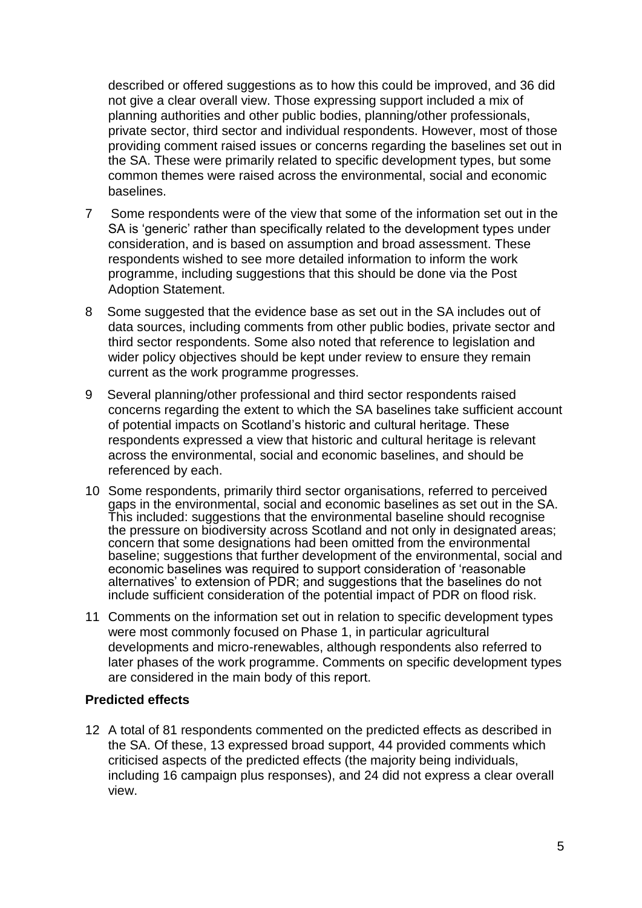described or offered suggestions as to how this could be improved, and 36 did not give a clear overall view. Those expressing support included a mix of planning authorities and other public bodies, planning/other professionals, private sector, third sector and individual respondents. However, most of those providing comment raised issues or concerns regarding the baselines set out in the SA. These were primarily related to specific development types, but some common themes were raised across the environmental, social and economic baselines.

7 Some respondents were of the view that some of the information set out in the SA is 'generic' rather than specifically related to the development types under consideration, and is based on assumption and broad assessment. These respondents wished to see more detailed information to inform the work programme, including suggestions that this should be done via the Post Adoption Statement.

8 Some suggested that the evidence base as set out in the SA includes out of data sources, including comments from other public bodies, private sector and third sector respondents. Some also noted that reference to legislation and wider policy objectives should be kept under review to ensure they remain current as the work programme progresses.

9 Several planning/other professional and third sector respondents raised concerns regarding the extent to which the SA baselines take sufficient account of potential impacts on Scotland's historic and cultural heritage. These respondents expressed a view that historic and cultural heritage is relevant across the environmental, social and economic baselines, and should be referenced by each.

10 Some respondents, primarily third sector organisations, referred to perceived gaps in the environmental, social and economic baselines as set out in the SA. This included: suggestions that the environmental baseline should recognise the pressure on biodiversity across Scotland and not only in designated areas; concern that some designations had been omitted from the environmental baseline; suggestions that further development of the environmental, social and economic baselines was required to support consideration of 'reasonable alternatives' to extension of PDR; and suggestions that the baselines do not include sufficient consideration of the potential impact of PDR on flood risk.

11 Comments on the information set out in relation to specific development types were most commonly focused on Phase 1, in particular agricultural developments and micro-renewables, although respondents also referred to later phases of the work programme. Comments on specific development types are considered in the main body of this report.

**Predicted effects**

12 A total of 81 respondents commented on the predicted effects as described in the SA. Of these, 13 expressed broad support, 44 provided comments which criticised aspects of the predicted effects (the majority being individuals, including 16 campaign plus responses), and 24 did not express a clear overall view.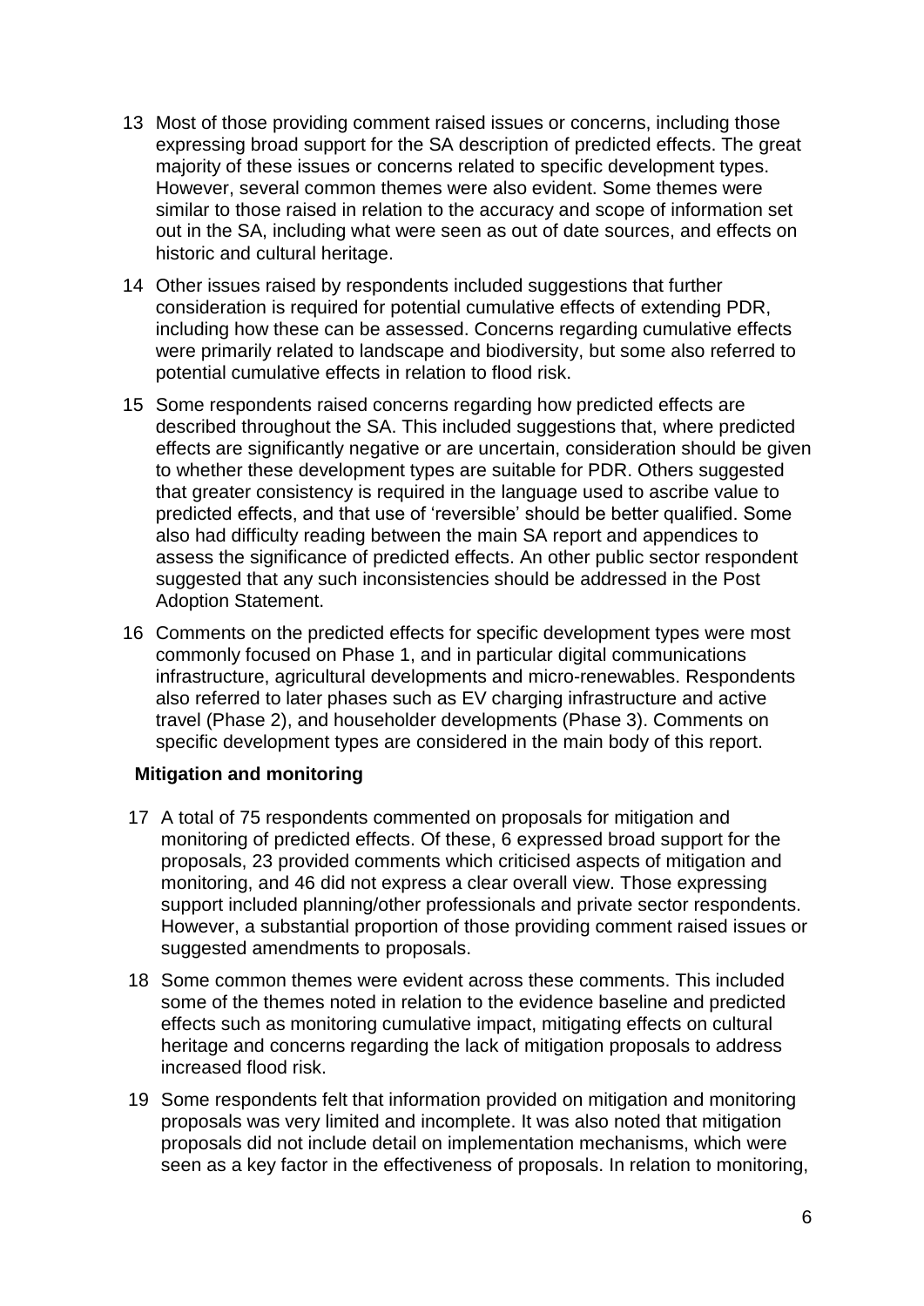13 Most of those providing comment raised issues or concerns, including those expressing broad support for the SA description of predicted effects. The great majority of these issues or concerns related to specific development types. However, several common themes were also evident. Some themes were similar to those raised in relation to the accuracy and scope of information set out in the SA, including what were seen as out of date sources, and effects on historic and cultural heritage.

14 Other issues raised by respondents included suggestions that further consideration is required for potential cumulative effects of extending PDR, including how these can be assessed. Concerns regarding cumulative effects were primarily related to landscape and biodiversity, but some also referred to potential cumulative effects in relation to flood risk.

15 Some respondents raised concerns regarding how predicted effects are described throughout the SA. This included suggestions that, where predicted effects are significantly negative or are uncertain, consideration should be given to whether these development types are suitable for PDR. Others suggested that greater consistency is required in the language used to ascribe value to predicted effects, and that use of 'reversible' should be better qualified. Some also had difficulty reading between the main SA report and appendices to assess the significance of predicted effects. An other public sector respondent suggested that any such inconsistencies should be addressed in the Post Adoption Statement.

16 Comments on the predicted effects for specific development types were most commonly focused on Phase 1, and in particular digital communications infrastructure, agricultural developments and micro-renewables. Respondents also referred to later phases such as EV charging infrastructure and active travel (Phase 2), and householder developments (Phase 3). Comments on specific development types are considered in the main body of this report.

**Mitigation and monitoring**

17 A total of 75 respondents commented on proposals for mitigation and monitoring of predicted effects. Of these, 6 expressed broad support for the proposals, 23 provided comments which criticised aspects of mitigation and monitoring, and 46 did not express a clear overall view. Those expressing support included planning/other professionals and private sector respondents. However, a substantial proportion of those providing comment raised issues or suggested amendments to proposals.

18 Some common themes were evident across these comments. This included some of the themes noted in relation to the evidence baseline and predicted effects such as monitoring cumulative impact, mitigating effects on cultural heritage and concerns regarding the lack of mitigation proposals to address increased flood risk.

19 Some respondents felt that information provided on mitigation and monitoring proposals was very limited and incomplete. It was also noted that mitigation proposals did not include detail on implementation mechanisms, which were seen as a key factor in the effectiveness of proposals. In relation to monitoring,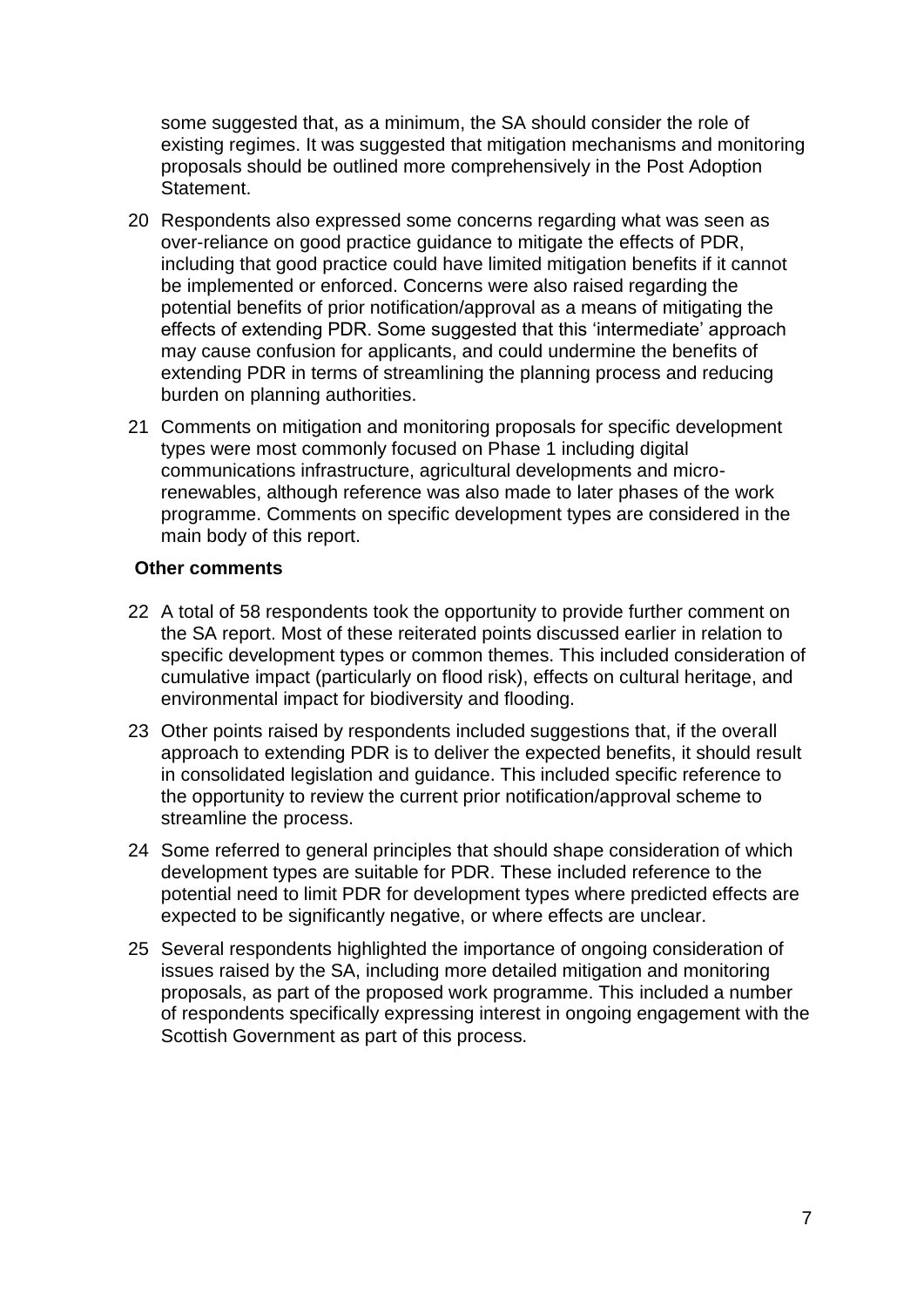some suggested that, as a minimum, the SA should consider the role of existing regimes. It was suggested that mitigation mechanisms and monitoring proposals should be outlined more comprehensively in the Post Adoption Statement.

20 Respondents also expressed some concerns regarding what was seen as over-reliance on good practice guidance to mitigate the effects of PDR, including that good practice could have limited mitigation benefits if it cannot be implemented or enforced. Concerns were also raised regarding the potential benefits of prior notification/approval as a means of mitigating the effects of extending PDR. Some suggested that this 'intermediate' approach may cause confusion for applicants, and could undermine the benefits of extending PDR in terms of streamlining the planning process and reducing burden on planning authorities.

21 Comments on mitigation and monitoring proposals for specific development types were most commonly focused on Phase 1 including digital communications infrastructure, agricultural developments and micro-renewables, although reference was also made to later phases of the work programme. Comments on specific development types are considered in the main body of this report.

**Other comments**

22 A total of 58 respondents took the opportunity to provide further comment on the SA report. Most of these reiterated points discussed earlier in relation to specific development types or common themes. This included consideration of cumulative impact (particularly on flood risk), effects on cultural heritage, and environmental impact for biodiversity and flooding.

23 Other points raised by respondents included suggestions that, if the overall approach to extending PDR is to deliver the expected benefits, it should result in consolidated legislation and guidance. This included specific reference to the opportunity to review the current prior notification/approval scheme to streamline the process.

24 Some referred to general principles that should shape consideration of which development types are suitable for PDR. These included reference to the potential need to limit PDR for development types where predicted effects are expected to be significantly negative, or where effects are unclear.

25 Several respondents highlighted the importance of ongoing consideration of issues raised by the SA, including more detailed mitigation and monitoring proposals, as part of the proposed work programme. This included a number of respondents specifically expressing interest in ongoing engagement with the Scottish Government as part of this process.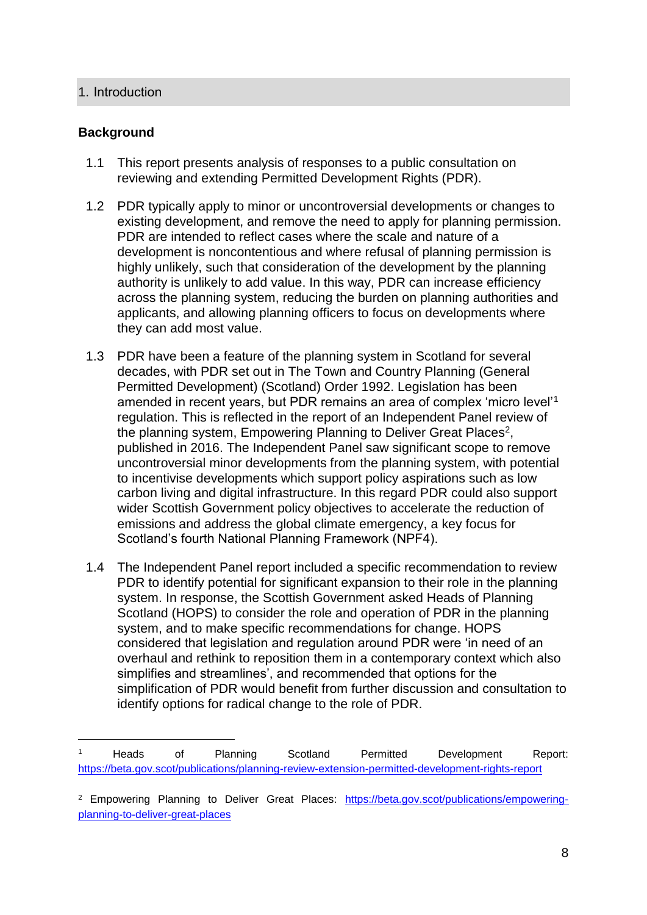## 1. Introduction

### Background

1.1 This report presents analysis of responses to a public consultation on reviewing and extending Permitted Development Rights (PDR).

1.2 PDR typically apply to minor or uncontroversial developments or changes to existing development, and remove the need to apply for planning permission. PDR are intended to reflect cases where the scale and nature of a development is noncontentious and where refusal of planning permission is highly unlikely, such that consideration of the development by the planning authority is unlikely to add value. In this way, PDR can increase efficiency across the planning system, reducing the burden on planning authorities and applicants, and allowing planning officers to focus on developments where they can add most value.

1.3 PDR have been a feature of the planning system in Scotland for several decades, with PDR set out in The Town and Country Planning (General Permitted Development) (Scotland) Order 1992. Legislation has been amended in recent years, but PDR remains an area of complex 'micro level'[1] regulation. This is reflected in the report of an Independent Panel review of the planning system, Empowering Planning to Deliver Great Places[2], published in 2016. The Independent Panel saw significant scope to remove uncontroversial minor developments from the planning system, with potential to incentivise developments which support policy aspirations such as low carbon living and digital infrastructure. In this regard PDR could also support wider Scottish Government policy objectives to accelerate the reduction of emissions and address the global climate emergency, a key focus for Scotland's fourth National Planning Framework (NPF4).

1.4 The Independent Panel report included a specific recommendation to review PDR to identify potential for significant expansion to their role in the planning system. In response, the Scottish Government asked Heads of Planning Scotland (HOPS) to consider the role and operation of PDR in the planning system, and to make specific recommendations for change. HOPS considered that legislation and regulation around PDR were 'in need of an overhaul and rethink to reposition them in a contemporary context which also simplifies and streamlines', and recommended that options for the simplification of PDR would benefit from further discussion and consultation to identify options for radical change to the role of PDR.

---

[1] Heads of Planning Scotland Permitted Development Report: https://beta.gov.scot/publications/planning-review-extension-permitted-development-rights-report

[2] Empowering Planning to Deliver Great Places: https://beta.gov.scot/publications/empowering-planning-to-deliver-great-places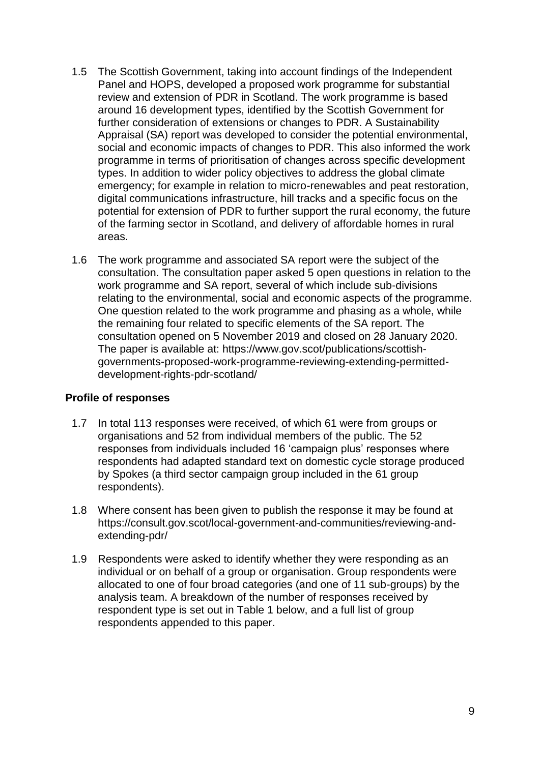1.5 The Scottish Government, taking into account findings of the Independent Panel and HOPS, developed a proposed work programme for substantial review and extension of PDR in Scotland. The work programme is based around 16 development types, identified by the Scottish Government for further consideration of extensions or changes to PDR. A Sustainability Appraisal (SA) report was developed to consider the potential environmental, social and economic impacts of changes to PDR. This also informed the work programme in terms of prioritisation of changes across specific development types. In addition to wider policy objectives to address the global climate emergency; for example in relation to micro-renewables and peat restoration, digital communications infrastructure, hill tracks and a specific focus on the potential for extension of PDR to further support the rural economy, the future of the farming sector in Scotland, and delivery of affordable homes in rural areas.

1.6 The work programme and associated SA report were the subject of the consultation. The consultation paper asked 5 open questions in relation to the work programme and SA report, several of which include sub-divisions relating to the environmental, social and economic aspects of the programme. One question related to the work programme and phasing as a whole, while the remaining four related to specific elements of the SA report. The consultation opened on 5 November 2019 and closed on 28 January 2020. The paper is available at: https://www.gov.scot/publications/scottish-governments-proposed-work-programme-reviewing-extending-permitted-development-rights-pdr-scotland/

**Profile of responses**

1.7 In total 113 responses were received, of which 61 were from groups or organisations and 52 from individual members of the public. The 52 responses from individuals included 16 'campaign plus' responses where respondents had adapted standard text on domestic cycle storage produced by Spokes (a third sector campaign group included in the 61 group respondents).

1.8 Where consent has been given to publish the response it may be found at https://consult.gov.scot/local-government-and-communities/reviewing-and-extending-pdr/

1.9 Respondents were asked to identify whether they were responding as an individual or on behalf of a group or organisation. Group respondents were allocated to one of four broad categories (and one of 11 sub-groups) by the analysis team. A breakdown of the number of responses received by respondent type is set out in Table 1 below, and a full list of group respondents appended to this paper.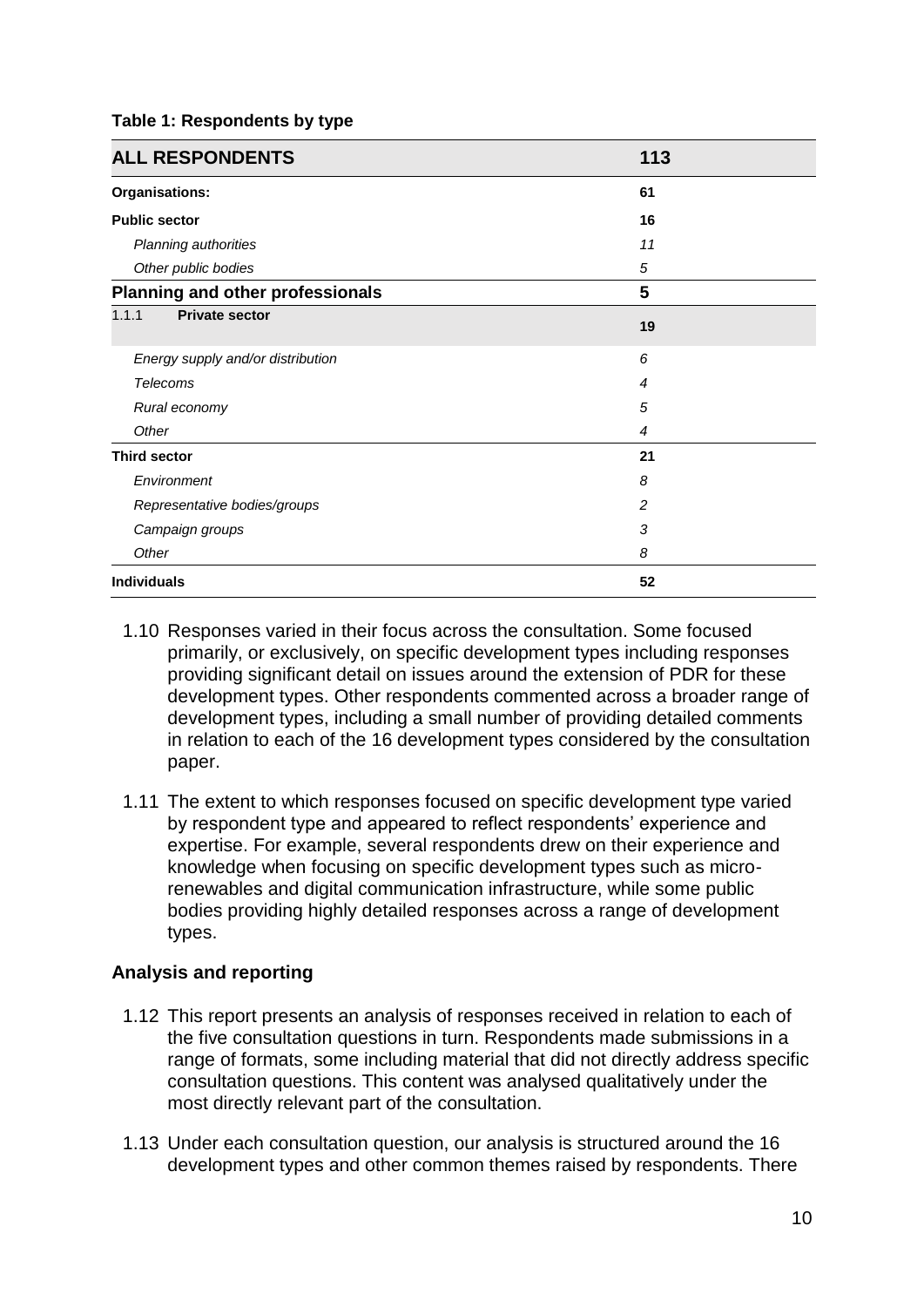**Table 1: Respondents by type**

| | |
|---|---|
| **ALL RESPONDENTS** | **113** |
| **Organisations:** | **61** |
| **Public sector** | **16** |
| *Planning authorities* | *11* |
| *Other public bodies* | *5* |
| **Planning and other professionals** | **5** |
| 1.1.1 **Private sector** | **19** |
| *Energy supply and/or distribution* | *6* |
| *Telecoms* | *4* |
| *Rural economy* | *5* |
| *Other* | *4* |
| **Third sector** | **21** |
| *Environment* | *8* |
| *Representative bodies/groups* | *2* |
| *Campaign groups* | *3* |
| *Other* | *8* |
| **Individuals** | **52** |

1.10 Responses varied in their focus across the consultation. Some focused primarily, or exclusively, on specific development types including responses providing significant detail on issues around the extension of PDR for these development types. Other respondents commented across a broader range of development types, including a small number of providing detailed comments in relation to each of the 16 development types considered by the consultation paper.

1.11 The extent to which responses focused on specific development type varied by respondent type and appeared to reflect respondents' experience and expertise. For example, several respondents drew on their experience and knowledge when focusing on specific development types such as micro-renewables and digital communication infrastructure, while some public bodies providing highly detailed responses across a range of development types.

### Analysis and reporting

1.12 This report presents an analysis of responses received in relation to each of the five consultation questions in turn. Respondents made submissions in a range of formats, some including material that did not directly address specific consultation questions. This content was analysed qualitatively under the most directly relevant part of the consultation.

1.13 Under each consultation question, our analysis is structured around the 16 development types and other common themes raised by respondents. There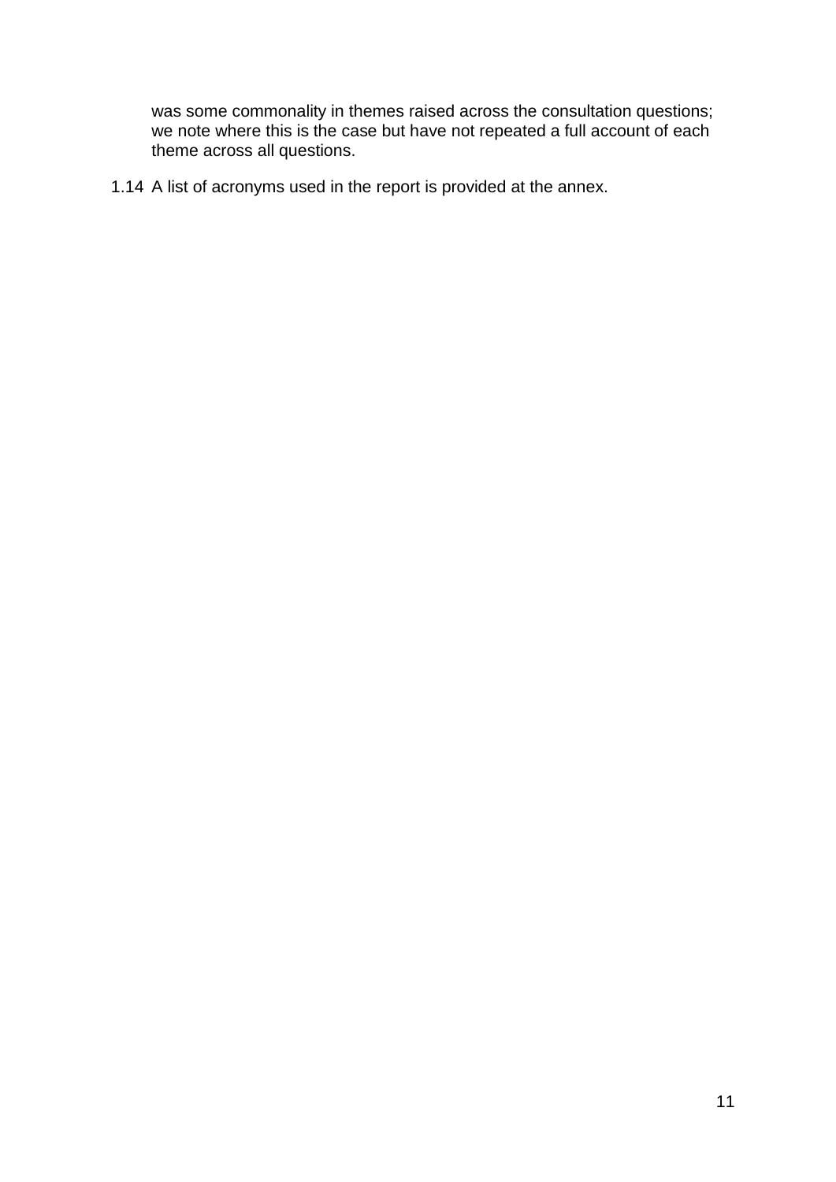was some commonality in themes raised across the consultation questions; we note where this is the case but have not repeated a full account of each theme across all questions.

1.14 A list of acronyms used in the report is provided at the annex.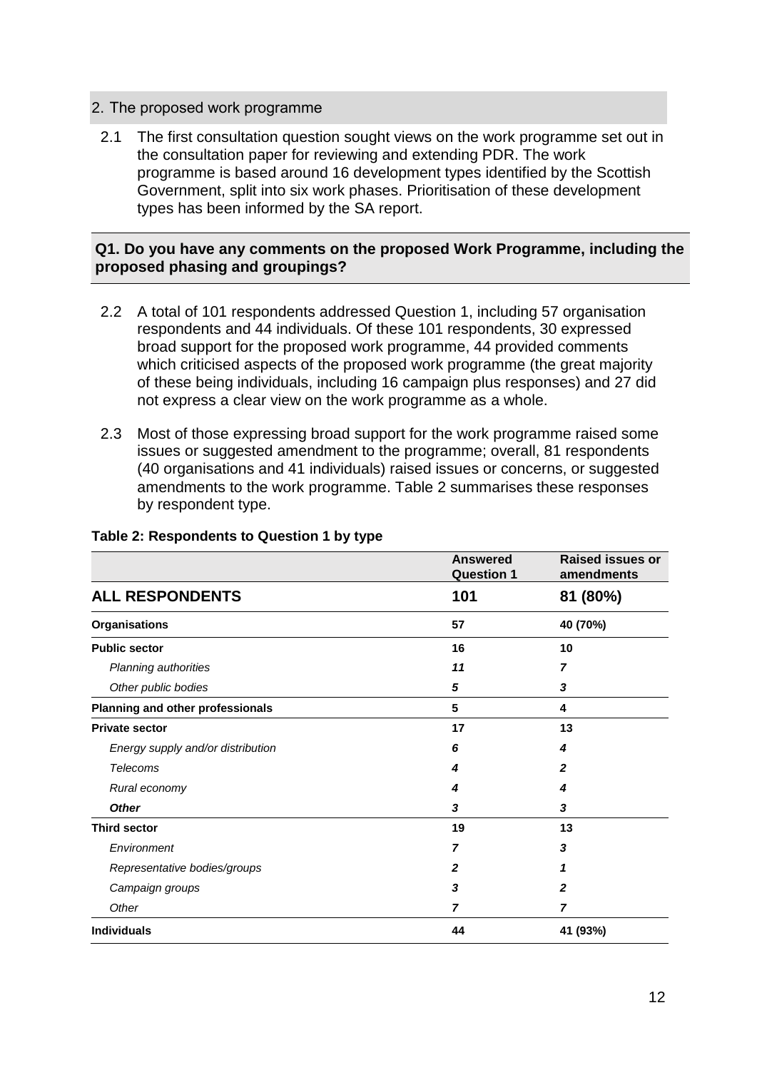## 2. The proposed work programme

2.1 The first consultation question sought views on the work programme set out in the consultation paper for reviewing and extending PDR. The work programme is based around 16 development types identified by the Scottish Government, split into six work phases. Prioritisation of these development types has been informed by the SA report.

**Q1. Do you have any comments on the proposed Work Programme, including the proposed phasing and groupings?**

2.2 A total of 101 respondents addressed Question 1, including 57 organisation respondents and 44 individuals. Of these 101 respondents, 30 expressed broad support for the proposed work programme, 44 provided comments which criticised aspects of the proposed work programme (the great majority of these being individuals, including 16 campaign plus responses) and 27 did not express a clear view on the work programme as a whole.

2.3 Most of those expressing broad support for the work programme raised some issues or suggested amendment to the programme; overall, 81 respondents (40 organisations and 41 individuals) raised issues or concerns, or suggested amendments to the work programme. Table 2 summarises these responses by respondent type.

**Table 2: Respondents to Question 1 by type**

| | Answered Question 1 | Raised issues or amendments |
|---|---|---|
| **ALL RESPONDENTS** | **101** | **81 (80%)** |
| **Organisations** | **57** | **40 (70%)** |
| **Public sector** | **16** | **10** |
| *Planning authorities* | ***11*** | ***7*** |
| *Other public bodies* | ***5*** | ***3*** |
| **Planning and other professionals** | **5** | **4** |
| **Private sector** | **17** | **13** |
| *Energy supply and/or distribution* | ***6*** | ***4*** |
| *Telecoms* | ***4*** | ***2*** |
| *Rural economy* | ***4*** | ***4*** |
| ***Other*** | ***3*** | ***3*** |
| **Third sector** | **19** | **13** |
| *Environment* | ***7*** | ***3*** |
| *Representative bodies/groups* | ***2*** | ***1*** |
| *Campaign groups* | ***3*** | ***2*** |
| *Other* | ***7*** | ***7*** |
| **Individuals** | **44** | **41 (93%)** |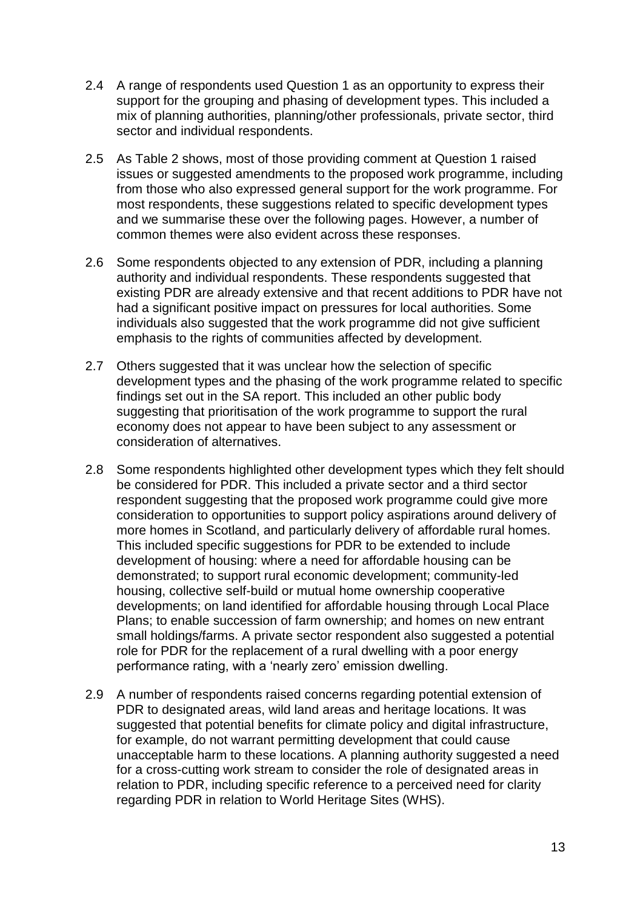2.4 A range of respondents used Question 1 as an opportunity to express their support for the grouping and phasing of development types. This included a mix of planning authorities, planning/other professionals, private sector, third sector and individual respondents.

2.5 As Table 2 shows, most of those providing comment at Question 1 raised issues or suggested amendments to the proposed work programme, including from those who also expressed general support for the work programme. For most respondents, these suggestions related to specific development types and we summarise these over the following pages. However, a number of common themes were also evident across these responses.

2.6 Some respondents objected to any extension of PDR, including a planning authority and individual respondents. These respondents suggested that existing PDR are already extensive and that recent additions to PDR have not had a significant positive impact on pressures for local authorities. Some individuals also suggested that the work programme did not give sufficient emphasis to the rights of communities affected by development.

2.7 Others suggested that it was unclear how the selection of specific development types and the phasing of the work programme related to specific findings set out in the SA report. This included an other public body suggesting that prioritisation of the work programme to support the rural economy does not appear to have been subject to any assessment or consideration of alternatives.

2.8 Some respondents highlighted other development types which they felt should be considered for PDR. This included a private sector and a third sector respondent suggesting that the proposed work programme could give more consideration to opportunities to support policy aspirations around delivery of more homes in Scotland, and particularly delivery of affordable rural homes. This included specific suggestions for PDR to be extended to include development of housing: where a need for affordable housing can be demonstrated; to support rural economic development; community-led housing, collective self-build or mutual home ownership cooperative developments; on land identified for affordable housing through Local Place Plans; to enable succession of farm ownership; and homes on new entrant small holdings/farms. A private sector respondent also suggested a potential role for PDR for the replacement of a rural dwelling with a poor energy performance rating, with a 'nearly zero' emission dwelling.

2.9 A number of respondents raised concerns regarding potential extension of PDR to designated areas, wild land areas and heritage locations. It was suggested that potential benefits for climate policy and digital infrastructure, for example, do not warrant permitting development that could cause unacceptable harm to these locations. A planning authority suggested a need for a cross-cutting work stream to consider the role of designated areas in relation to PDR, including specific reference to a perceived need for clarity regarding PDR in relation to World Heritage Sites (WHS).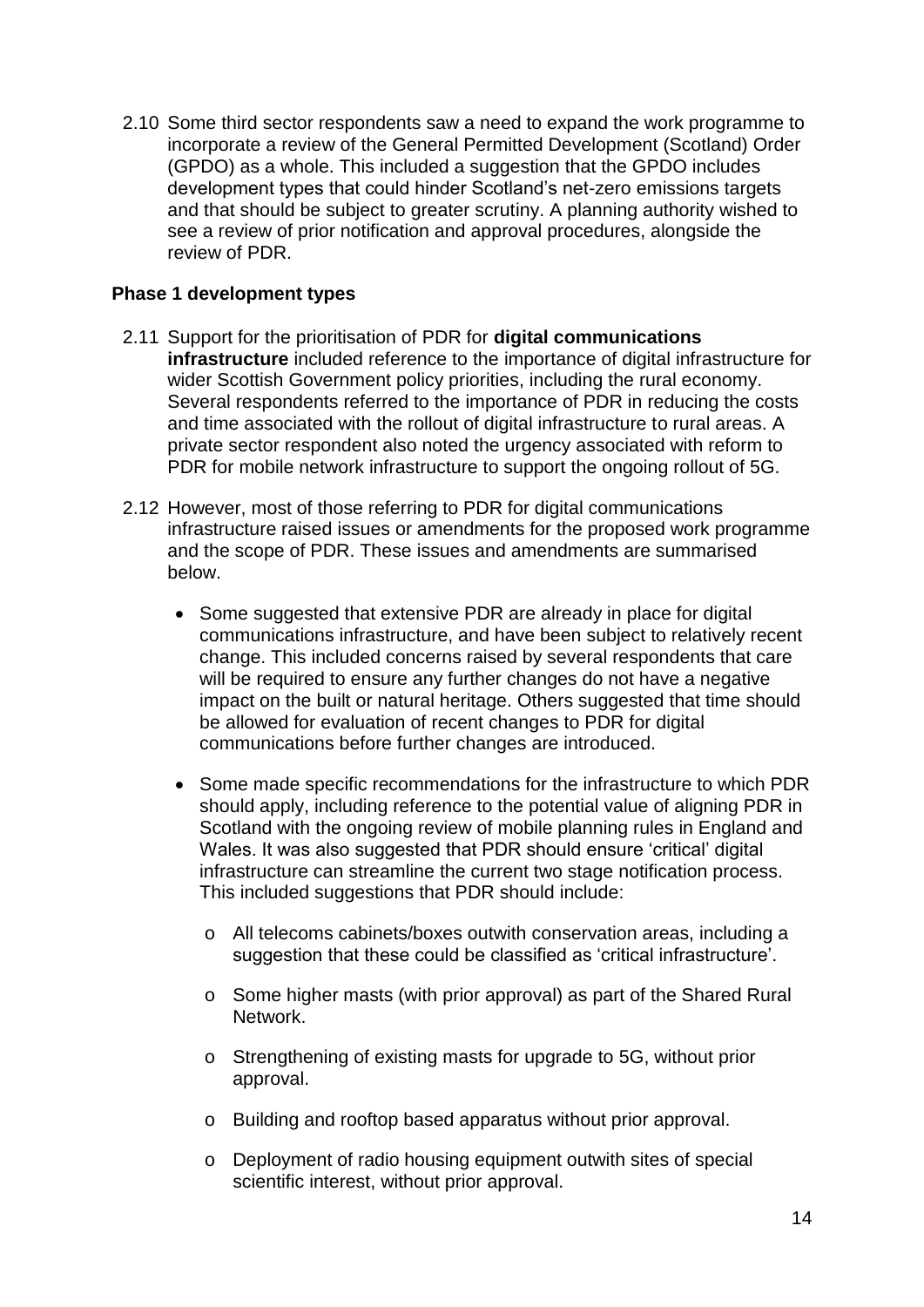2.10 Some third sector respondents saw a need to expand the work programme to incorporate a review of the General Permitted Development (Scotland) Order (GPDO) as a whole. This included a suggestion that the GPDO includes development types that could hinder Scotland's net-zero emissions targets and that should be subject to greater scrutiny. A planning authority wished to see a review of prior notification and approval procedures, alongside the review of PDR.

### Phase 1 development types

2.11 Support for the prioritisation of PDR for **digital communications infrastructure** included reference to the importance of digital infrastructure for wider Scottish Government policy priorities, including the rural economy. Several respondents referred to the importance of PDR in reducing the costs and time associated with the rollout of digital infrastructure to rural areas. A private sector respondent also noted the urgency associated with reform to PDR for mobile network infrastructure to support the ongoing rollout of 5G.

2.12 However, most of those referring to PDR for digital communications infrastructure raised issues or amendments for the proposed work programme and the scope of PDR. These issues and amendments are summarised below.

- Some suggested that extensive PDR are already in place for digital communications infrastructure, and have been subject to relatively recent change. This included concerns raised by several respondents that care will be required to ensure any further changes do not have a negative impact on the built or natural heritage. Others suggested that time should be allowed for evaluation of recent changes to PDR for digital communications before further changes are introduced.
- Some made specific recommendations for the infrastructure to which PDR should apply, including reference to the potential value of aligning PDR in Scotland with the ongoing review of mobile planning rules in England and Wales. It was also suggested that PDR should ensure 'critical' digital infrastructure can streamline the current two stage notification process. This included suggestions that PDR should include:
  - All telecoms cabinets/boxes outwith conservation areas, including a suggestion that these could be classified as 'critical infrastructure'.
  - Some higher masts (with prior approval) as part of the Shared Rural Network.
  - Strengthening of existing masts for upgrade to 5G, without prior approval.
  - Building and rooftop based apparatus without prior approval.
  - Deployment of radio housing equipment outwith sites of special scientific interest, without prior approval.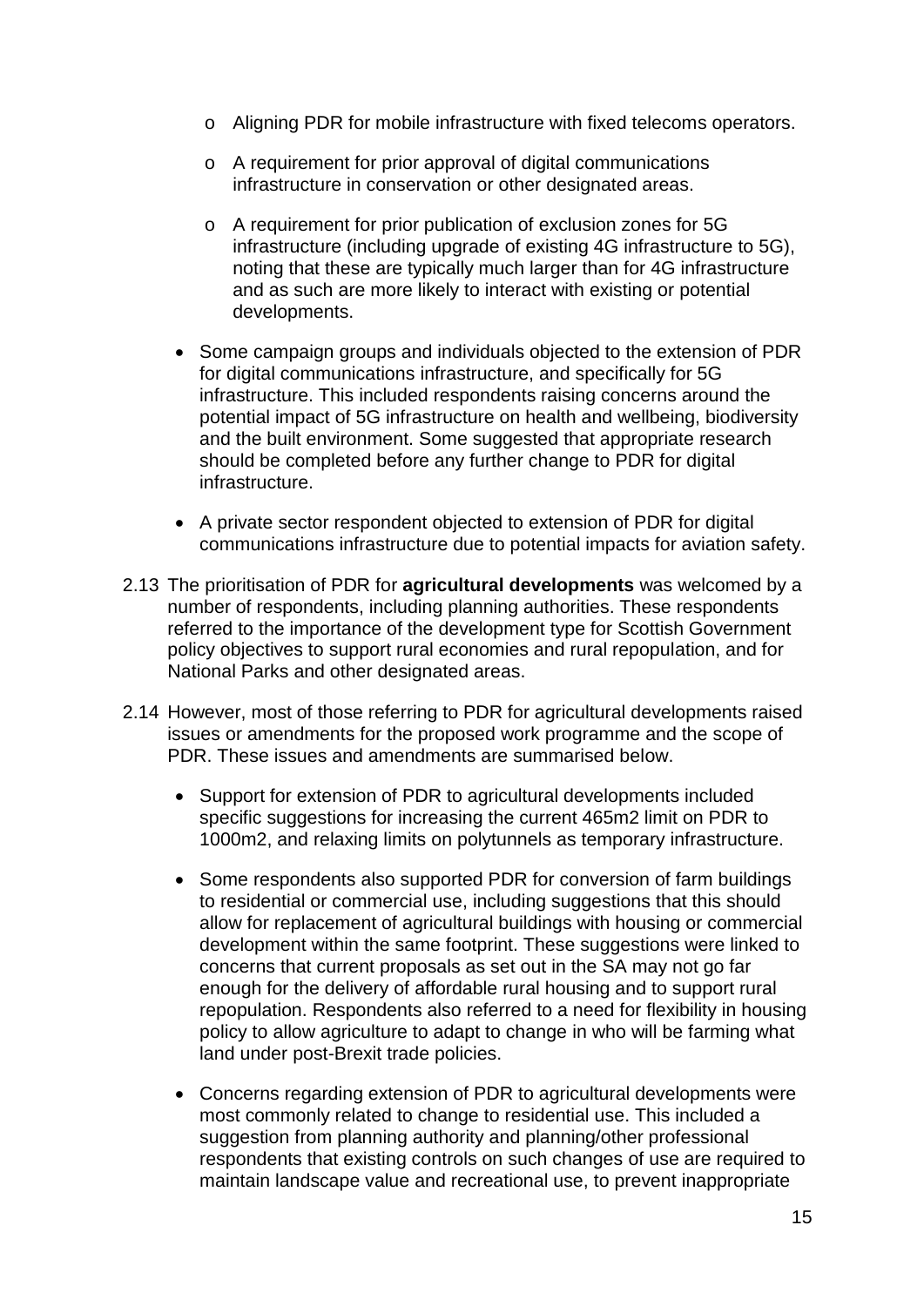- Aligning PDR for mobile infrastructure with fixed telecoms operators.
    - A requirement for prior approval of digital communications infrastructure in conservation or other designated areas.
    - A requirement for prior publication of exclusion zones for 5G infrastructure (including upgrade of existing 4G infrastructure to 5G), noting that these are typically much larger than for 4G infrastructure and as such are more likely to interact with existing or potential developments.

- Some campaign groups and individuals objected to the extension of PDR for digital communications infrastructure, and specifically for 5G infrastructure. This included respondents raising concerns around the potential impact of 5G infrastructure on health and wellbeing, biodiversity and the built environment. Some suggested that appropriate research should be completed before any further change to PDR for digital infrastructure.
- A private sector respondent objected to extension of PDR for digital communications infrastructure due to potential impacts for aviation safety.

2.13 The prioritisation of PDR for **agricultural developments** was welcomed by a number of respondents, including planning authorities. These respondents referred to the importance of the development type for Scottish Government policy objectives to support rural economies and rural repopulation, and for National Parks and other designated areas.

2.14 However, most of those referring to PDR for agricultural developments raised issues or amendments for the proposed work programme and the scope of PDR. These issues and amendments are summarised below.

- Support for extension of PDR to agricultural developments included specific suggestions for increasing the current 465m2 limit on PDR to 1000m2, and relaxing limits on polytunnels as temporary infrastructure.
- Some respondents also supported PDR for conversion of farm buildings to residential or commercial use, including suggestions that this should allow for replacement of agricultural buildings with housing or commercial development within the same footprint. These suggestions were linked to concerns that current proposals as set out in the SA may not go far enough for the delivery of affordable rural housing and to support rural repopulation. Respondents also referred to a need for flexibility in housing policy to allow agriculture to adapt to change in who will be farming what land under post-Brexit trade policies.
- Concerns regarding extension of PDR to agricultural developments were most commonly related to change to residential use. This included a suggestion from planning authority and planning/other professional respondents that existing controls on such changes of use are required to maintain landscape value and recreational use, to prevent inappropriate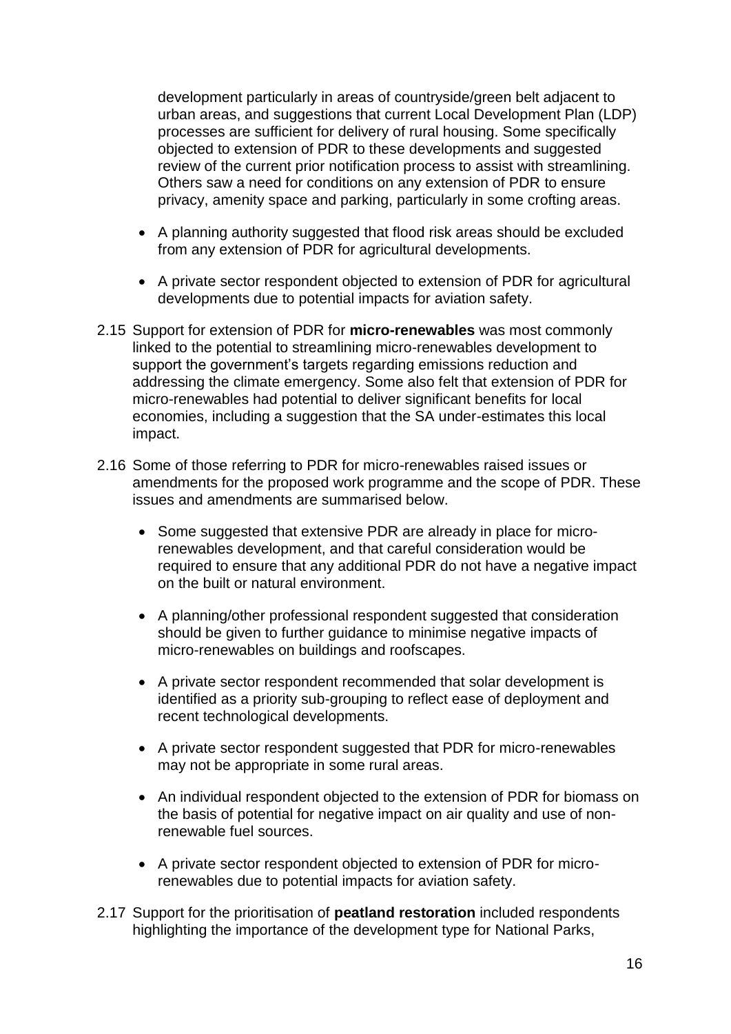development particularly in areas of countryside/green belt adjacent to urban areas, and suggestions that current Local Development Plan (LDP) processes are sufficient for delivery of rural housing. Some specifically objected to extension of PDR to these developments and suggested review of the current prior notification process to assist with streamlining. Others saw a need for conditions on any extension of PDR to ensure privacy, amenity space and parking, particularly in some crofting areas.

- A planning authority suggested that flood risk areas should be excluded from any extension of PDR for agricultural developments.
- A private sector respondent objected to extension of PDR for agricultural developments due to potential impacts for aviation safety.

2.15 Support for extension of PDR for **micro-renewables** was most commonly linked to the potential to streamlining micro-renewables development to support the government's targets regarding emissions reduction and addressing the climate emergency. Some also felt that extension of PDR for micro-renewables had potential to deliver significant benefits for local economies, including a suggestion that the SA under-estimates this local impact.

2.16 Some of those referring to PDR for micro-renewables raised issues or amendments for the proposed work programme and the scope of PDR. These issues and amendments are summarised below.

- Some suggested that extensive PDR are already in place for micro-renewables development, and that careful consideration would be required to ensure that any additional PDR do not have a negative impact on the built or natural environment.
- A planning/other professional respondent suggested that consideration should be given to further guidance to minimise negative impacts of micro-renewables on buildings and roofscapes.
- A private sector respondent recommended that solar development is identified as a priority sub-grouping to reflect ease of deployment and recent technological developments.
- A private sector respondent suggested that PDR for micro-renewables may not be appropriate in some rural areas.
- An individual respondent objected to the extension of PDR for biomass on the basis of potential for negative impact on air quality and use of non-renewable fuel sources.
- A private sector respondent objected to extension of PDR for micro-renewables due to potential impacts for aviation safety.

2.17 Support for the prioritisation of **peatland restoration** included respondents highlighting the importance of the development type for National Parks,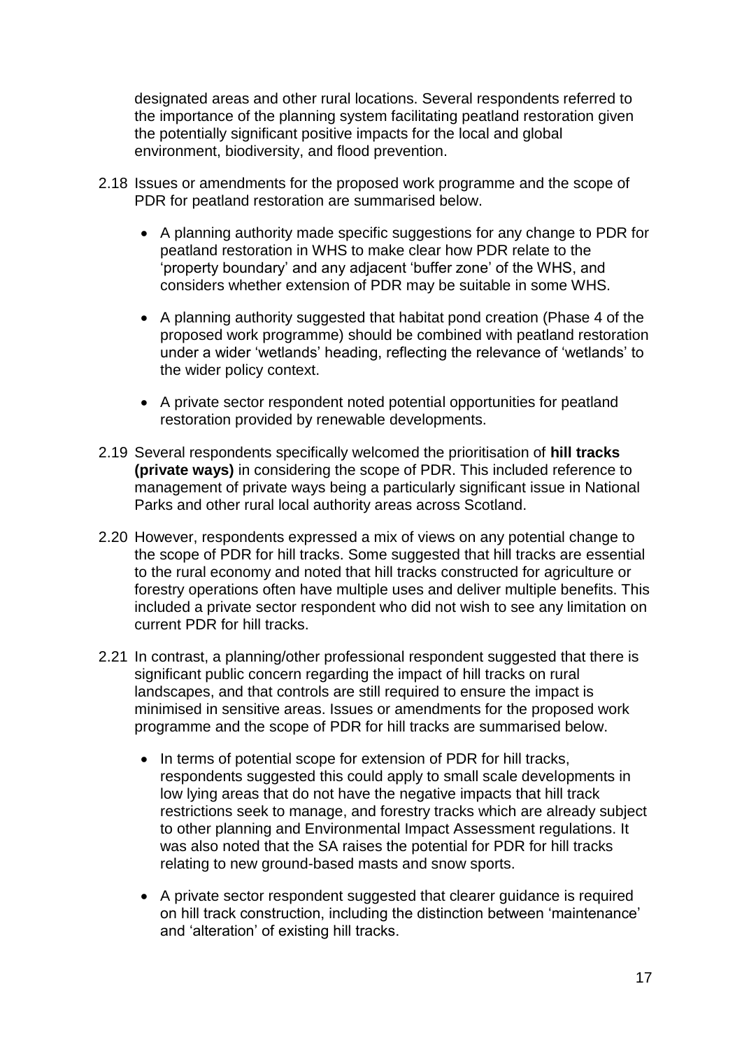designated areas and other rural locations. Several respondents referred to the importance of the planning system facilitating peatland restoration given the potentially significant positive impacts for the local and global environment, biodiversity, and flood prevention.

2.18 Issues or amendments for the proposed work programme and the scope of PDR for peatland restoration are summarised below.

- A planning authority made specific suggestions for any change to PDR for peatland restoration in WHS to make clear how PDR relate to the 'property boundary' and any adjacent 'buffer zone' of the WHS, and considers whether extension of PDR may be suitable in some WHS.
- A planning authority suggested that habitat pond creation (Phase 4 of the proposed work programme) should be combined with peatland restoration under a wider 'wetlands' heading, reflecting the relevance of 'wetlands' to the wider policy context.
- A private sector respondent noted potential opportunities for peatland restoration provided by renewable developments.

2.19 Several respondents specifically welcomed the prioritisation of **hill tracks (private ways)** in considering the scope of PDR. This included reference to management of private ways being a particularly significant issue in National Parks and other rural local authority areas across Scotland.

2.20 However, respondents expressed a mix of views on any potential change to the scope of PDR for hill tracks. Some suggested that hill tracks are essential to the rural economy and noted that hill tracks constructed for agriculture or forestry operations often have multiple uses and deliver multiple benefits. This included a private sector respondent who did not wish to see any limitation on current PDR for hill tracks.

2.21 In contrast, a planning/other professional respondent suggested that there is significant public concern regarding the impact of hill tracks on rural landscapes, and that controls are still required to ensure the impact is minimised in sensitive areas. Issues or amendments for the proposed work programme and the scope of PDR for hill tracks are summarised below.

- In terms of potential scope for extension of PDR for hill tracks, respondents suggested this could apply to small scale developments in low lying areas that do not have the negative impacts that hill track restrictions seek to manage, and forestry tracks which are already subject to other planning and Environmental Impact Assessment regulations. It was also noted that the SA raises the potential for PDR for hill tracks relating to new ground-based masts and snow sports.
- A private sector respondent suggested that clearer guidance is required on hill track construction, including the distinction between 'maintenance' and 'alteration' of existing hill tracks.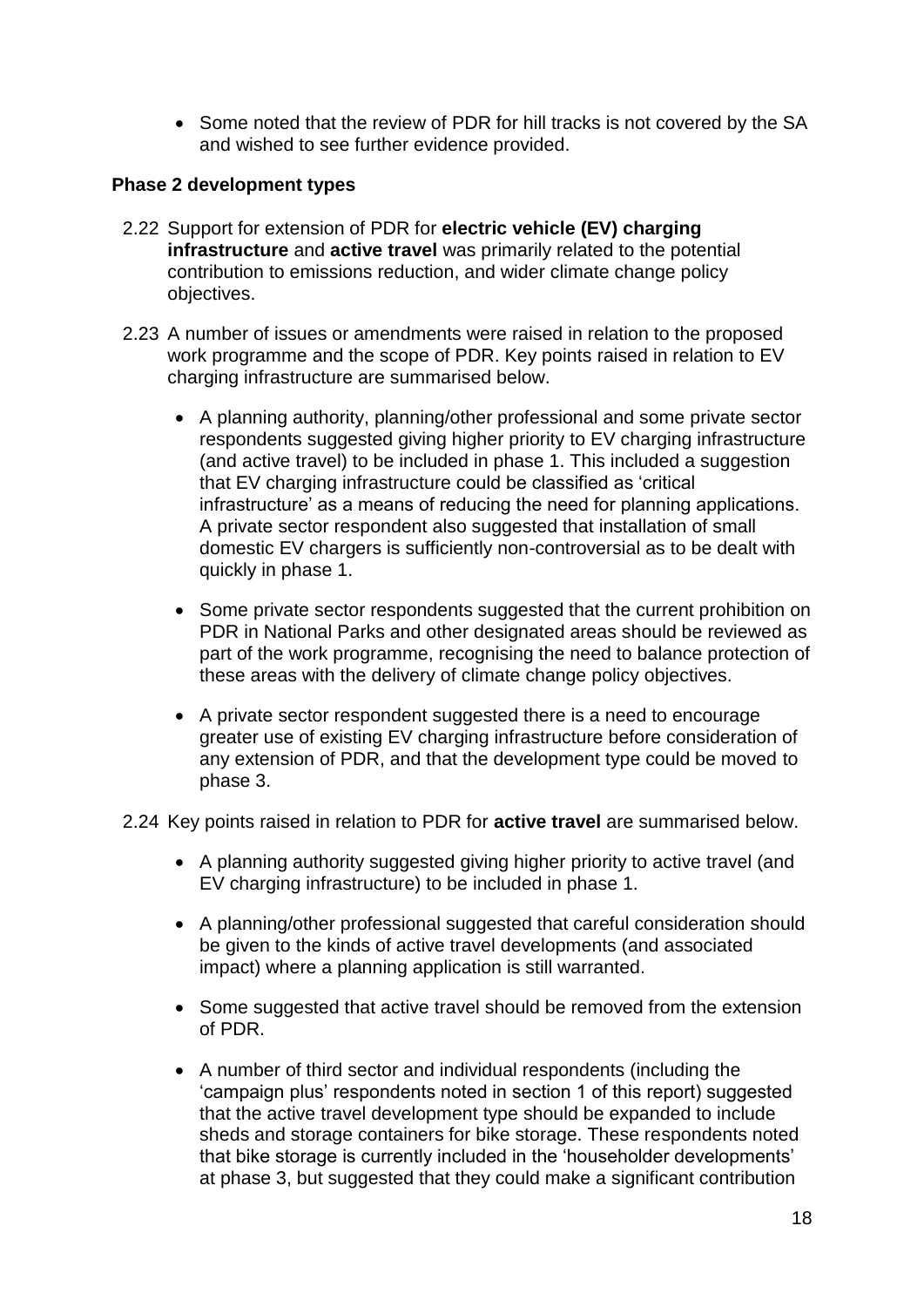- Some noted that the review of PDR for hill tracks is not covered by the SA and wished to see further evidence provided.

### Phase 2 development types

2.22 Support for extension of PDR for **electric vehicle (EV) charging infrastructure** and **active travel** was primarily related to the potential contribution to emissions reduction, and wider climate change policy objectives.

2.23 A number of issues or amendments were raised in relation to the proposed work programme and the scope of PDR. Key points raised in relation to EV charging infrastructure are summarised below.

- A planning authority, planning/other professional and some private sector respondents suggested giving higher priority to EV charging infrastructure (and active travel) to be included in phase 1. This included a suggestion that EV charging infrastructure could be classified as 'critical infrastructure' as a means of reducing the need for planning applications. A private sector respondent also suggested that installation of small domestic EV chargers is sufficiently non-controversial as to be dealt with quickly in phase 1.
- Some private sector respondents suggested that the current prohibition on PDR in National Parks and other designated areas should be reviewed as part of the work programme, recognising the need to balance protection of these areas with the delivery of climate change policy objectives.
- A private sector respondent suggested there is a need to encourage greater use of existing EV charging infrastructure before consideration of any extension of PDR, and that the development type could be moved to phase 3.

2.24 Key points raised in relation to PDR for **active travel** are summarised below.

- A planning authority suggested giving higher priority to active travel (and EV charging infrastructure) to be included in phase 1.
- A planning/other professional suggested that careful consideration should be given to the kinds of active travel developments (and associated impact) where a planning application is still warranted.
- Some suggested that active travel should be removed from the extension of PDR.
- A number of third sector and individual respondents (including the 'campaign plus' respondents noted in section 1 of this report) suggested that the active travel development type should be expanded to include sheds and storage containers for bike storage. These respondents noted that bike storage is currently included in the 'householder developments' at phase 3, but suggested that they could make a significant contribution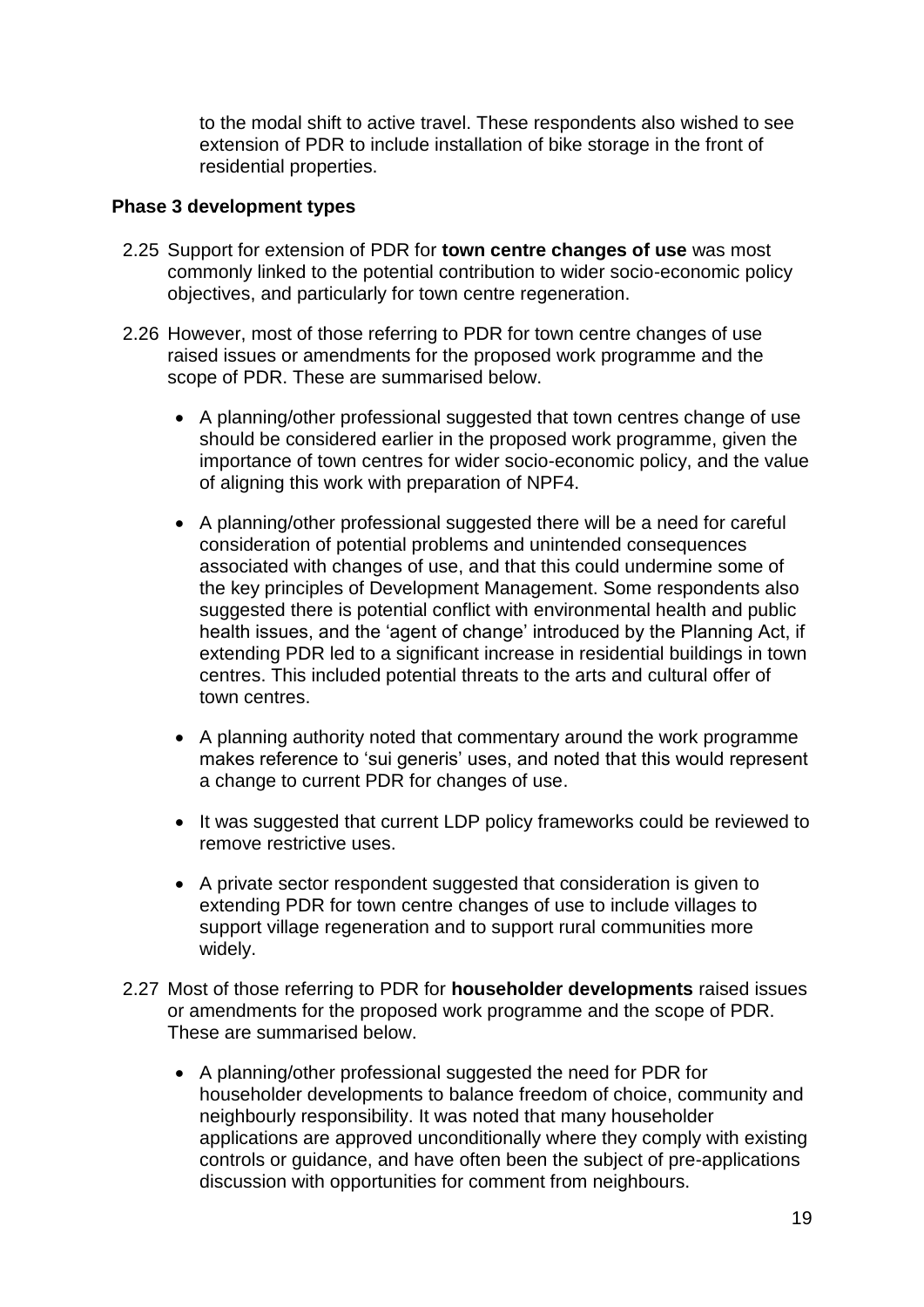to the modal shift to active travel. These respondents also wished to see extension of PDR to include installation of bike storage in the front of residential properties.

### Phase 3 development types

2.25 Support for extension of PDR for **town centre changes of use** was most commonly linked to the potential contribution to wider socio-economic policy objectives, and particularly for town centre regeneration.

2.26 However, most of those referring to PDR for town centre changes of use raised issues or amendments for the proposed work programme and the scope of PDR. These are summarised below.

- A planning/other professional suggested that town centres change of use should be considered earlier in the proposed work programme, given the importance of town centres for wider socio-economic policy, and the value of aligning this work with preparation of NPF4.
- A planning/other professional suggested there will be a need for careful consideration of potential problems and unintended consequences associated with changes of use, and that this could undermine some of the key principles of Development Management. Some respondents also suggested there is potential conflict with environmental health and public health issues, and the 'agent of change' introduced by the Planning Act, if extending PDR led to a significant increase in residential buildings in town centres. This included potential threats to the arts and cultural offer of town centres.
- A planning authority noted that commentary around the work programme makes reference to 'sui generis' uses, and noted that this would represent a change to current PDR for changes of use.
- It was suggested that current LDP policy frameworks could be reviewed to remove restrictive uses.
- A private sector respondent suggested that consideration is given to extending PDR for town centre changes of use to include villages to support village regeneration and to support rural communities more widely.

2.27 Most of those referring to PDR for **householder developments** raised issues or amendments for the proposed work programme and the scope of PDR. These are summarised below.

- A planning/other professional suggested the need for PDR for householder developments to balance freedom of choice, community and neighbourly responsibility. It was noted that many householder applications are approved unconditionally where they comply with existing controls or guidance, and have often been the subject of pre-applications discussion with opportunities for comment from neighbours.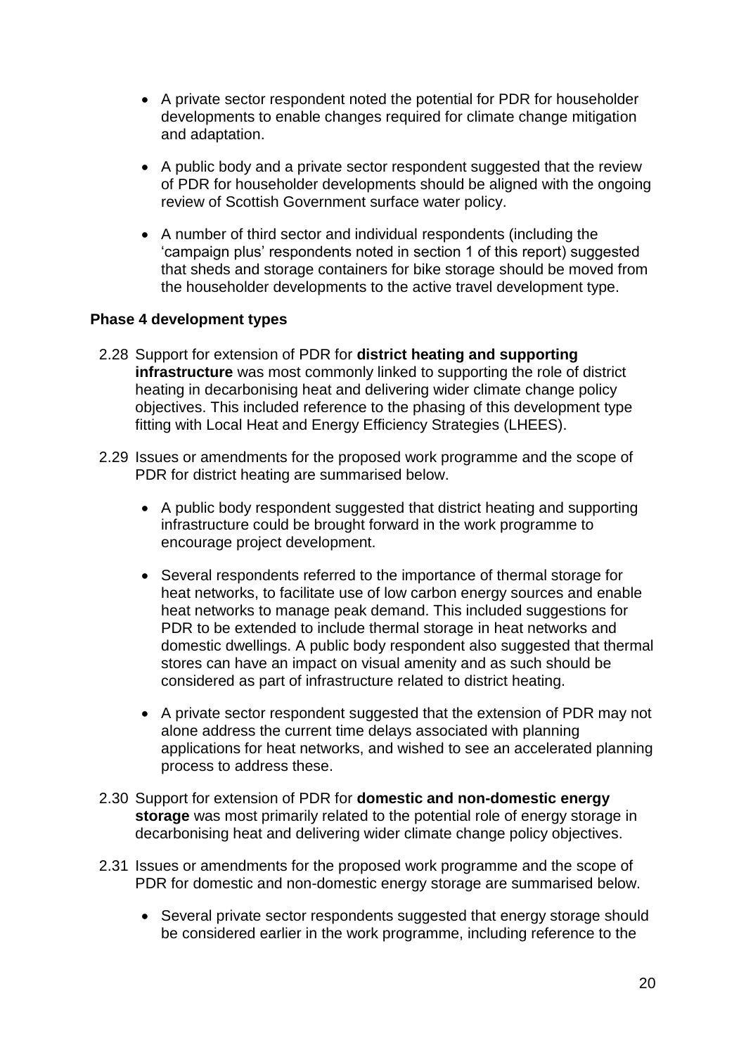- A private sector respondent noted the potential for PDR for householder developments to enable changes required for climate change mitigation and adaptation.

- A public body and a private sector respondent suggested that the review of PDR for householder developments should be aligned with the ongoing review of Scottish Government surface water policy.

- A number of third sector and individual respondents (including the 'campaign plus' respondents noted in section 1 of this report) suggested that sheds and storage containers for bike storage should be moved from the householder developments to the active travel development type.

### Phase 4 development types

2.28 Support for extension of PDR for **district heating and supporting infrastructure** was most commonly linked to supporting the role of district heating in decarbonising heat and delivering wider climate change policy objectives. This included reference to the phasing of this development type fitting with Local Heat and Energy Efficiency Strategies (LHEES).

2.29 Issues or amendments for the proposed work programme and the scope of PDR for district heating are summarised below.

- A public body respondent suggested that district heating and supporting infrastructure could be brought forward in the work programme to encourage project development.

- Several respondents referred to the importance of thermal storage for heat networks, to facilitate use of low carbon energy sources and enable heat networks to manage peak demand. This included suggestions for PDR to be extended to include thermal storage in heat networks and domestic dwellings. A public body respondent also suggested that thermal stores can have an impact on visual amenity and as such should be considered as part of infrastructure related to district heating.

- A private sector respondent suggested that the extension of PDR may not alone address the current time delays associated with planning applications for heat networks, and wished to see an accelerated planning process to address these.

2.30 Support for extension of PDR for **domestic and non-domestic energy storage** was most primarily related to the potential role of energy storage in decarbonising heat and delivering wider climate change policy objectives.

2.31 Issues or amendments for the proposed work programme and the scope of PDR for domestic and non-domestic energy storage are summarised below.

- Several private sector respondents suggested that energy storage should be considered earlier in the work programme, including reference to the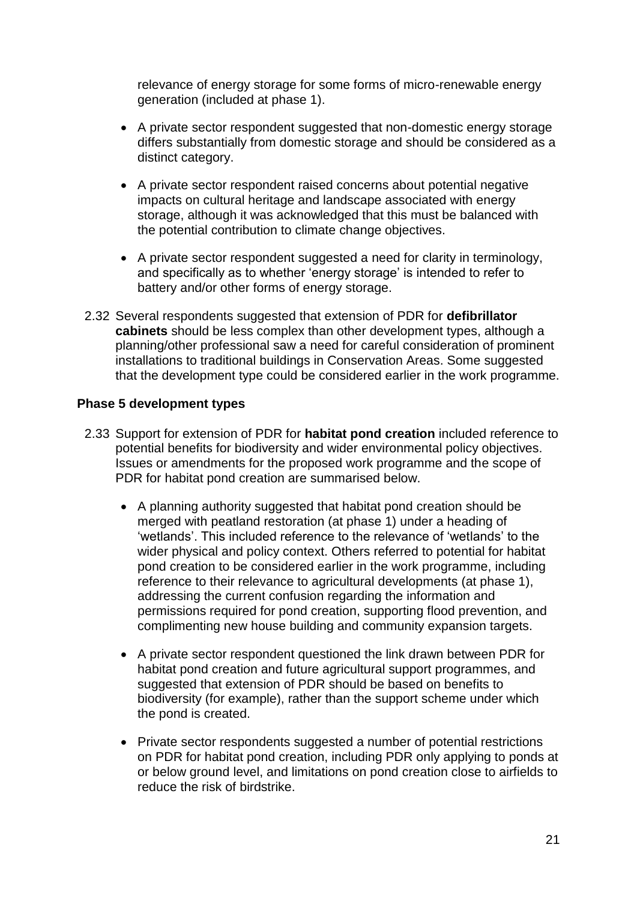relevance of energy storage for some forms of micro-renewable energy generation (included at phase 1).

- A private sector respondent suggested that non-domestic energy storage differs substantially from domestic storage and should be considered as a distinct category.
- A private sector respondent raised concerns about potential negative impacts on cultural heritage and landscape associated with energy storage, although it was acknowledged that this must be balanced with the potential contribution to climate change objectives.
- A private sector respondent suggested a need for clarity in terminology, and specifically as to whether 'energy storage' is intended to refer to battery and/or other forms of energy storage.

2.32 Several respondents suggested that extension of PDR for **defibrillator cabinets** should be less complex than other development types, although a planning/other professional saw a need for careful consideration of prominent installations to traditional buildings in Conservation Areas. Some suggested that the development type could be considered earlier in the work programme.

### Phase 5 development types

2.33 Support for extension of PDR for **habitat pond creation** included reference to potential benefits for biodiversity and wider environmental policy objectives. Issues or amendments for the proposed work programme and the scope of PDR for habitat pond creation are summarised below.

- A planning authority suggested that habitat pond creation should be merged with peatland restoration (at phase 1) under a heading of 'wetlands'. This included reference to the relevance of 'wetlands' to the wider physical and policy context. Others referred to potential for habitat pond creation to be considered earlier in the work programme, including reference to their relevance to agricultural developments (at phase 1), addressing the current confusion regarding the information and permissions required for pond creation, supporting flood prevention, and complimenting new house building and community expansion targets.
- A private sector respondent questioned the link drawn between PDR for habitat pond creation and future agricultural support programmes, and suggested that extension of PDR should be based on benefits to biodiversity (for example), rather than the support scheme under which the pond is created.
- Private sector respondents suggested a number of potential restrictions on PDR for habitat pond creation, including PDR only applying to ponds at or below ground level, and limitations on pond creation close to airfields to reduce the risk of birdstrike.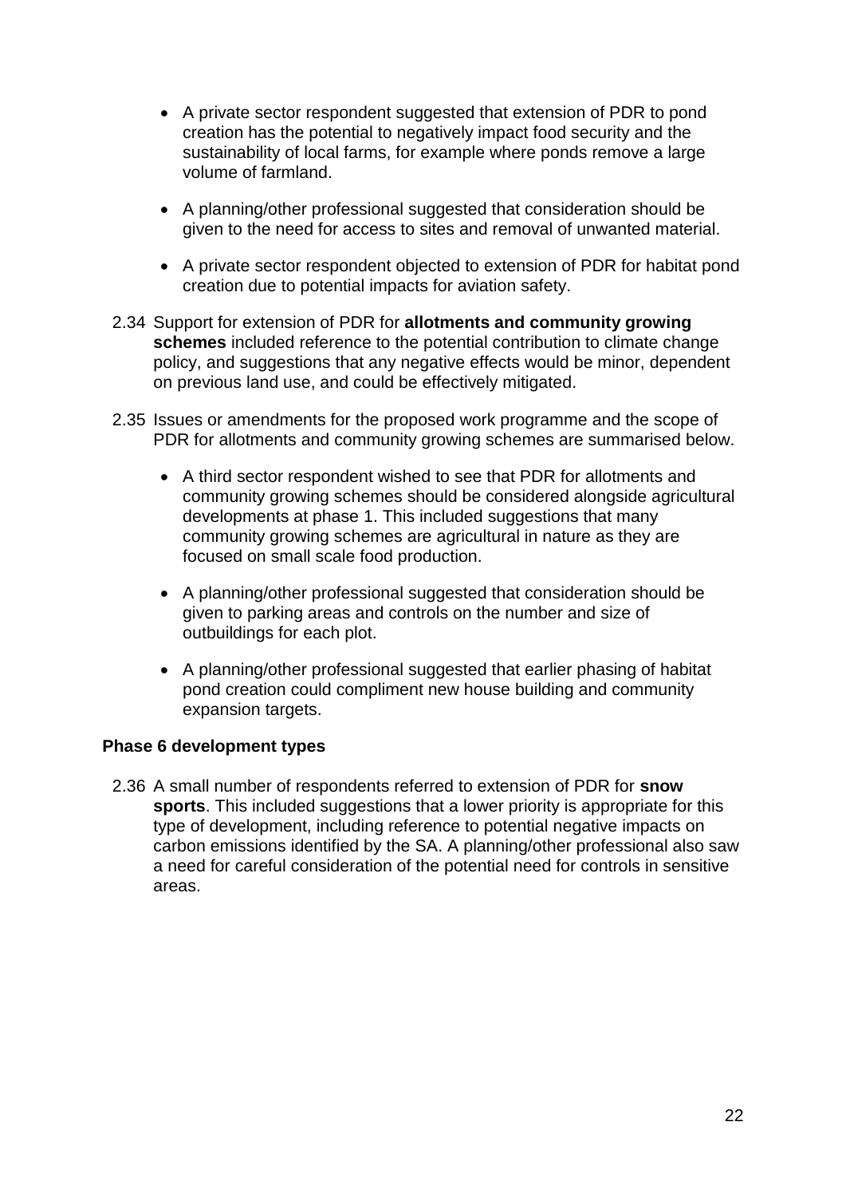- A private sector respondent suggested that extension of PDR to pond creation has the potential to negatively impact food security and the sustainability of local farms, for example where ponds remove a large volume of farmland.

- A planning/other professional suggested that consideration should be given to the need for access to sites and removal of unwanted material.

- A private sector respondent objected to extension of PDR for habitat pond creation due to potential impacts for aviation safety.

2.34 Support for extension of PDR for **allotments and community growing schemes** included reference to the potential contribution to climate change policy, and suggestions that any negative effects would be minor, dependent on previous land use, and could be effectively mitigated.

2.35 Issues or amendments for the proposed work programme and the scope of PDR for allotments and community growing schemes are summarised below.

- A third sector respondent wished to see that PDR for allotments and community growing schemes should be considered alongside agricultural developments at phase 1. This included suggestions that many community growing schemes are agricultural in nature as they are focused on small scale food production.

- A planning/other professional suggested that consideration should be given to parking areas and controls on the number and size of outbuildings for each plot.

- A planning/other professional suggested that earlier phasing of habitat pond creation could compliment new house building and community expansion targets.

### Phase 6 development types

2.36 A small number of respondents referred to extension of PDR for **snow sports**. This included suggestions that a lower priority is appropriate for this type of development, including reference to potential negative impacts on carbon emissions identified by the SA. A planning/other professional also saw a need for careful consideration of the potential need for controls in sensitive areas.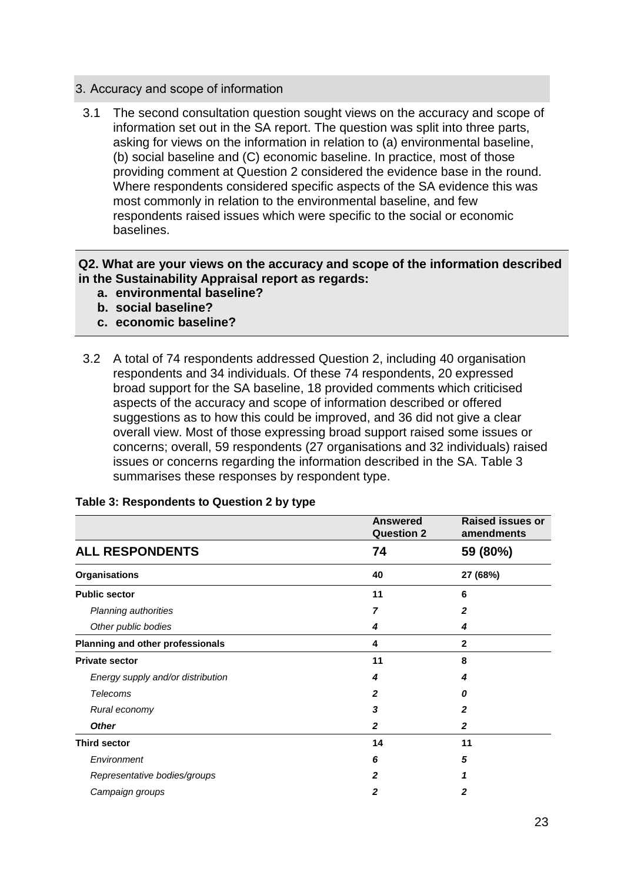## 3. Accuracy and scope of information

3.1 The second consultation question sought views on the accuracy and scope of information set out in the SA report. The question was split into three parts, asking for views on the information in relation to (a) environmental baseline, (b) social baseline and (C) economic baseline. In practice, most of those providing comment at Question 2 considered the evidence base in the round. Where respondents considered specific aspects of the SA evidence this was most commonly in relation to the environmental baseline, and few respondents raised issues which were specific to the social or economic baselines.

**Q2. What are your views on the accuracy and scope of the information described in the Sustainability Appraisal report as regards:**

- **a. environmental baseline?**
- **b. social baseline?**
- **c. economic baseline?**

3.2 A total of 74 respondents addressed Question 2, including 40 organisation respondents and 34 individuals. Of these 74 respondents, 20 expressed broad support for the SA baseline, 18 provided comments which criticised aspects of the accuracy and scope of information described or offered suggestions as to how this could be improved, and 36 did not give a clear overall view. Most of those expressing broad support raised some issues or concerns; overall, 59 respondents (27 organisations and 32 individuals) raised issues or concerns regarding the information described in the SA. Table 3 summarises these responses by respondent type.

**Table 3: Respondents to Question 2 by type**

| | Answered Question 2 | Raised issues or amendments |
|---|---|---|
| **ALL RESPONDENTS** | **74** | **59 (80%)** |
| **Organisations** | **40** | **27 (68%)** |
| **Public sector** | **11** | **6** |
| *Planning authorities* | *7* | *2* |
| *Other public bodies* | *4* | *4* |
| **Planning and other professionals** | **4** | **2** |
| **Private sector** | **11** | **8** |
| *Energy supply and/or distribution* | *4* | *4* |
| *Telecoms* | *2* | *0* |
| *Rural economy* | *3* | *2* |
| ***Other*** | *2* | *2* |
| **Third sector** | **14** | **11** |
| *Environment* | *6* | *5* |
| *Representative bodies/groups* | *2* | *1* |
| *Campaign groups* | *2* | *2* |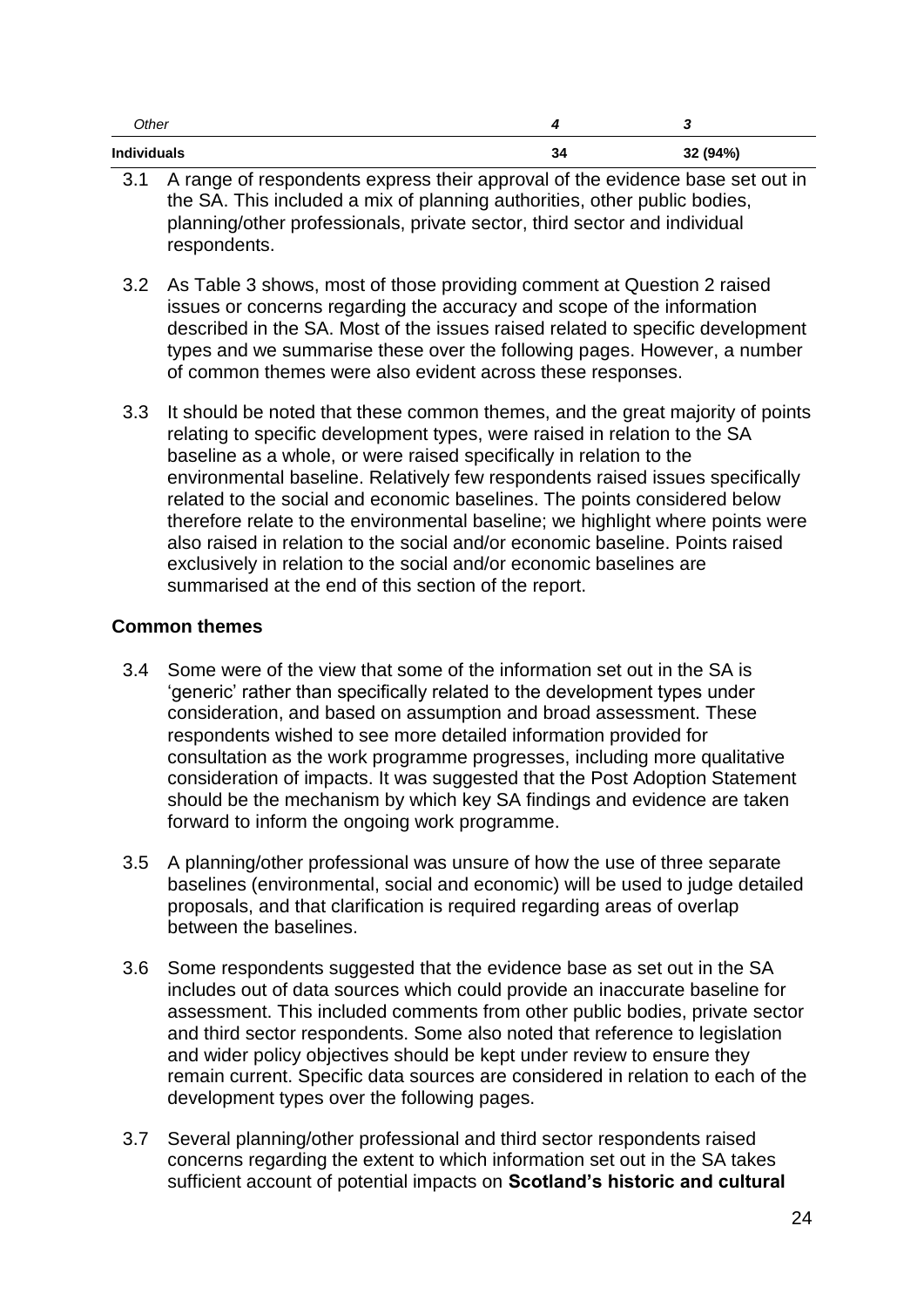| | | |
|---|---|---|
| *Other* | ***4*** | ***3*** |
| **Individuals** | **34** | **32 (94%)** |

3.1 A range of respondents express their approval of the evidence base set out in the SA. This included a mix of planning authorities, other public bodies, planning/other professionals, private sector, third sector and individual respondents.

3.2 As Table 3 shows, most of those providing comment at Question 2 raised issues or concerns regarding the accuracy and scope of the information described in the SA. Most of the issues raised related to specific development types and we summarise these over the following pages. However, a number of common themes were also evident across these responses.

3.3 It should be noted that these common themes, and the great majority of points relating to specific development types, were raised in relation to the SA baseline as a whole, or were raised specifically in relation to the environmental baseline. Relatively few respondents raised issues specifically related to the social and economic baselines. The points considered below therefore relate to the environmental baseline; we highlight where points were also raised in relation to the social and/or economic baseline. Points raised exclusively in relation to the social and/or economic baselines are summarised at the end of this section of the report.

### Common themes

3.4 Some were of the view that some of the information set out in the SA is 'generic' rather than specifically related to the development types under consideration, and based on assumption and broad assessment. These respondents wished to see more detailed information provided for consultation as the work programme progresses, including more qualitative consideration of impacts. It was suggested that the Post Adoption Statement should be the mechanism by which key SA findings and evidence are taken forward to inform the ongoing work programme.

3.5 A planning/other professional was unsure of how the use of three separate baselines (environmental, social and economic) will be used to judge detailed proposals, and that clarification is required regarding areas of overlap between the baselines.

3.6 Some respondents suggested that the evidence base as set out in the SA includes out of data sources which could provide an inaccurate baseline for assessment. This included comments from other public bodies, private sector and third sector respondents. Some also noted that reference to legislation and wider policy objectives should be kept under review to ensure they remain current. Specific data sources are considered in relation to each of the development types over the following pages.

3.7 Several planning/other professional and third sector respondents raised concerns regarding the extent to which information set out in the SA takes sufficient account of potential impacts on **Scotland's historic and cultural**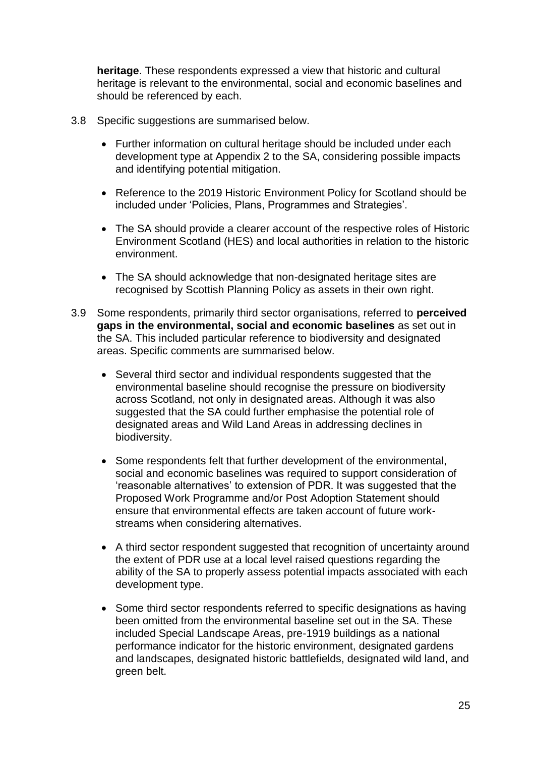**heritage**. These respondents expressed a view that historic and cultural heritage is relevant to the environmental, social and economic baselines and should be referenced by each.

3.8 Specific suggestions are summarised below.

- Further information on cultural heritage should be included under each development type at Appendix 2 to the SA, considering possible impacts and identifying potential mitigation.
- Reference to the 2019 Historic Environment Policy for Scotland should be included under 'Policies, Plans, Programmes and Strategies'.
- The SA should provide a clearer account of the respective roles of Historic Environment Scotland (HES) and local authorities in relation to the historic environment.
- The SA should acknowledge that non-designated heritage sites are recognised by Scottish Planning Policy as assets in their own right.

3.9 Some respondents, primarily third sector organisations, referred to **perceived gaps in the environmental, social and economic baselines** as set out in the SA. This included particular reference to biodiversity and designated areas. Specific comments are summarised below.

- Several third sector and individual respondents suggested that the environmental baseline should recognise the pressure on biodiversity across Scotland, not only in designated areas. Although it was also suggested that the SA could further emphasise the potential role of designated areas and Wild Land Areas in addressing declines in biodiversity.
- Some respondents felt that further development of the environmental, social and economic baselines was required to support consideration of 'reasonable alternatives' to extension of PDR. It was suggested that the Proposed Work Programme and/or Post Adoption Statement should ensure that environmental effects are taken account of future work-streams when considering alternatives.
- A third sector respondent suggested that recognition of uncertainty around the extent of PDR use at a local level raised questions regarding the ability of the SA to properly assess potential impacts associated with each development type.
- Some third sector respondents referred to specific designations as having been omitted from the environmental baseline set out in the SA. These included Special Landscape Areas, pre-1919 buildings as a national performance indicator for the historic environment, designated gardens and landscapes, designated historic battlefields, designated wild land, and green belt.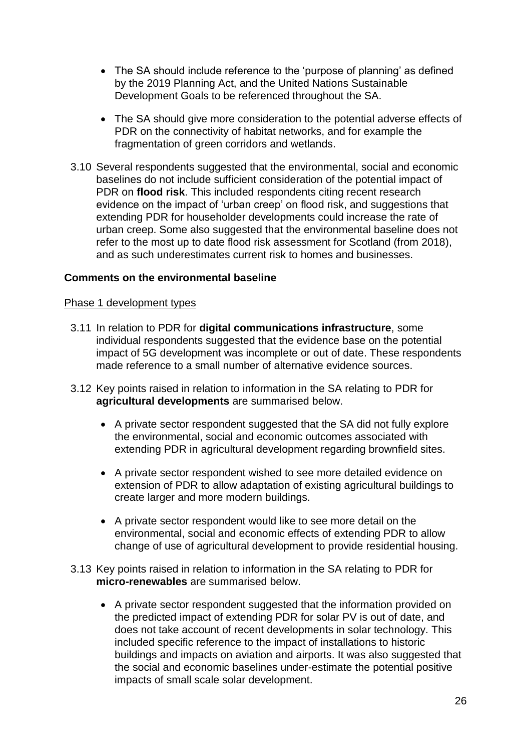- The SA should include reference to the 'purpose of planning' as defined by the 2019 Planning Act, and the United Nations Sustainable Development Goals to be referenced throughout the SA.

- The SA should give more consideration to the potential adverse effects of PDR on the connectivity of habitat networks, and for example the fragmentation of green corridors and wetlands.

3.10 Several respondents suggested that the environmental, social and economic baselines do not include sufficient consideration of the potential impact of PDR on **flood risk**. This included respondents citing recent research evidence on the impact of 'urban creep' on flood risk, and suggestions that extending PDR for householder developments could increase the rate of urban creep. Some also suggested that the environmental baseline does not refer to the most up to date flood risk assessment for Scotland (from 2018), and as such underestimates current risk to homes and businesses.

**Comments on the environmental baseline**

<u>Phase 1 development types</u>

3.11 In relation to PDR for **digital communications infrastructure**, some individual respondents suggested that the evidence base on the potential impact of 5G development was incomplete or out of date. These respondents made reference to a small number of alternative evidence sources.

3.12 Key points raised in relation to information in the SA relating to PDR for **agricultural developments** are summarised below.

- A private sector respondent suggested that the SA did not fully explore the environmental, social and economic outcomes associated with extending PDR in agricultural development regarding brownfield sites.

- A private sector respondent wished to see more detailed evidence on extension of PDR to allow adaptation of existing agricultural buildings to create larger and more modern buildings.

- A private sector respondent would like to see more detail on the environmental, social and economic effects of extending PDR to allow change of use of agricultural development to provide residential housing.

3.13 Key points raised in relation to information in the SA relating to PDR for **micro-renewables** are summarised below.

- A private sector respondent suggested that the information provided on the predicted impact of extending PDR for solar PV is out of date, and does not take account of recent developments in solar technology. This included specific reference to the impact of installations to historic buildings and impacts on aviation and airports. It was also suggested that the social and economic baselines under-estimate the potential positive impacts of small scale solar development.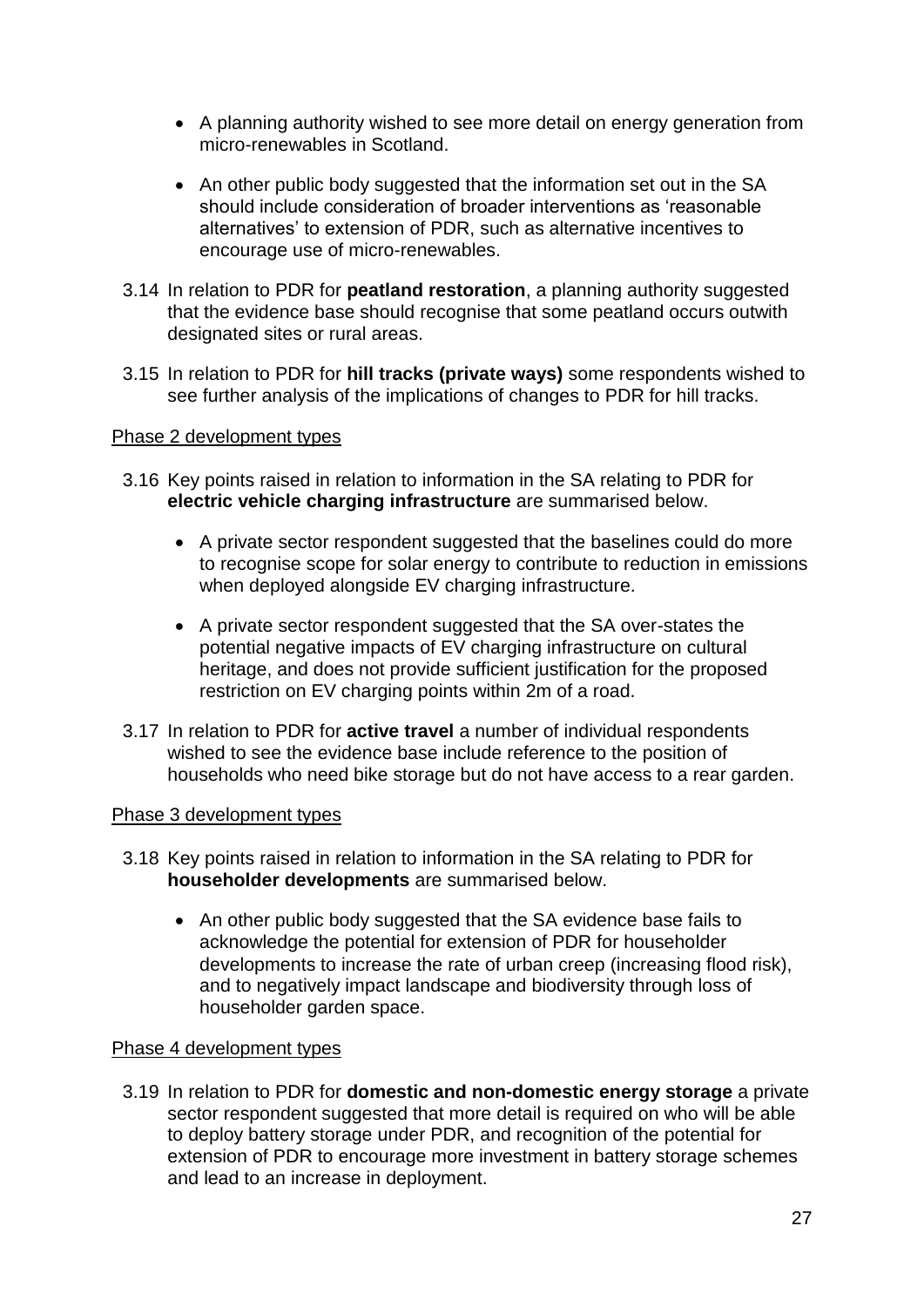- A planning authority wished to see more detail on energy generation from micro-renewables in Scotland.

- An other public body suggested that the information set out in the SA should include consideration of broader interventions as 'reasonable alternatives' to extension of PDR, such as alternative incentives to encourage use of micro-renewables.

3.14 In relation to PDR for **peatland restoration**, a planning authority suggested that the evidence base should recognise that some peatland occurs outwith designated sites or rural areas.

3.15 In relation to PDR for **hill tracks (private ways)** some respondents wished to see further analysis of the implications of changes to PDR for hill tracks.

Phase 2 development types

3.16 Key points raised in relation to information in the SA relating to PDR for **electric vehicle charging infrastructure** are summarised below.

- A private sector respondent suggested that the baselines could do more to recognise scope for solar energy to contribute to reduction in emissions when deployed alongside EV charging infrastructure.

- A private sector respondent suggested that the SA over-states the potential negative impacts of EV charging infrastructure on cultural heritage, and does not provide sufficient justification for the proposed restriction on EV charging points within 2m of a road.

3.17 In relation to PDR for **active travel** a number of individual respondents wished to see the evidence base include reference to the position of households who need bike storage but do not have access to a rear garden.

Phase 3 development types

3.18 Key points raised in relation to information in the SA relating to PDR for **householder developments** are summarised below.

- An other public body suggested that the SA evidence base fails to acknowledge the potential for extension of PDR for householder developments to increase the rate of urban creep (increasing flood risk), and to negatively impact landscape and biodiversity through loss of householder garden space.

Phase 4 development types

3.19 In relation to PDR for **domestic and non-domestic energy storage** a private sector respondent suggested that more detail is required on who will be able to deploy battery storage under PDR, and recognition of the potential for extension of PDR to encourage more investment in battery storage schemes and lead to an increase in deployment.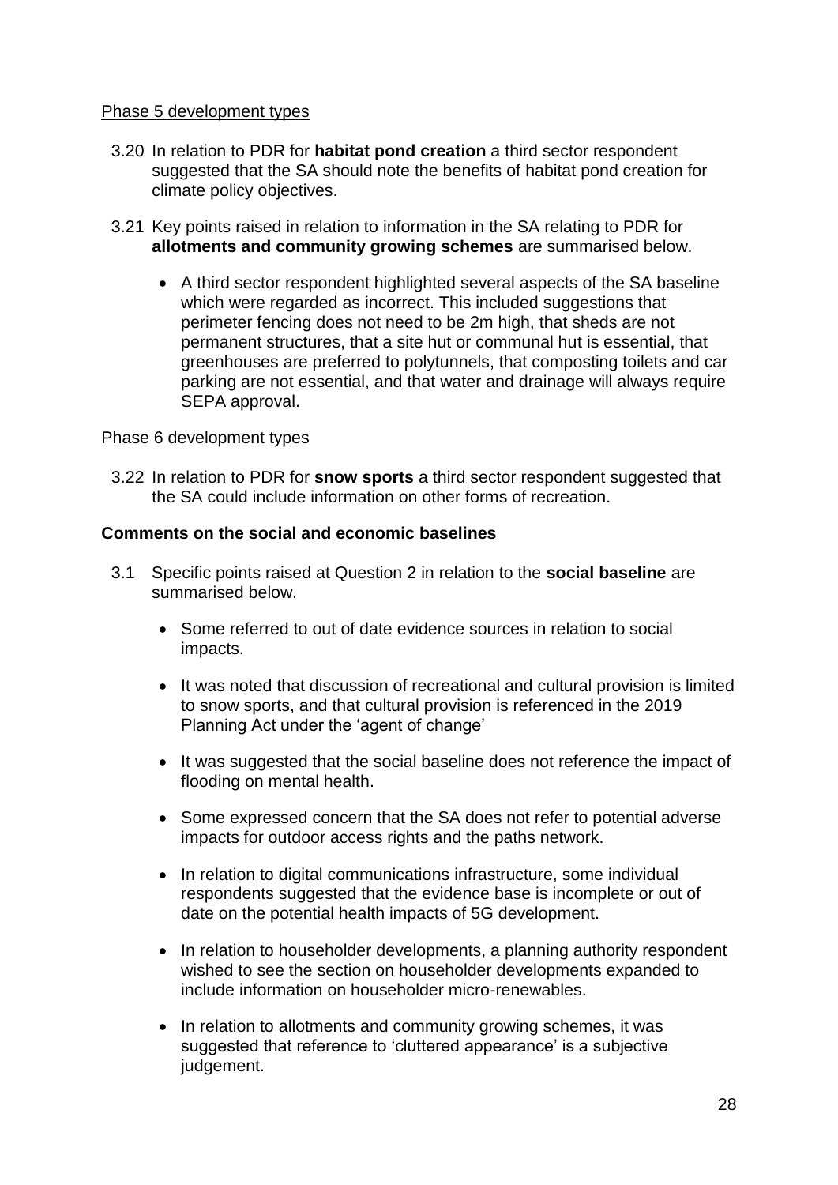Phase 5 development types

3.20 In relation to PDR for **habitat pond creation** a third sector respondent suggested that the SA should note the benefits of habitat pond creation for climate policy objectives.

3.21 Key points raised in relation to information in the SA relating to PDR for **allotments and community growing schemes** are summarised below.

- A third sector respondent highlighted several aspects of the SA baseline which were regarded as incorrect. This included suggestions that perimeter fencing does not need to be 2m high, that sheds are not permanent structures, that a site hut or communal hut is essential, that greenhouses are preferred to polytunnels, that composting toilets and car parking are not essential, and that water and drainage will always require SEPA approval.

Phase 6 development types

3.22 In relation to PDR for **snow sports** a third sector respondent suggested that the SA could include information on other forms of recreation.

**Comments on the social and economic baselines**

3.1 Specific points raised at Question 2 in relation to the **social baseline** are summarised below.

- Some referred to out of date evidence sources in relation to social impacts.
- It was noted that discussion of recreational and cultural provision is limited to snow sports, and that cultural provision is referenced in the 2019 Planning Act under the 'agent of change'
- It was suggested that the social baseline does not reference the impact of flooding on mental health.
- Some expressed concern that the SA does not refer to potential adverse impacts for outdoor access rights and the paths network.
- In relation to digital communications infrastructure, some individual respondents suggested that the evidence base is incomplete or out of date on the potential health impacts of 5G development.
- In relation to householder developments, a planning authority respondent wished to see the section on householder developments expanded to include information on householder micro-renewables.
- In relation to allotments and community growing schemes, it was suggested that reference to 'cluttered appearance' is a subjective judgement.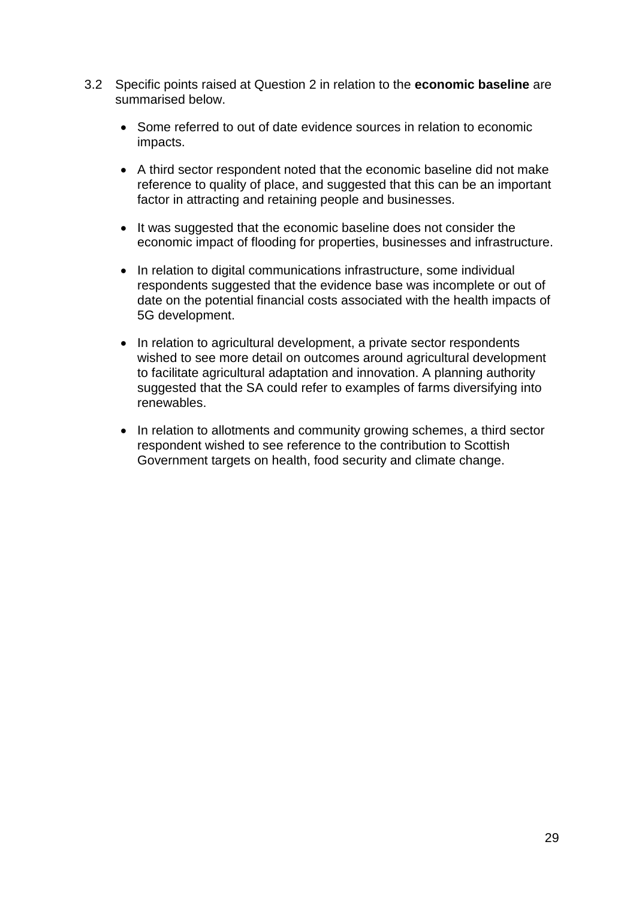3.2 Specific points raised at Question 2 in relation to the **economic baseline** are summarised below.

- Some referred to out of date evidence sources in relation to economic impacts.
- A third sector respondent noted that the economic baseline did not make reference to quality of place, and suggested that this can be an important factor in attracting and retaining people and businesses.
- It was suggested that the economic baseline does not consider the economic impact of flooding for properties, businesses and infrastructure.
- In relation to digital communications infrastructure, some individual respondents suggested that the evidence base was incomplete or out of date on the potential financial costs associated with the health impacts of 5G development.
- In relation to agricultural development, a private sector respondents wished to see more detail on outcomes around agricultural development to facilitate agricultural adaptation and innovation. A planning authority suggested that the SA could refer to examples of farms diversifying into renewables.
- In relation to allotments and community growing schemes, a third sector respondent wished to see reference to the contribution to Scottish Government targets on health, food security and climate change.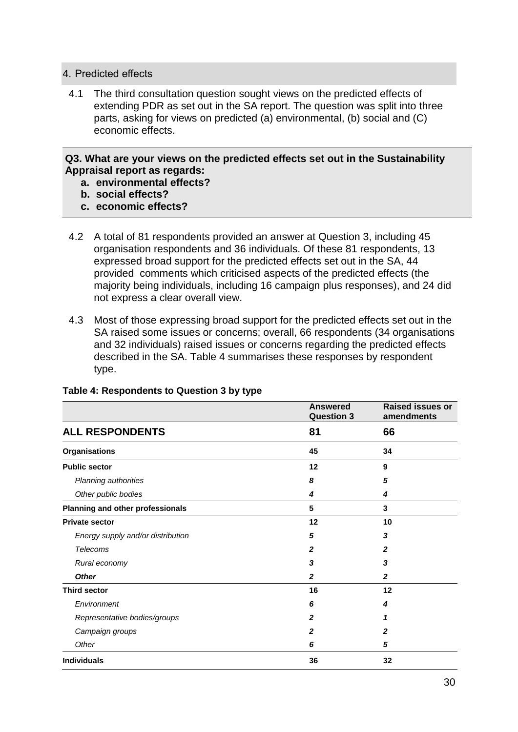## 4. Predicted effects

4.1 The third consultation question sought views on the predicted effects of extending PDR as set out in the SA report. The question was split into three parts, asking for views on predicted (a) environmental, (b) social and (C) economic effects.

**Q3. What are your views on the predicted effects set out in the Sustainability Appraisal report as regards:**

- **a. environmental effects?**
- **b. social effects?**
- **c. economic effects?**

4.2 A total of 81 respondents provided an answer at Question 3, including 45 organisation respondents and 36 individuals. Of these 81 respondents, 13 expressed broad support for the predicted effects set out in the SA, 44 provided comments which criticised aspects of the predicted effects (the majority being individuals, including 16 campaign plus responses), and 24 did not express a clear overall view.

4.3 Most of those expressing broad support for the predicted effects set out in the SA raised some issues or concerns; overall, 66 respondents (34 organisations and 32 individuals) raised issues or concerns regarding the predicted effects described in the SA. Table 4 summarises these responses by respondent type.

**Table 4: Respondents to Question 3 by type**

| | Answered Question 3 | Raised issues or amendments |
|---|---|---|
| **ALL RESPONDENTS** | **81** | **66** |
| **Organisations** | **45** | **34** |
| **Public sector** | **12** | **9** |
| *Planning authorities* | ***8*** | ***5*** |
| *Other public bodies* | ***4*** | ***4*** |
| **Planning and other professionals** | **5** | **3** |
| **Private sector** | **12** | **10** |
| *Energy supply and/or distribution* | ***5*** | ***3*** |
| *Telecoms* | ***2*** | ***2*** |
| *Rural economy* | ***3*** | ***3*** |
| ***Other*** | ***2*** | ***2*** |
| **Third sector** | **16** | **12** |
| *Environment* | ***6*** | ***4*** |
| *Representative bodies/groups* | ***2*** | ***1*** |
| *Campaign groups* | ***2*** | ***2*** |
| *Other* | ***6*** | ***5*** |
| **Individuals** | **36** | **32** |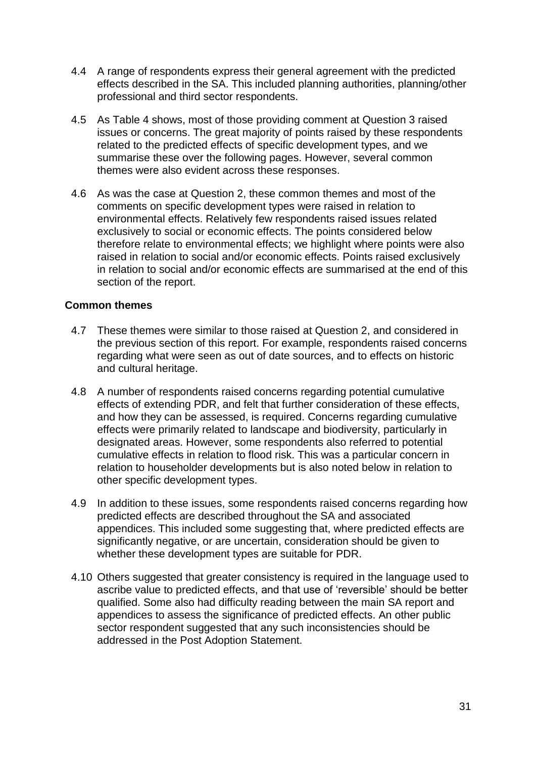4.4 A range of respondents express their general agreement with the predicted effects described in the SA. This included planning authorities, planning/other professional and third sector respondents.

4.5 As Table 4 shows, most of those providing comment at Question 3 raised issues or concerns. The great majority of points raised by these respondents related to the predicted effects of specific development types, and we summarise these over the following pages. However, several common themes were also evident across these responses.

4.6 As was the case at Question 2, these common themes and most of the comments on specific development types were raised in relation to environmental effects. Relatively few respondents raised issues related exclusively to social or economic effects. The points considered below therefore relate to environmental effects; we highlight where points were also raised in relation to social and/or economic effects. Points raised exclusively in relation to social and/or economic effects are summarised at the end of this section of the report.

**Common themes**

4.7 These themes were similar to those raised at Question 2, and considered in the previous section of this report. For example, respondents raised concerns regarding what were seen as out of date sources, and to effects on historic and cultural heritage.

4.8 A number of respondents raised concerns regarding potential cumulative effects of extending PDR, and felt that further consideration of these effects, and how they can be assessed, is required. Concerns regarding cumulative effects were primarily related to landscape and biodiversity, particularly in designated areas. However, some respondents also referred to potential cumulative effects in relation to flood risk. This was a particular concern in relation to householder developments but is also noted below in relation to other specific development types.

4.9 In addition to these issues, some respondents raised concerns regarding how predicted effects are described throughout the SA and associated appendices. This included some suggesting that, where predicted effects are significantly negative, or are uncertain, consideration should be given to whether these development types are suitable for PDR.

4.10 Others suggested that greater consistency is required in the language used to ascribe value to predicted effects, and that use of 'reversible' should be better qualified. Some also had difficulty reading between the main SA report and appendices to assess the significance of predicted effects. An other public sector respondent suggested that any such inconsistencies should be addressed in the Post Adoption Statement.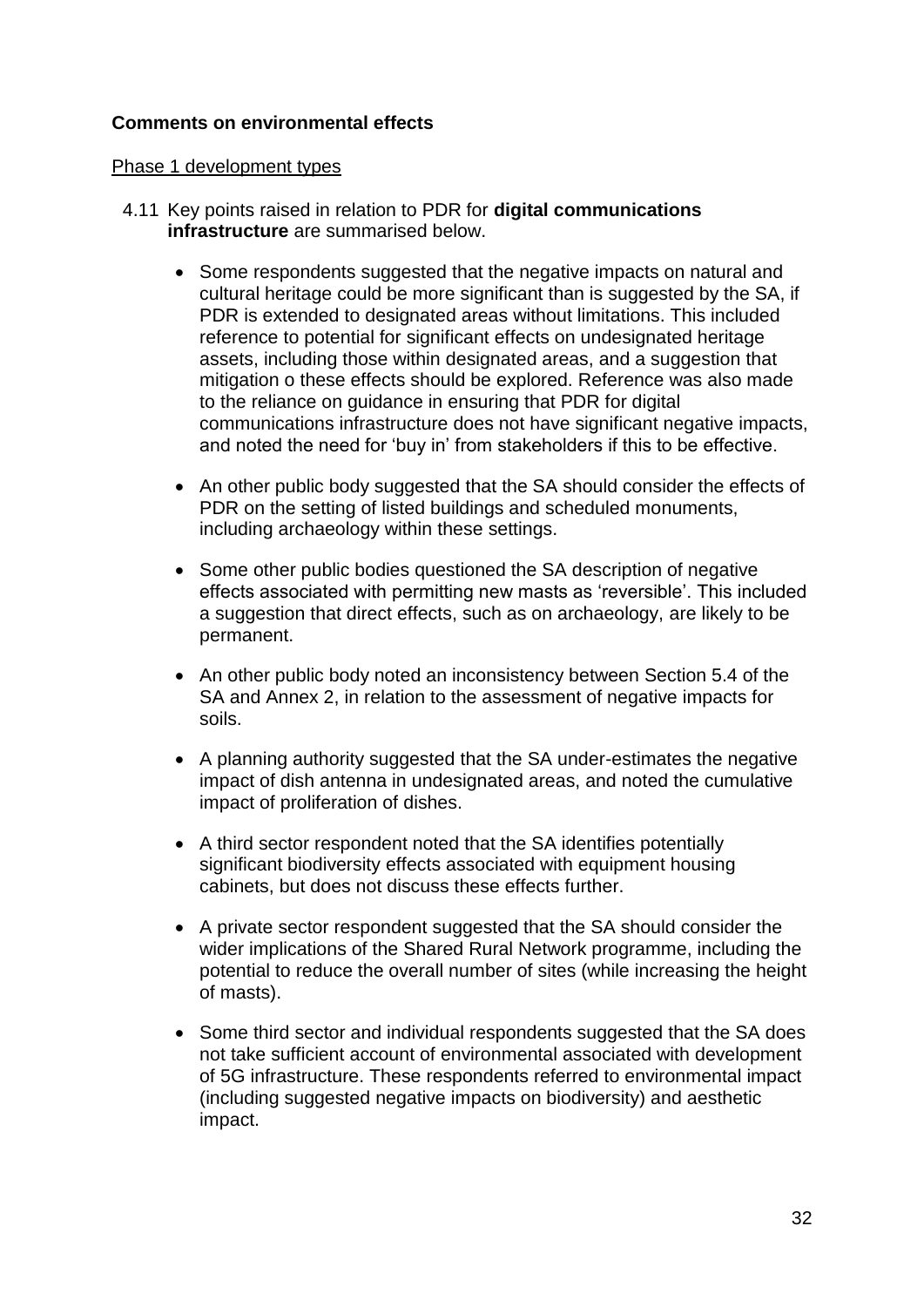**Comments on environmental effects**

<u>Phase 1 development types</u>

4.11 Key points raised in relation to PDR for **digital communications infrastructure** are summarised below.

- Some respondents suggested that the negative impacts on natural and cultural heritage could be more significant than is suggested by the SA, if PDR is extended to designated areas without limitations. This included reference to potential for significant effects on undesignated heritage assets, including those within designated areas, and a suggestion that mitigation o these effects should be explored. Reference was also made to the reliance on guidance in ensuring that PDR for digital communications infrastructure does not have significant negative impacts, and noted the need for 'buy in' from stakeholders if this to be effective.

- An other public body suggested that the SA should consider the effects of PDR on the setting of listed buildings and scheduled monuments, including archaeology within these settings.

- Some other public bodies questioned the SA description of negative effects associated with permitting new masts as 'reversible'. This included a suggestion that direct effects, such as on archaeology, are likely to be permanent.

- An other public body noted an inconsistency between Section 5.4 of the SA and Annex 2, in relation to the assessment of negative impacts for soils.

- A planning authority suggested that the SA under-estimates the negative impact of dish antenna in undesignated areas, and noted the cumulative impact of proliferation of dishes.

- A third sector respondent noted that the SA identifies potentially significant biodiversity effects associated with equipment housing cabinets, but does not discuss these effects further.

- A private sector respondent suggested that the SA should consider the wider implications of the Shared Rural Network programme, including the potential to reduce the overall number of sites (while increasing the height of masts).

- Some third sector and individual respondents suggested that the SA does not take sufficient account of environmental associated with development of 5G infrastructure. These respondents referred to environmental impact (including suggested negative impacts on biodiversity) and aesthetic impact.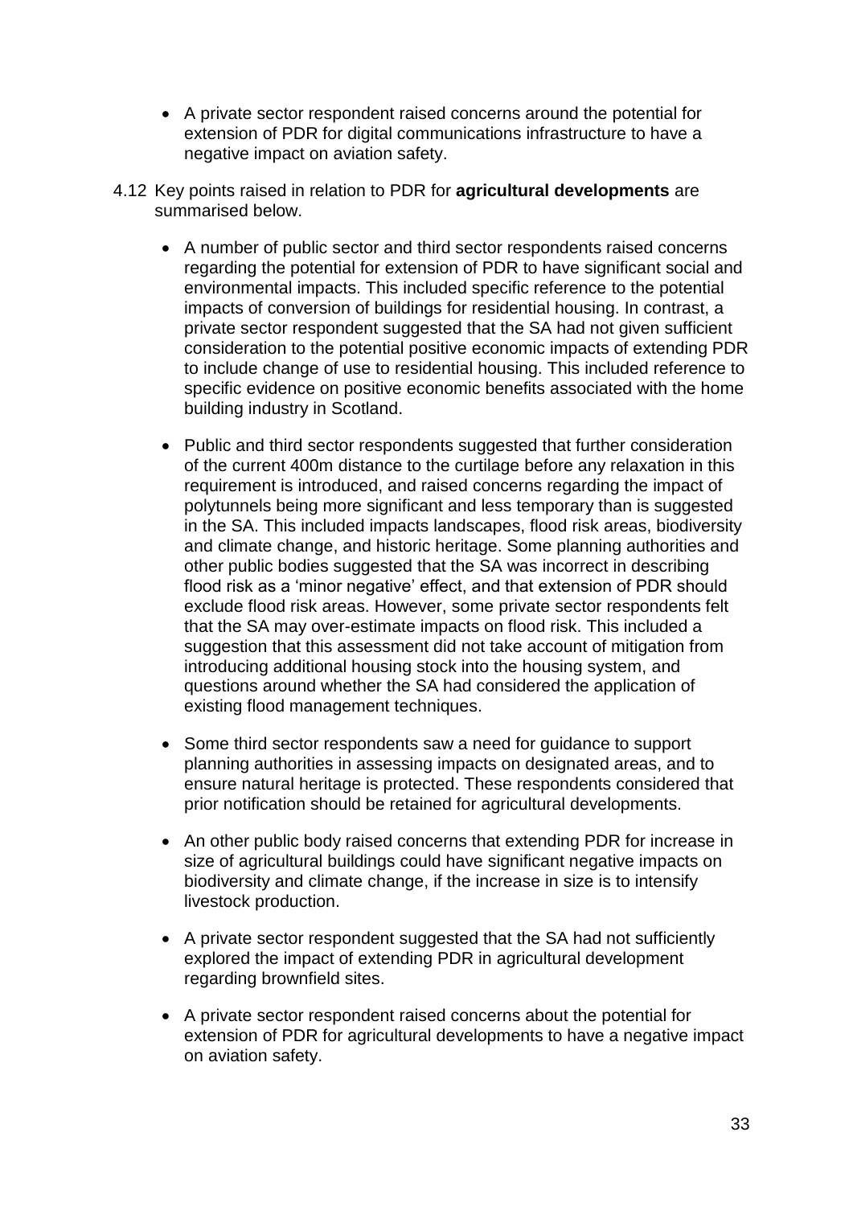- A private sector respondent raised concerns around the potential for extension of PDR for digital communications infrastructure to have a negative impact on aviation safety.

4.12 Key points raised in relation to PDR for **agricultural developments** are summarised below.

- A number of public sector and third sector respondents raised concerns regarding the potential for extension of PDR to have significant social and environmental impacts. This included specific reference to the potential impacts of conversion of buildings for residential housing. In contrast, a private sector respondent suggested that the SA had not given sufficient consideration to the potential positive economic impacts of extending PDR to include change of use to residential housing. This included reference to specific evidence on positive economic benefits associated with the home building industry in Scotland.

- Public and third sector respondents suggested that further consideration of the current 400m distance to the curtilage before any relaxation in this requirement is introduced, and raised concerns regarding the impact of polytunnels being more significant and less temporary than is suggested in the SA. This included impacts landscapes, flood risk areas, biodiversity and climate change, and historic heritage. Some planning authorities and other public bodies suggested that the SA was incorrect in describing flood risk as a 'minor negative' effect, and that extension of PDR should exclude flood risk areas. However, some private sector respondents felt that the SA may over-estimate impacts on flood risk. This included a suggestion that this assessment did not take account of mitigation from introducing additional housing stock into the housing system, and questions around whether the SA had considered the application of existing flood management techniques.

- Some third sector respondents saw a need for guidance to support planning authorities in assessing impacts on designated areas, and to ensure natural heritage is protected. These respondents considered that prior notification should be retained for agricultural developments.

- An other public body raised concerns that extending PDR for increase in size of agricultural buildings could have significant negative impacts on biodiversity and climate change, if the increase in size is to intensify livestock production.

- A private sector respondent suggested that the SA had not sufficiently explored the impact of extending PDR in agricultural development regarding brownfield sites.

- A private sector respondent raised concerns about the potential for extension of PDR for agricultural developments to have a negative impact on aviation safety.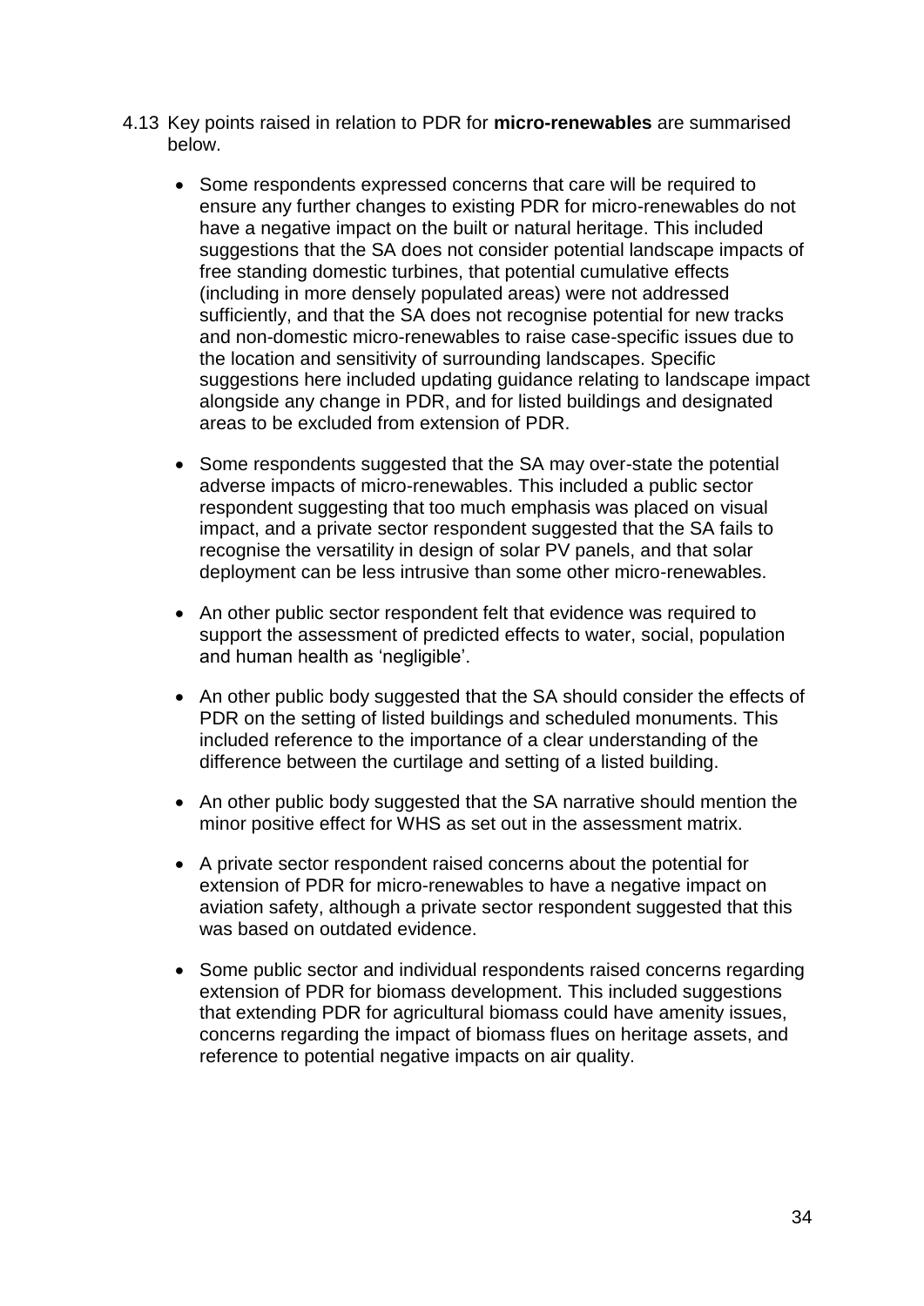4.13 Key points raised in relation to PDR for **micro-renewables** are summarised below.

- Some respondents expressed concerns that care will be required to ensure any further changes to existing PDR for micro-renewables do not have a negative impact on the built or natural heritage. This included suggestions that the SA does not consider potential landscape impacts of free standing domestic turbines, that potential cumulative effects (including in more densely populated areas) were not addressed sufficiently, and that the SA does not recognise potential for new tracks and non-domestic micro-renewables to raise case-specific issues due to the location and sensitivity of surrounding landscapes. Specific suggestions here included updating guidance relating to landscape impact alongside any change in PDR, and for listed buildings and designated areas to be excluded from extension of PDR.

- Some respondents suggested that the SA may over-state the potential adverse impacts of micro-renewables. This included a public sector respondent suggesting that too much emphasis was placed on visual impact, and a private sector respondent suggested that the SA fails to recognise the versatility in design of solar PV panels, and that solar deployment can be less intrusive than some other micro-renewables.

- An other public sector respondent felt that evidence was required to support the assessment of predicted effects to water, social, population and human health as 'negligible'.

- An other public body suggested that the SA should consider the effects of PDR on the setting of listed buildings and scheduled monuments. This included reference to the importance of a clear understanding of the difference between the curtilage and setting of a listed building.

- An other public body suggested that the SA narrative should mention the minor positive effect for WHS as set out in the assessment matrix.

- A private sector respondent raised concerns about the potential for extension of PDR for micro-renewables to have a negative impact on aviation safety, although a private sector respondent suggested that this was based on outdated evidence.

- Some public sector and individual respondents raised concerns regarding extension of PDR for biomass development. This included suggestions that extending PDR for agricultural biomass could have amenity issues, concerns regarding the impact of biomass flues on heritage assets, and reference to potential negative impacts on air quality.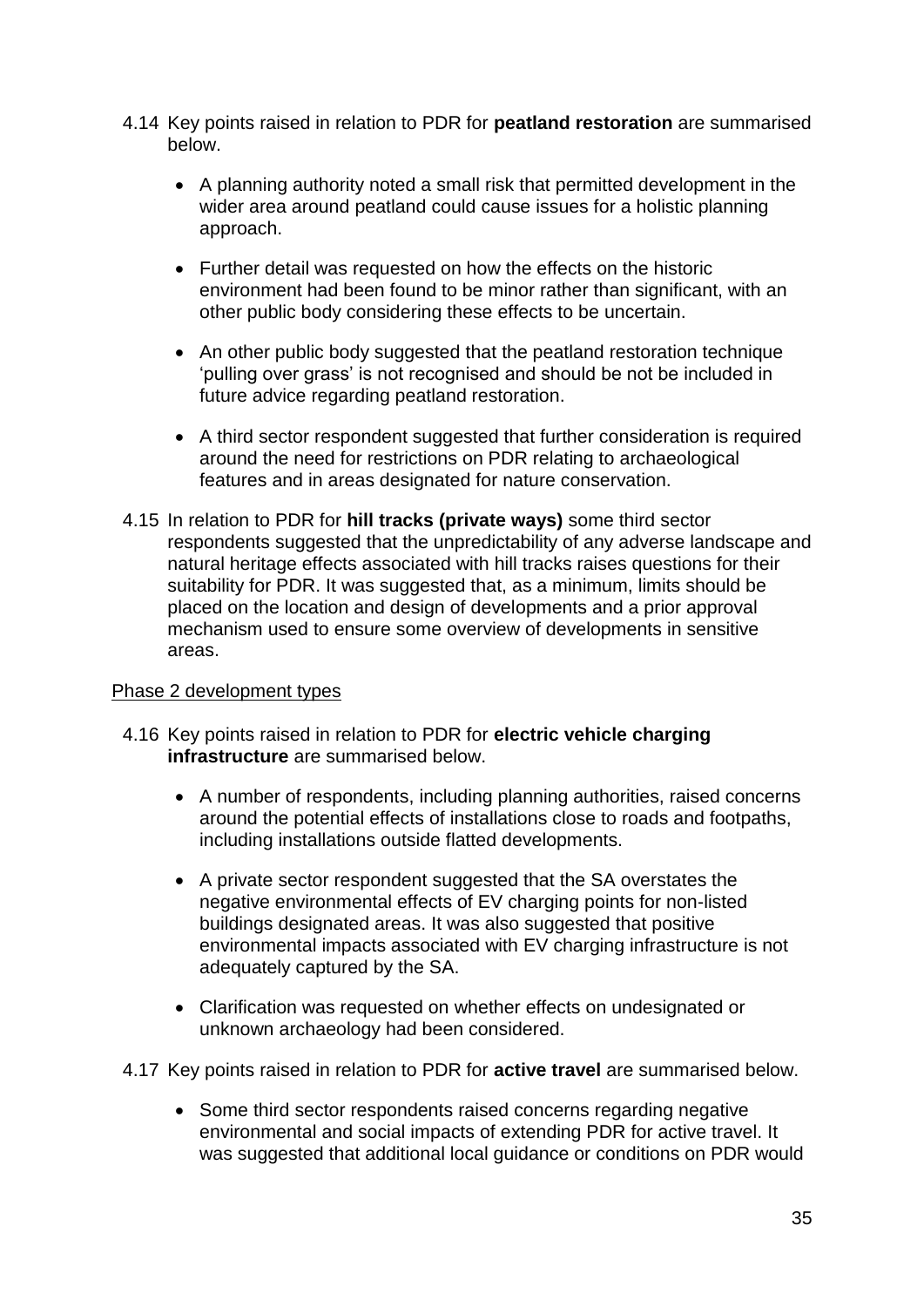4.14 Key points raised in relation to PDR for **peatland restoration** are summarised below.

- A planning authority noted a small risk that permitted development in the wider area around peatland could cause issues for a holistic planning approach.
- Further detail was requested on how the effects on the historic environment had been found to be minor rather than significant, with an other public body considering these effects to be uncertain.
- An other public body suggested that the peatland restoration technique 'pulling over grass' is not recognised and should be not be included in future advice regarding peatland restoration.
- A third sector respondent suggested that further consideration is required around the need for restrictions on PDR relating to archaeological features and in areas designated for nature conservation.

4.15 In relation to PDR for **hill tracks (private ways)** some third sector respondents suggested that the unpredictability of any adverse landscape and natural heritage effects associated with hill tracks raises questions for their suitability for PDR. It was suggested that, as a minimum, limits should be placed on the location and design of developments and a prior approval mechanism used to ensure some overview of developments in sensitive areas.

Phase 2 development types

4.16 Key points raised in relation to PDR for **electric vehicle charging infrastructure** are summarised below.

- A number of respondents, including planning authorities, raised concerns around the potential effects of installations close to roads and footpaths, including installations outside flatted developments.
- A private sector respondent suggested that the SA overstates the negative environmental effects of EV charging points for non-listed buildings designated areas. It was also suggested that positive environmental impacts associated with EV charging infrastructure is not adequately captured by the SA.
- Clarification was requested on whether effects on undesignated or unknown archaeology had been considered.

4.17 Key points raised in relation to PDR for **active travel** are summarised below.

- Some third sector respondents raised concerns regarding negative environmental and social impacts of extending PDR for active travel. It was suggested that additional local guidance or conditions on PDR would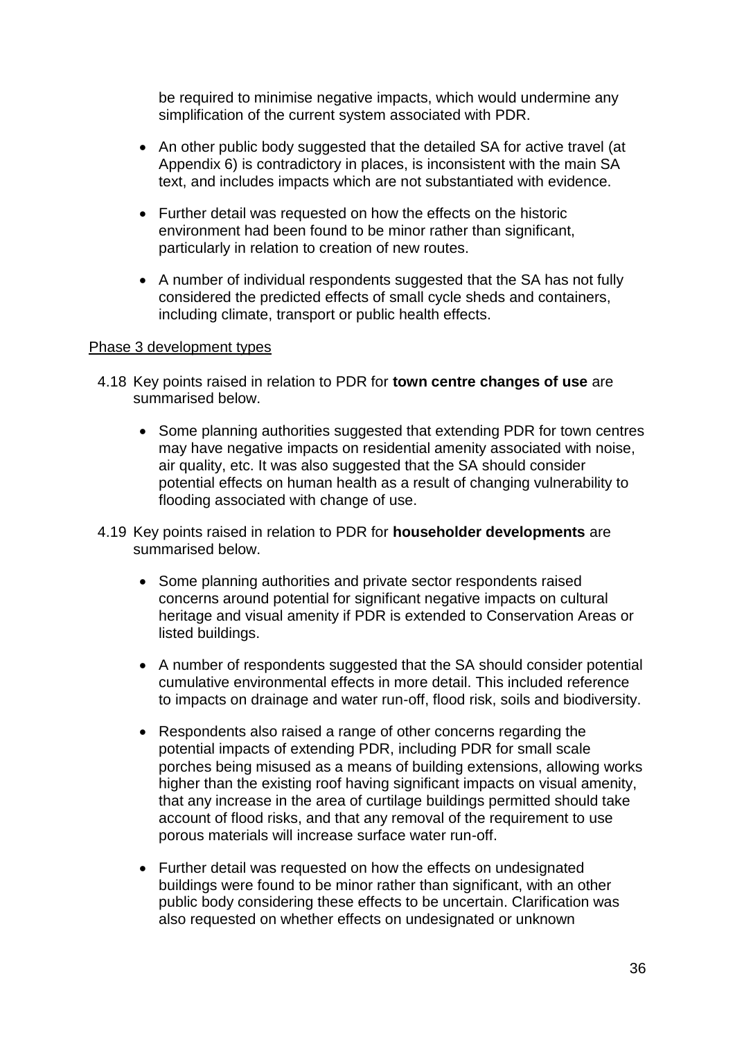be required to minimise negative impacts, which would undermine any simplification of the current system associated with PDR.

- An other public body suggested that the detailed SA for active travel (at Appendix 6) is contradictory in places, is inconsistent with the main SA text, and includes impacts which are not substantiated with evidence.
- Further detail was requested on how the effects on the historic environment had been found to be minor rather than significant, particularly in relation to creation of new routes.
- A number of individual respondents suggested that the SA has not fully considered the predicted effects of small cycle sheds and containers, including climate, transport or public health effects.

Phase 3 development types

4.18 Key points raised in relation to PDR for **town centre changes of use** are summarised below.

- Some planning authorities suggested that extending PDR for town centres may have negative impacts on residential amenity associated with noise, air quality, etc. It was also suggested that the SA should consider potential effects on human health as a result of changing vulnerability to flooding associated with change of use.

4.19 Key points raised in relation to PDR for **householder developments** are summarised below.

- Some planning authorities and private sector respondents raised concerns around potential for significant negative impacts on cultural heritage and visual amenity if PDR is extended to Conservation Areas or listed buildings.
- A number of respondents suggested that the SA should consider potential cumulative environmental effects in more detail. This included reference to impacts on drainage and water run-off, flood risk, soils and biodiversity.
- Respondents also raised a range of other concerns regarding the potential impacts of extending PDR, including PDR for small scale porches being misused as a means of building extensions, allowing works higher than the existing roof having significant impacts on visual amenity, that any increase in the area of curtilage buildings permitted should take account of flood risks, and that any removal of the requirement to use porous materials will increase surface water run-off.
- Further detail was requested on how the effects on undesignated buildings were found to be minor rather than significant, with an other public body considering these effects to be uncertain. Clarification was also requested on whether effects on undesignated or unknown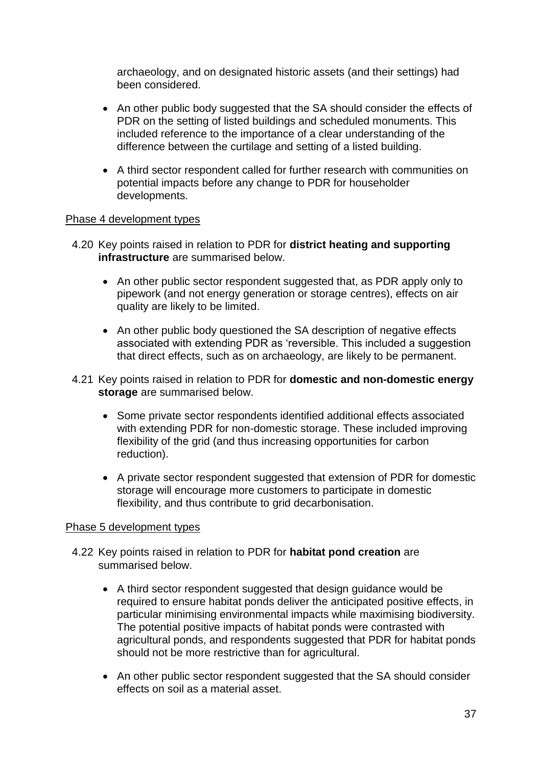archaeology, and on designated historic assets (and their settings) had been considered.

- An other public body suggested that the SA should consider the effects of PDR on the setting of listed buildings and scheduled monuments. This included reference to the importance of a clear understanding of the difference between the curtilage and setting of a listed building.
- A third sector respondent called for further research with communities on potential impacts before any change to PDR for householder developments.

<u>Phase 4 development types</u>

4.20 Key points raised in relation to PDR for **district heating and supporting infrastructure** are summarised below.

- An other public sector respondent suggested that, as PDR apply only to pipework (and not energy generation or storage centres), effects on air quality are likely to be limited.
- An other public body questioned the SA description of negative effects associated with extending PDR as 'reversible. This included a suggestion that direct effects, such as on archaeology, are likely to be permanent.

4.21 Key points raised in relation to PDR for **domestic and non-domestic energy storage** are summarised below.

- Some private sector respondents identified additional effects associated with extending PDR for non-domestic storage. These included improving flexibility of the grid (and thus increasing opportunities for carbon reduction).
- A private sector respondent suggested that extension of PDR for domestic storage will encourage more customers to participate in domestic flexibility, and thus contribute to grid decarbonisation.

<u>Phase 5 development types</u>

4.22 Key points raised in relation to PDR for **habitat pond creation** are summarised below.

- A third sector respondent suggested that design guidance would be required to ensure habitat ponds deliver the anticipated positive effects, in particular minimising environmental impacts while maximising biodiversity. The potential positive impacts of habitat ponds were contrasted with agricultural ponds, and respondents suggested that PDR for habitat ponds should not be more restrictive than for agricultural.
- An other public sector respondent suggested that the SA should consider effects on soil as a material asset.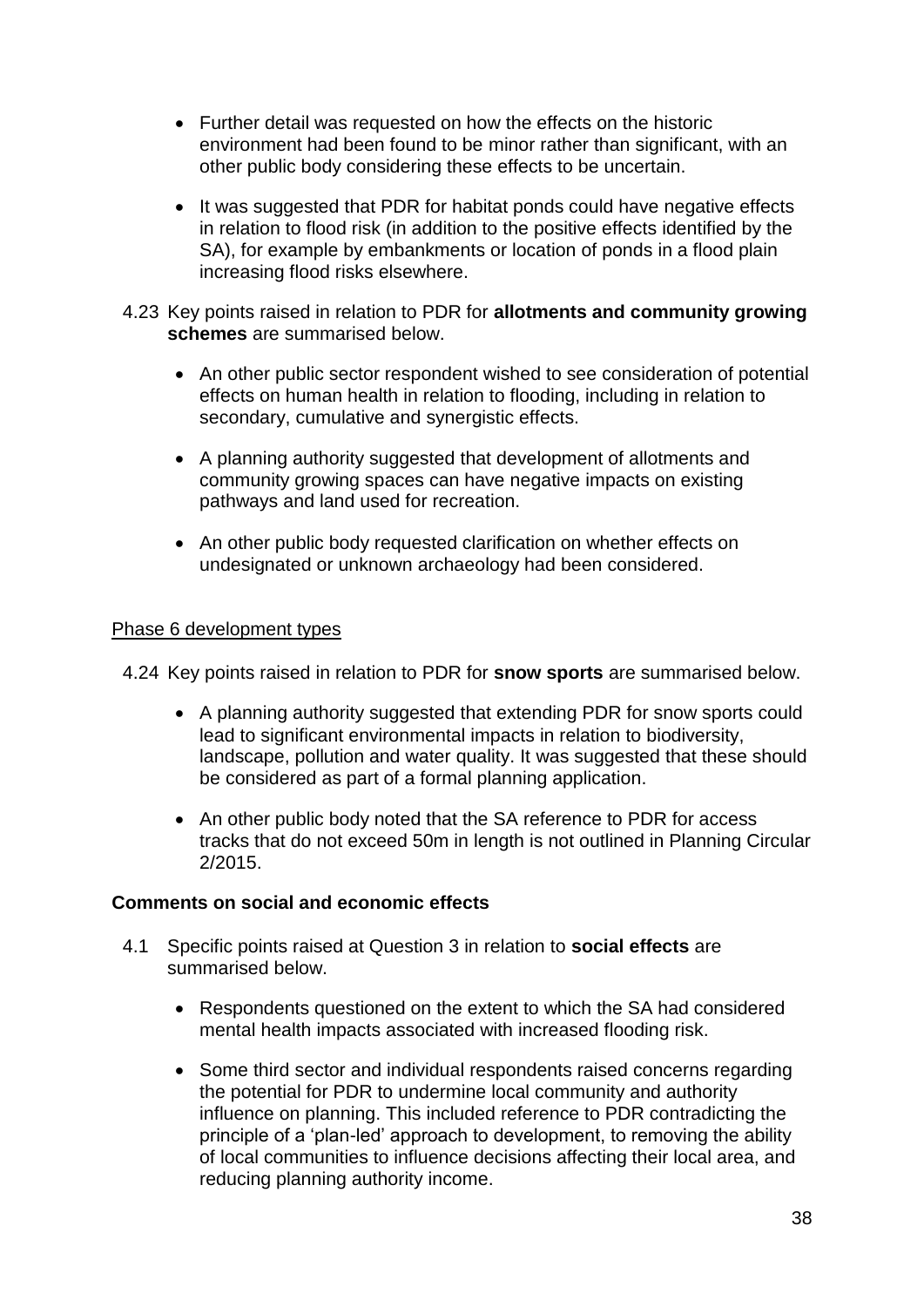- Further detail was requested on how the effects on the historic environment had been found to be minor rather than significant, with an other public body considering these effects to be uncertain.

- It was suggested that PDR for habitat ponds could have negative effects in relation to flood risk (in addition to the positive effects identified by the SA), for example by embankments or location of ponds in a flood plain increasing flood risks elsewhere.

4.23 Key points raised in relation to PDR for **allotments and community growing schemes** are summarised below.

- An other public sector respondent wished to see consideration of potential effects on human health in relation to flooding, including in relation to secondary, cumulative and synergistic effects.

- A planning authority suggested that development of allotments and community growing spaces can have negative impacts on existing pathways and land used for recreation.

- An other public body requested clarification on whether effects on undesignated or unknown archaeology had been considered.

Phase 6 development types

4.24 Key points raised in relation to PDR for **snow sports** are summarised below.

- A planning authority suggested that extending PDR for snow sports could lead to significant environmental impacts in relation to biodiversity, landscape, pollution and water quality. It was suggested that these should be considered as part of a formal planning application.

- An other public body noted that the SA reference to PDR for access tracks that do not exceed 50m in length is not outlined in Planning Circular 2/2015.

**Comments on social and economic effects**

4.1 Specific points raised at Question 3 in relation to **social effects** are summarised below.

- Respondents questioned on the extent to which the SA had considered mental health impacts associated with increased flooding risk.

- Some third sector and individual respondents raised concerns regarding the potential for PDR to undermine local community and authority influence on planning. This included reference to PDR contradicting the principle of a 'plan-led' approach to development, to removing the ability of local communities to influence decisions affecting their local area, and reducing planning authority income.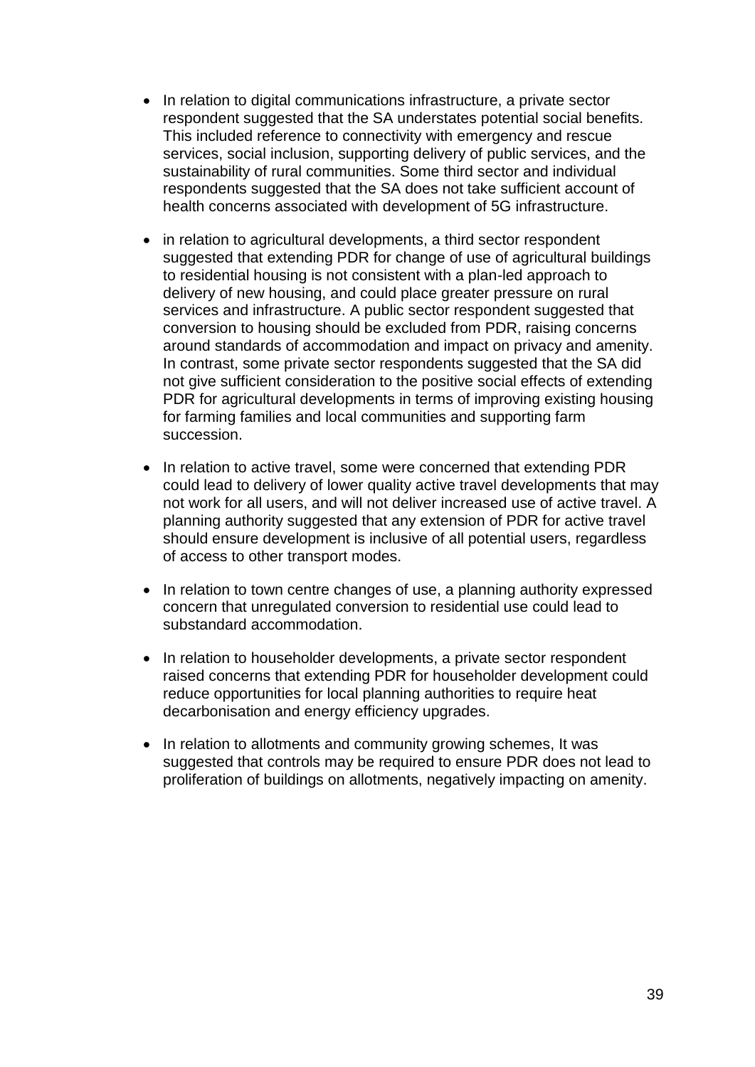- In relation to digital communications infrastructure, a private sector respondent suggested that the SA understates potential social benefits. This included reference to connectivity with emergency and rescue services, social inclusion, supporting delivery of public services, and the sustainability of rural communities. Some third sector and individual respondents suggested that the SA does not take sufficient account of health concerns associated with development of 5G infrastructure.

- in relation to agricultural developments, a third sector respondent suggested that extending PDR for change of use of agricultural buildings to residential housing is not consistent with a plan-led approach to delivery of new housing, and could place greater pressure on rural services and infrastructure. A public sector respondent suggested that conversion to housing should be excluded from PDR, raising concerns around standards of accommodation and impact on privacy and amenity. In contrast, some private sector respondents suggested that the SA did not give sufficient consideration to the positive social effects of extending PDR for agricultural developments in terms of improving existing housing for farming families and local communities and supporting farm succession.

- In relation to active travel, some were concerned that extending PDR could lead to delivery of lower quality active travel developments that may not work for all users, and will not deliver increased use of active travel. A planning authority suggested that any extension of PDR for active travel should ensure development is inclusive of all potential users, regardless of access to other transport modes.

- In relation to town centre changes of use, a planning authority expressed concern that unregulated conversion to residential use could lead to substandard accommodation.

- In relation to householder developments, a private sector respondent raised concerns that extending PDR for householder development could reduce opportunities for local planning authorities to require heat decarbonisation and energy efficiency upgrades.

- In relation to allotments and community growing schemes, It was suggested that controls may be required to ensure PDR does not lead to proliferation of buildings on allotments, negatively impacting on amenity.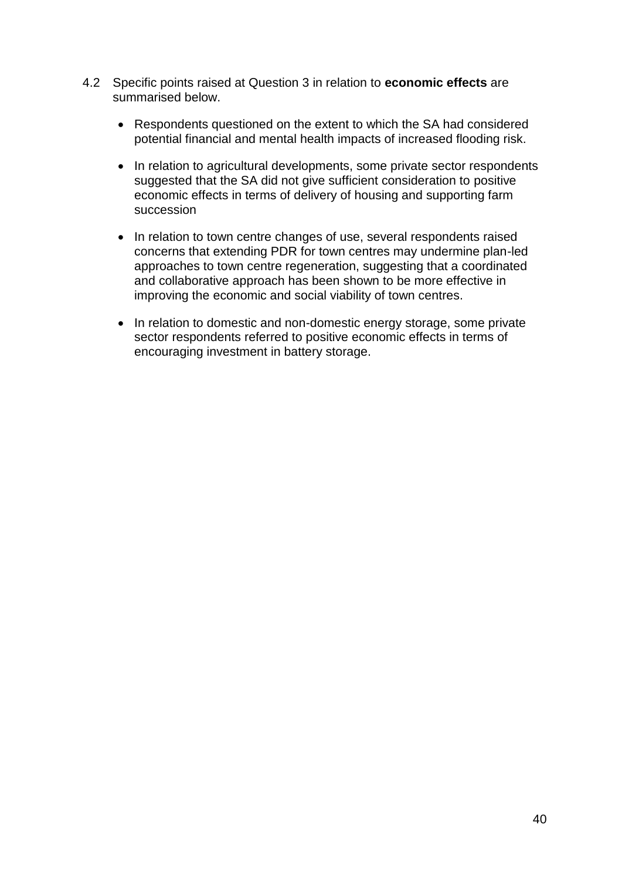4.2 Specific points raised at Question 3 in relation to **economic effects** are summarised below.

- Respondents questioned on the extent to which the SA had considered potential financial and mental health impacts of increased flooding risk.
- In relation to agricultural developments, some private sector respondents suggested that the SA did not give sufficient consideration to positive economic effects in terms of delivery of housing and supporting farm succession
- In relation to town centre changes of use, several respondents raised concerns that extending PDR for town centres may undermine plan-led approaches to town centre regeneration, suggesting that a coordinated and collaborative approach has been shown to be more effective in improving the economic and social viability of town centres.
- In relation to domestic and non-domestic energy storage, some private sector respondents referred to positive economic effects in terms of encouraging investment in battery storage.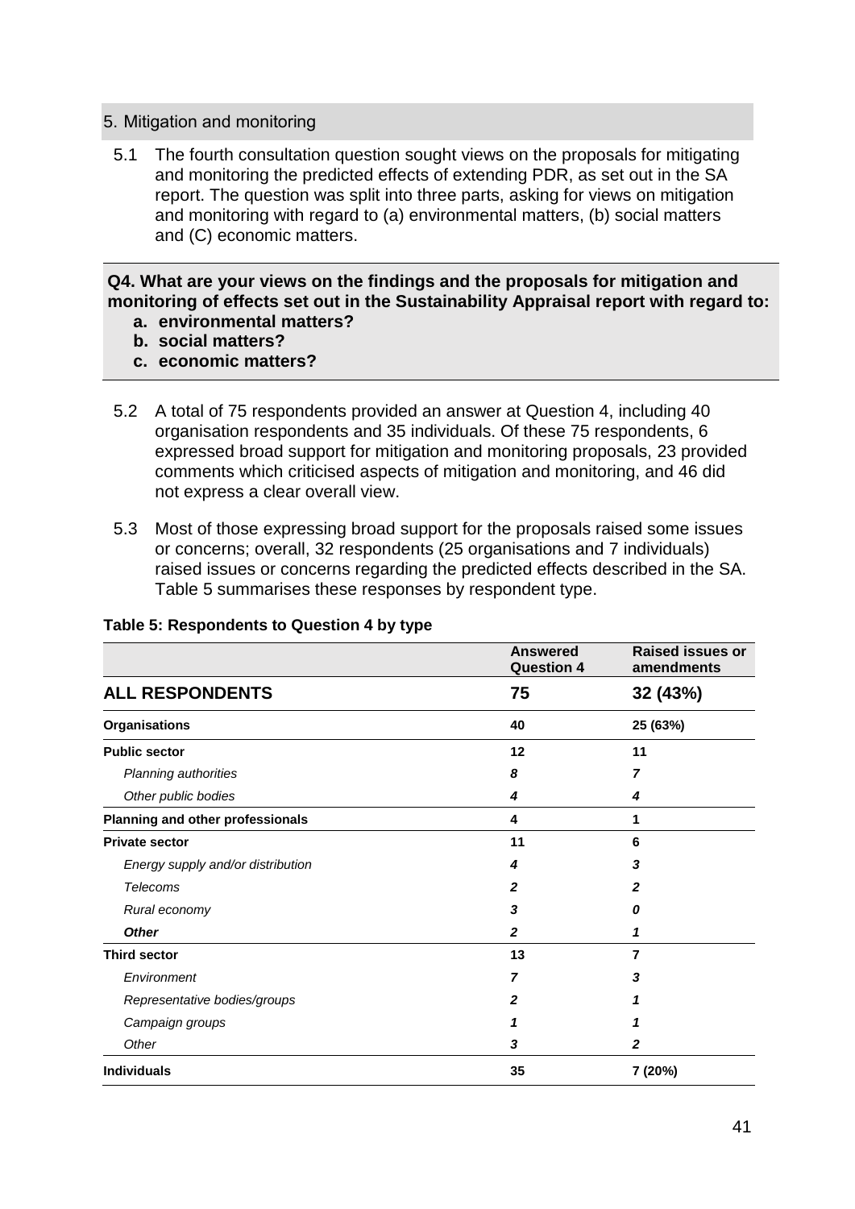## 5. Mitigation and monitoring

5.1 The fourth consultation question sought views on the proposals for mitigating and monitoring the predicted effects of extending PDR, as set out in the SA report. The question was split into three parts, asking for views on mitigation and monitoring with regard to (a) environmental matters, (b) social matters and (C) economic matters.

**Q4. What are your views on the findings and the proposals for mitigation and monitoring of effects set out in the Sustainability Appraisal report with regard to:**

- **a. environmental matters?**
- **b. social matters?**
- **c. economic matters?**

5.2 A total of 75 respondents provided an answer at Question 4, including 40 organisation respondents and 35 individuals. Of these 75 respondents, 6 expressed broad support for mitigation and monitoring proposals, 23 provided comments which criticised aspects of mitigation and monitoring, and 46 did not express a clear overall view.

5.3 Most of those expressing broad support for the proposals raised some issues or concerns; overall, 32 respondents (25 organisations and 7 individuals) raised issues or concerns regarding the predicted effects described in the SA. Table 5 summarises these responses by respondent type.

**Table 5: Respondents to Question 4 by type**

| | Answered Question 4 | Raised issues or amendments |
|---|---|---|
| **ALL RESPONDENTS** | **75** | **32 (43%)** |
| **Organisations** | **40** | **25 (63%)** |
| **Public sector** | **12** | **11** |
| *Planning authorities* | ***8*** | ***7*** |
| *Other public bodies* | ***4*** | ***4*** |
| **Planning and other professionals** | **4** | **1** |
| **Private sector** | **11** | **6** |
| *Energy supply and/or distribution* | ***4*** | ***3*** |
| *Telecoms* | ***2*** | ***2*** |
| *Rural economy* | ***3*** | ***0*** |
| ***Other*** | ***2*** | ***1*** |
| **Third sector** | **13** | **7** |
| *Environment* | ***7*** | ***3*** |
| *Representative bodies/groups* | ***2*** | ***1*** |
| *Campaign groups* | ***1*** | ***1*** |
| *Other* | ***3*** | ***2*** |
| **Individuals** | **35** | **7 (20%)** |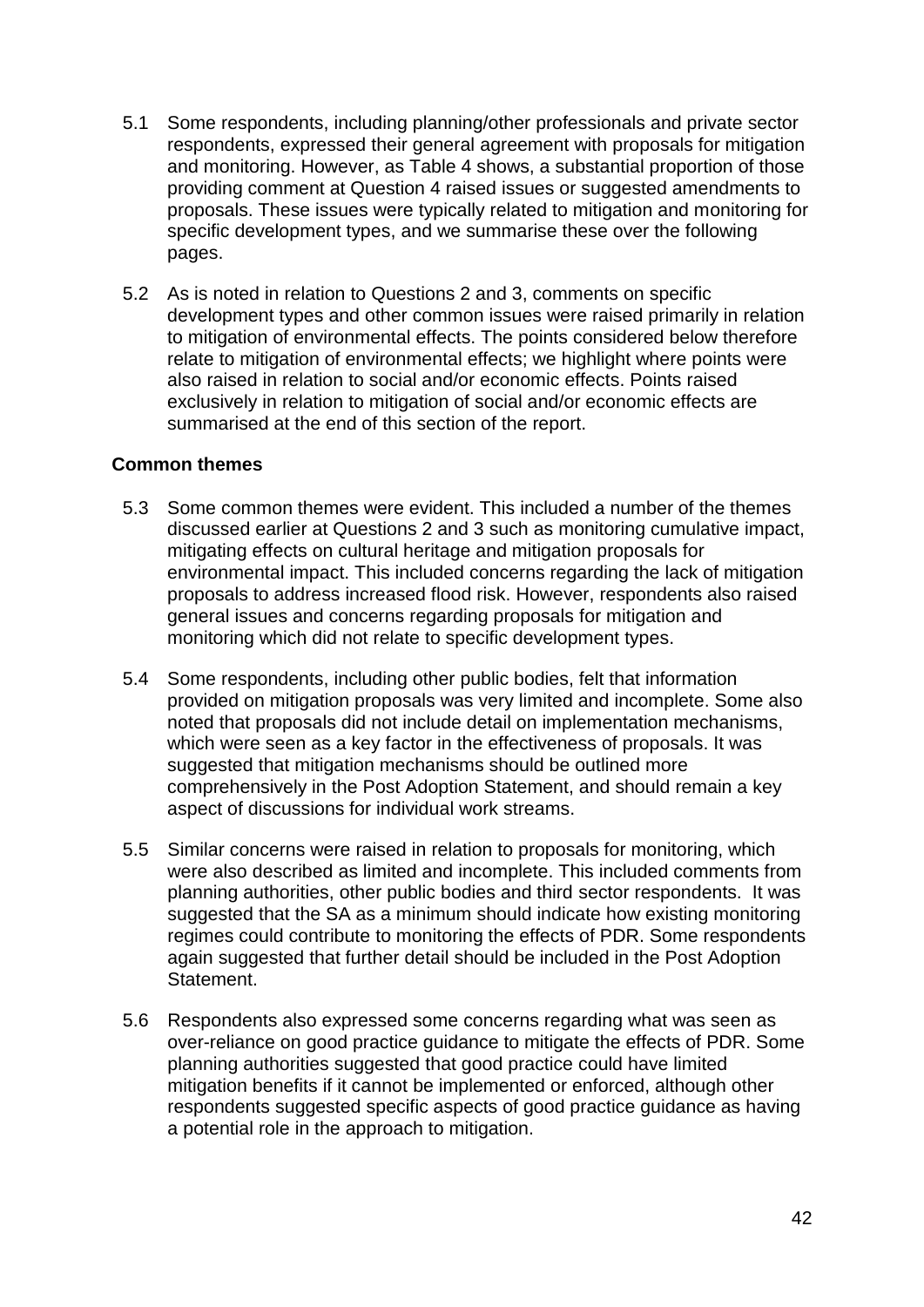5.1 Some respondents, including planning/other professionals and private sector respondents, expressed their general agreement with proposals for mitigation and monitoring. However, as Table 4 shows, a substantial proportion of those providing comment at Question 4 raised issues or suggested amendments to proposals. These issues were typically related to mitigation and monitoring for specific development types, and we summarise these over the following pages.

5.2 As is noted in relation to Questions 2 and 3, comments on specific development types and other common issues were raised primarily in relation to mitigation of environmental effects. The points considered below therefore relate to mitigation of environmental effects; we highlight where points were also raised in relation to social and/or economic effects. Points raised exclusively in relation to mitigation of social and/or economic effects are summarised at the end of this section of the report.

**Common themes**

5.3 Some common themes were evident. This included a number of the themes discussed earlier at Questions 2 and 3 such as monitoring cumulative impact, mitigating effects on cultural heritage and mitigation proposals for environmental impact. This included concerns regarding the lack of mitigation proposals to address increased flood risk. However, respondents also raised general issues and concerns regarding proposals for mitigation and monitoring which did not relate to specific development types.

5.4 Some respondents, including other public bodies, felt that information provided on mitigation proposals was very limited and incomplete. Some also noted that proposals did not include detail on implementation mechanisms, which were seen as a key factor in the effectiveness of proposals. It was suggested that mitigation mechanisms should be outlined more comprehensively in the Post Adoption Statement, and should remain a key aspect of discussions for individual work streams.

5.5 Similar concerns were raised in relation to proposals for monitoring, which were also described as limited and incomplete. This included comments from planning authorities, other public bodies and third sector respondents. It was suggested that the SA as a minimum should indicate how existing monitoring regimes could contribute to monitoring the effects of PDR. Some respondents again suggested that further detail should be included in the Post Adoption Statement.

5.6 Respondents also expressed some concerns regarding what was seen as over-reliance on good practice guidance to mitigate the effects of PDR. Some planning authorities suggested that good practice could have limited mitigation benefits if it cannot be implemented or enforced, although other respondents suggested specific aspects of good practice guidance as having a potential role in the approach to mitigation.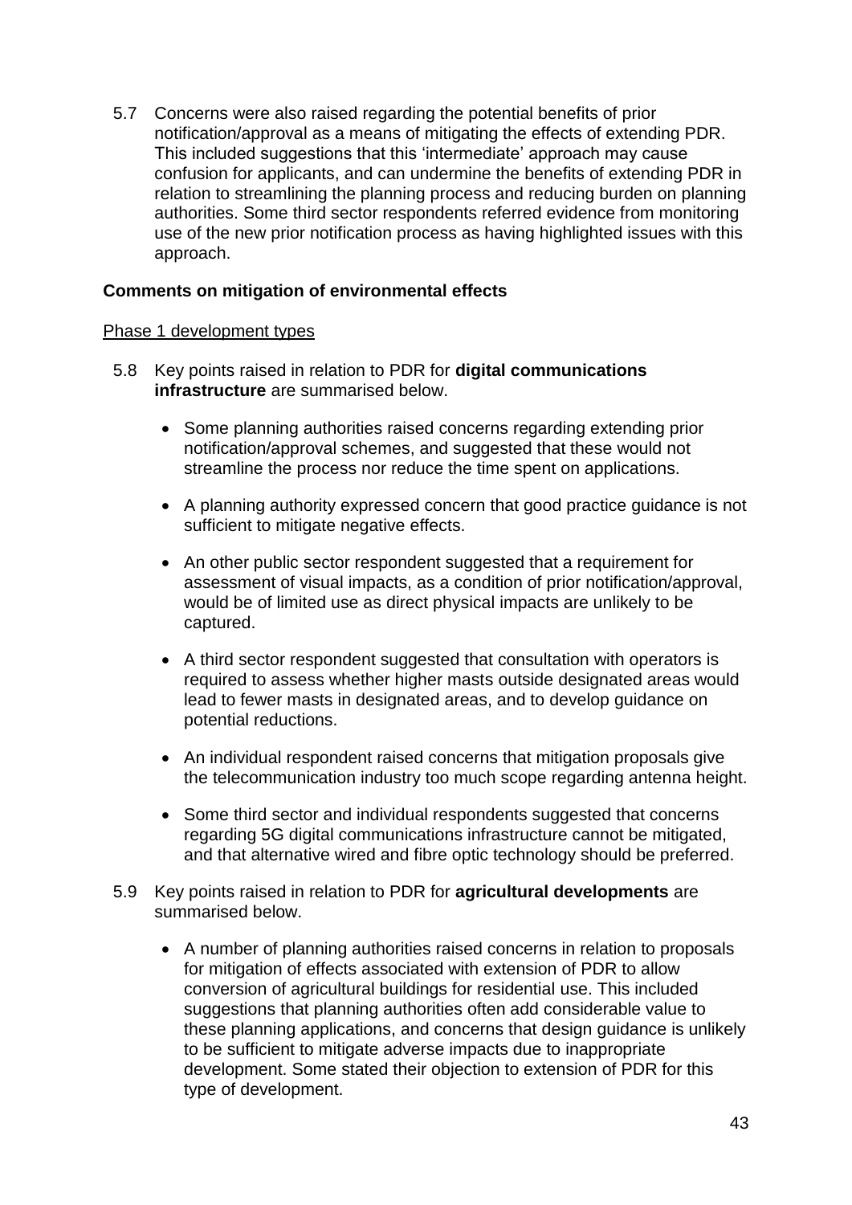5.7 Concerns were also raised regarding the potential benefits of prior notification/approval as a means of mitigating the effects of extending PDR. This included suggestions that this 'intermediate' approach may cause confusion for applicants, and can undermine the benefits of extending PDR in relation to streamlining the planning process and reducing burden on planning authorities. Some third sector respondents referred evidence from monitoring use of the new prior notification process as having highlighted issues with this approach.

**Comments on mitigation of environmental effects**

Phase 1 development types

5.8 Key points raised in relation to PDR for **digital communications infrastructure** are summarised below.

- Some planning authorities raised concerns regarding extending prior notification/approval schemes, and suggested that these would not streamline the process nor reduce the time spent on applications.
- A planning authority expressed concern that good practice guidance is not sufficient to mitigate negative effects.
- An other public sector respondent suggested that a requirement for assessment of visual impacts, as a condition of prior notification/approval, would be of limited use as direct physical impacts are unlikely to be captured.
- A third sector respondent suggested that consultation with operators is required to assess whether higher masts outside designated areas would lead to fewer masts in designated areas, and to develop guidance on potential reductions.
- An individual respondent raised concerns that mitigation proposals give the telecommunication industry too much scope regarding antenna height.
- Some third sector and individual respondents suggested that concerns regarding 5G digital communications infrastructure cannot be mitigated, and that alternative wired and fibre optic technology should be preferred.

5.9 Key points raised in relation to PDR for **agricultural developments** are summarised below.

- A number of planning authorities raised concerns in relation to proposals for mitigation of effects associated with extension of PDR to allow conversion of agricultural buildings for residential use. This included suggestions that planning authorities often add considerable value to these planning applications, and concerns that design guidance is unlikely to be sufficient to mitigate adverse impacts due to inappropriate development. Some stated their objection to extension of PDR for this type of development.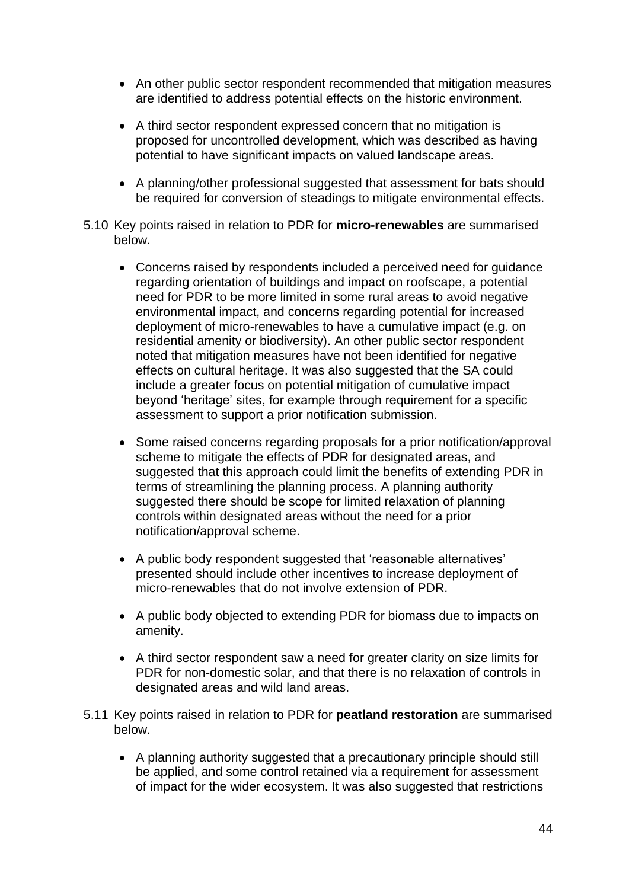- An other public sector respondent recommended that mitigation measures are identified to address potential effects on the historic environment.
- A third sector respondent expressed concern that no mitigation is proposed for uncontrolled development, which was described as having potential to have significant impacts on valued landscape areas.
- A planning/other professional suggested that assessment for bats should be required for conversion of steadings to mitigate environmental effects.

5.10 Key points raised in relation to PDR for **micro-renewables** are summarised below.

- Concerns raised by respondents included a perceived need for guidance regarding orientation of buildings and impact on roofscape, a potential need for PDR to be more limited in some rural areas to avoid negative environmental impact, and concerns regarding potential for increased deployment of micro-renewables to have a cumulative impact (e.g. on residential amenity or biodiversity). An other public sector respondent noted that mitigation measures have not been identified for negative effects on cultural heritage. It was also suggested that the SA could include a greater focus on potential mitigation of cumulative impact beyond 'heritage' sites, for example through requirement for a specific assessment to support a prior notification submission.
- Some raised concerns regarding proposals for a prior notification/approval scheme to mitigate the effects of PDR for designated areas, and suggested that this approach could limit the benefits of extending PDR in terms of streamlining the planning process. A planning authority suggested there should be scope for limited relaxation of planning controls within designated areas without the need for a prior notification/approval scheme.
- A public body respondent suggested that 'reasonable alternatives' presented should include other incentives to increase deployment of micro-renewables that do not involve extension of PDR.
- A public body objected to extending PDR for biomass due to impacts on amenity.
- A third sector respondent saw a need for greater clarity on size limits for PDR for non-domestic solar, and that there is no relaxation of controls in designated areas and wild land areas.

5.11 Key points raised in relation to PDR for **peatland restoration** are summarised below.

- A planning authority suggested that a precautionary principle should still be applied, and some control retained via a requirement for assessment of impact for the wider ecosystem. It was also suggested that restrictions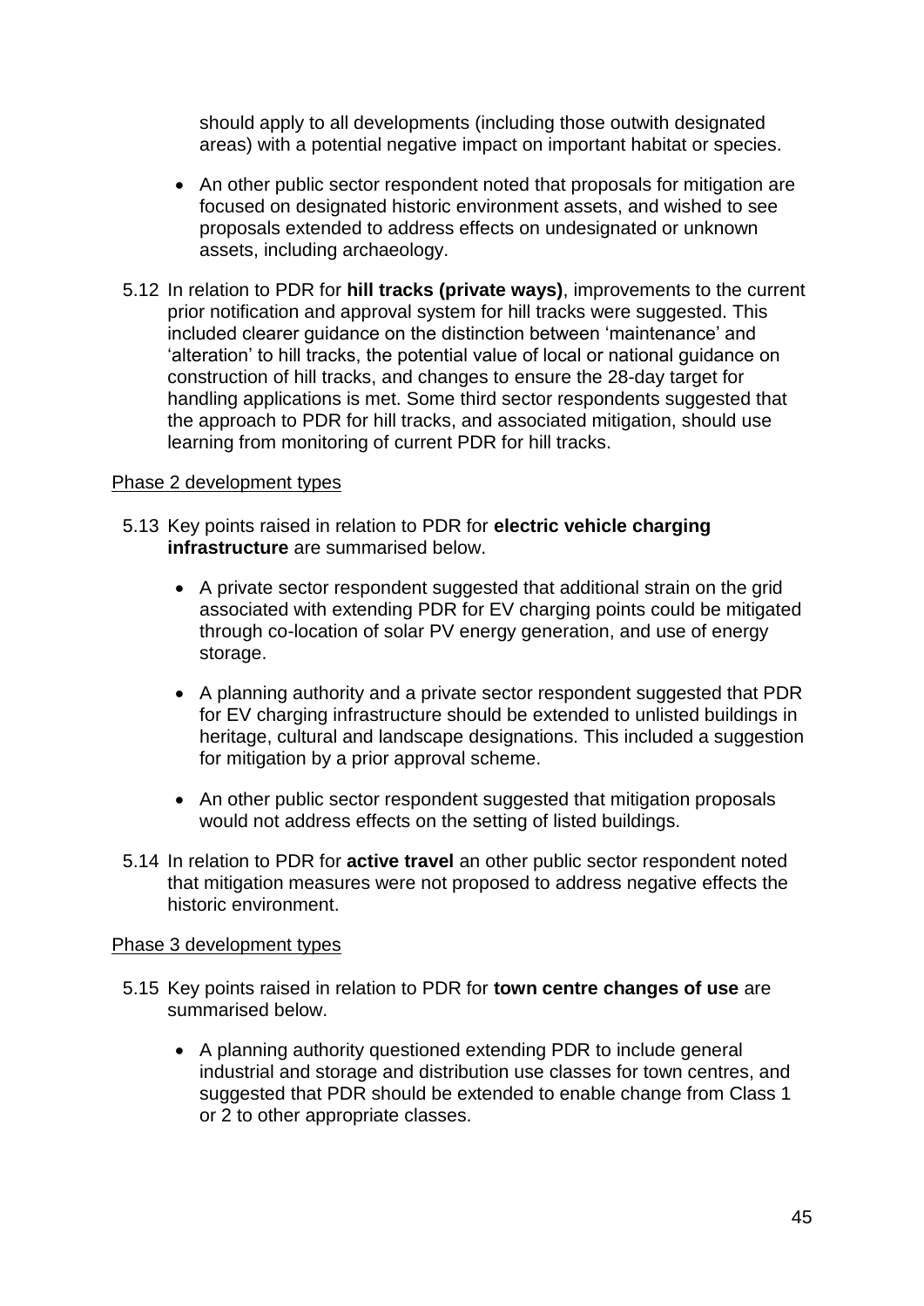should apply to all developments (including those outwith designated areas) with a potential negative impact on important habitat or species.

- An other public sector respondent noted that proposals for mitigation are focused on designated historic environment assets, and wished to see proposals extended to address effects on undesignated or unknown assets, including archaeology.

5.12 In relation to PDR for **hill tracks (private ways)**, improvements to the current prior notification and approval system for hill tracks were suggested. This included clearer guidance on the distinction between 'maintenance' and 'alteration' to hill tracks, the potential value of local or national guidance on construction of hill tracks, and changes to ensure the 28-day target for handling applications is met. Some third sector respondents suggested that the approach to PDR for hill tracks, and associated mitigation, should use learning from monitoring of current PDR for hill tracks.

Phase 2 development types

5.13 Key points raised in relation to PDR for **electric vehicle charging infrastructure** are summarised below.

- A private sector respondent suggested that additional strain on the grid associated with extending PDR for EV charging points could be mitigated through co-location of solar PV energy generation, and use of energy storage.
- A planning authority and a private sector respondent suggested that PDR for EV charging infrastructure should be extended to unlisted buildings in heritage, cultural and landscape designations. This included a suggestion for mitigation by a prior approval scheme.
- An other public sector respondent suggested that mitigation proposals would not address effects on the setting of listed buildings.

5.14 In relation to PDR for **active travel** an other public sector respondent noted that mitigation measures were not proposed to address negative effects the historic environment.

Phase 3 development types

5.15 Key points raised in relation to PDR for **town centre changes of use** are summarised below.

- A planning authority questioned extending PDR to include general industrial and storage and distribution use classes for town centres, and suggested that PDR should be extended to enable change from Class 1 or 2 to other appropriate classes.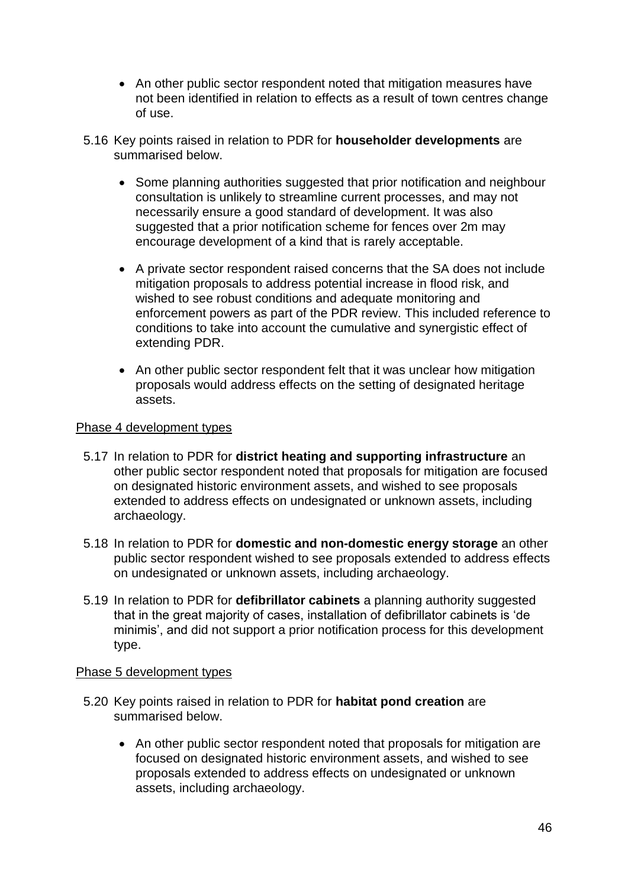- An other public sector respondent noted that mitigation measures have not been identified in relation to effects as a result of town centres change of use.

5.16 Key points raised in relation to PDR for **householder developments** are summarised below.

- Some planning authorities suggested that prior notification and neighbour consultation is unlikely to streamline current processes, and may not necessarily ensure a good standard of development. It was also suggested that a prior notification scheme for fences over 2m may encourage development of a kind that is rarely acceptable.
- A private sector respondent raised concerns that the SA does not include mitigation proposals to address potential increase in flood risk, and wished to see robust conditions and adequate monitoring and enforcement powers as part of the PDR review. This included reference to conditions to take into account the cumulative and synergistic effect of extending PDR.
- An other public sector respondent felt that it was unclear how mitigation proposals would address effects on the setting of designated heritage assets.

Phase 4 development types

5.17 In relation to PDR for **district heating and supporting infrastructure** an other public sector respondent noted that proposals for mitigation are focused on designated historic environment assets, and wished to see proposals extended to address effects on undesignated or unknown assets, including archaeology.

5.18 In relation to PDR for **domestic and non-domestic energy storage** an other public sector respondent wished to see proposals extended to address effects on undesignated or unknown assets, including archaeology.

5.19 In relation to PDR for **defibrillator cabinets** a planning authority suggested that in the great majority of cases, installation of defibrillator cabinets is 'de minimis', and did not support a prior notification process for this development type.

Phase 5 development types

5.20 Key points raised in relation to PDR for **habitat pond creation** are summarised below.

- An other public sector respondent noted that proposals for mitigation are focused on designated historic environment assets, and wished to see proposals extended to address effects on undesignated or unknown assets, including archaeology.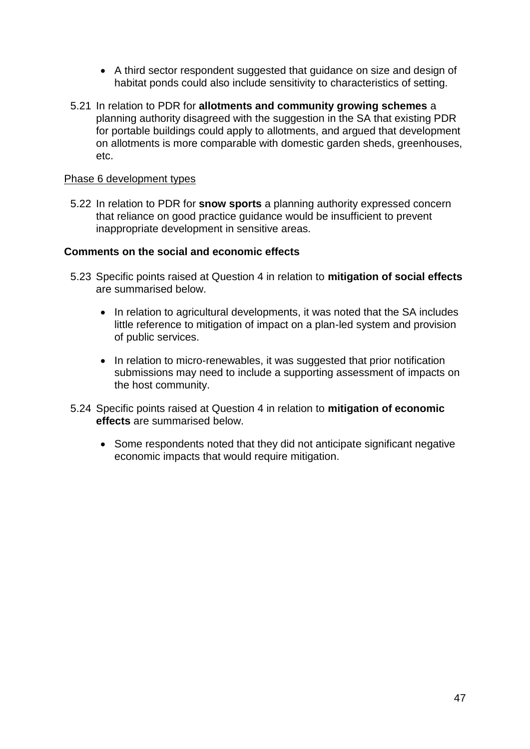- A third sector respondent suggested that guidance on size and design of habitat ponds could also include sensitivity to characteristics of setting.

5.21 In relation to PDR for **allotments and community growing schemes** a planning authority disagreed with the suggestion in the SA that existing PDR for portable buildings could apply to allotments, and argued that development on allotments is more comparable with domestic garden sheds, greenhouses, etc.

<u>Phase 6 development types</u>

5.22 In relation to PDR for **snow sports** a planning authority expressed concern that reliance on good practice guidance would be insufficient to prevent inappropriate development in sensitive areas.

**Comments on the social and economic effects**

5.23 Specific points raised at Question 4 in relation to **mitigation of social effects** are summarised below.

- In relation to agricultural developments, it was noted that the SA includes little reference to mitigation of impact on a plan-led system and provision of public services.
- In relation to micro-renewables, it was suggested that prior notification submissions may need to include a supporting assessment of impacts on the host community.

5.24 Specific points raised at Question 4 in relation to **mitigation of economic effects** are summarised below.

- Some respondents noted that they did not anticipate significant negative economic impacts that would require mitigation.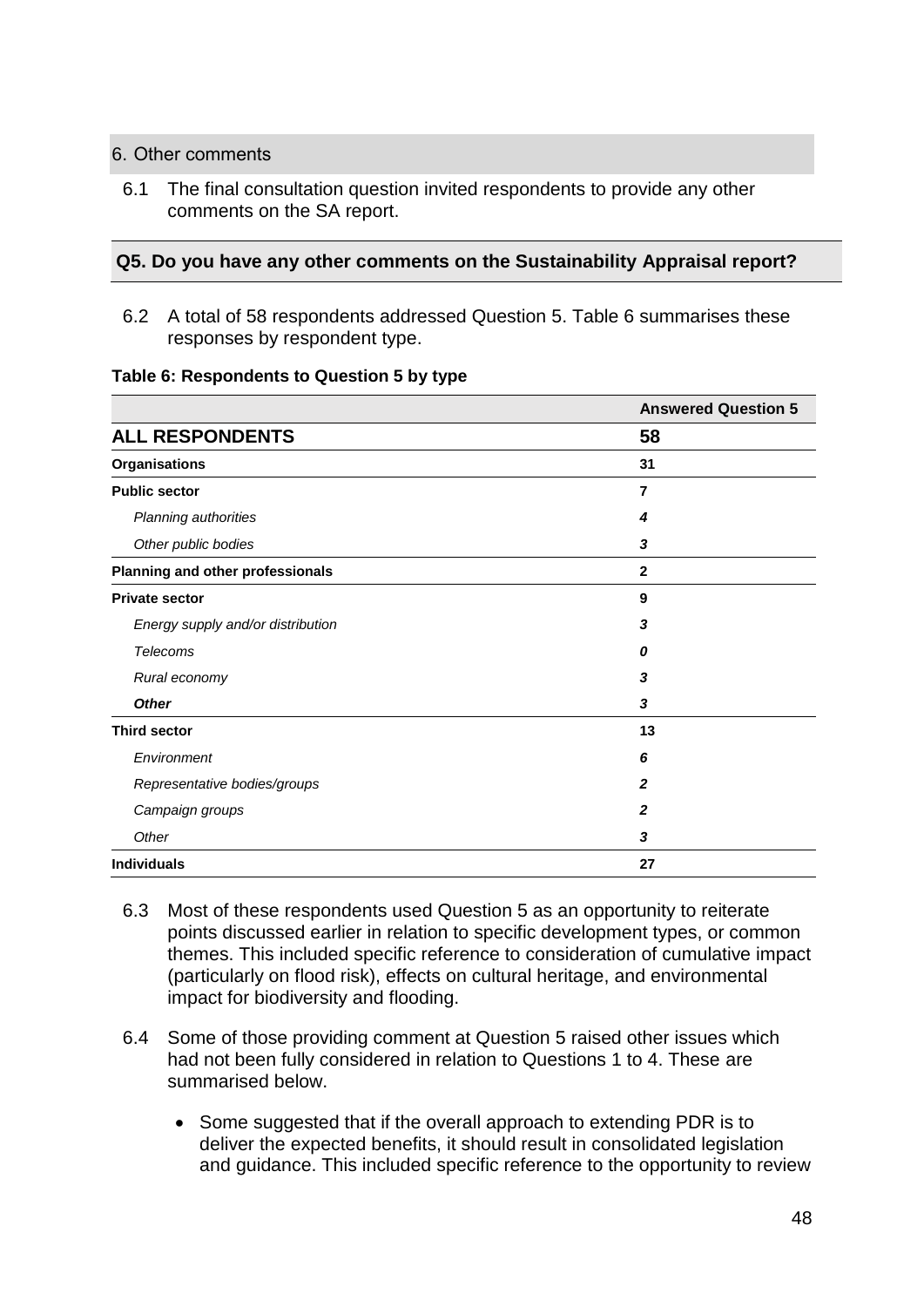## 6. Other comments

6.1 The final consultation question invited respondents to provide any other comments on the SA report.

**Q5. Do you have any other comments on the Sustainability Appraisal report?**

6.2 A total of 58 respondents addressed Question 5. Table 6 summarises these responses by respondent type.

**Table 6: Respondents to Question 5 by type**

| | Answered Question 5 |
|---|---|
| **ALL RESPONDENTS** | **58** |
| **Organisations** | **31** |
| **Public sector** | **7** |
| *Planning authorities* | ***4*** |
| *Other public bodies* | ***3*** |
| **Planning and other professionals** | **2** |
| **Private sector** | **9** |
| *Energy supply and/or distribution* | ***3*** |
| *Telecoms* | ***0*** |
| *Rural economy* | ***3*** |
| ***Other*** | ***3*** |
| **Third sector** | **13** |
| *Environment* | ***6*** |
| *Representative bodies/groups* | ***2*** |
| *Campaign groups* | ***2*** |
| *Other* | ***3*** |
| **Individuals** | **27** |

6.3 Most of these respondents used Question 5 as an opportunity to reiterate points discussed earlier in relation to specific development types, or common themes. This included specific reference to consideration of cumulative impact (particularly on flood risk), effects on cultural heritage, and environmental impact for biodiversity and flooding.

6.4 Some of those providing comment at Question 5 raised other issues which had not been fully considered in relation to Questions 1 to 4. These are summarised below.

- Some suggested that if the overall approach to extending PDR is to deliver the expected benefits, it should result in consolidated legislation and guidance. This included specific reference to the opportunity to review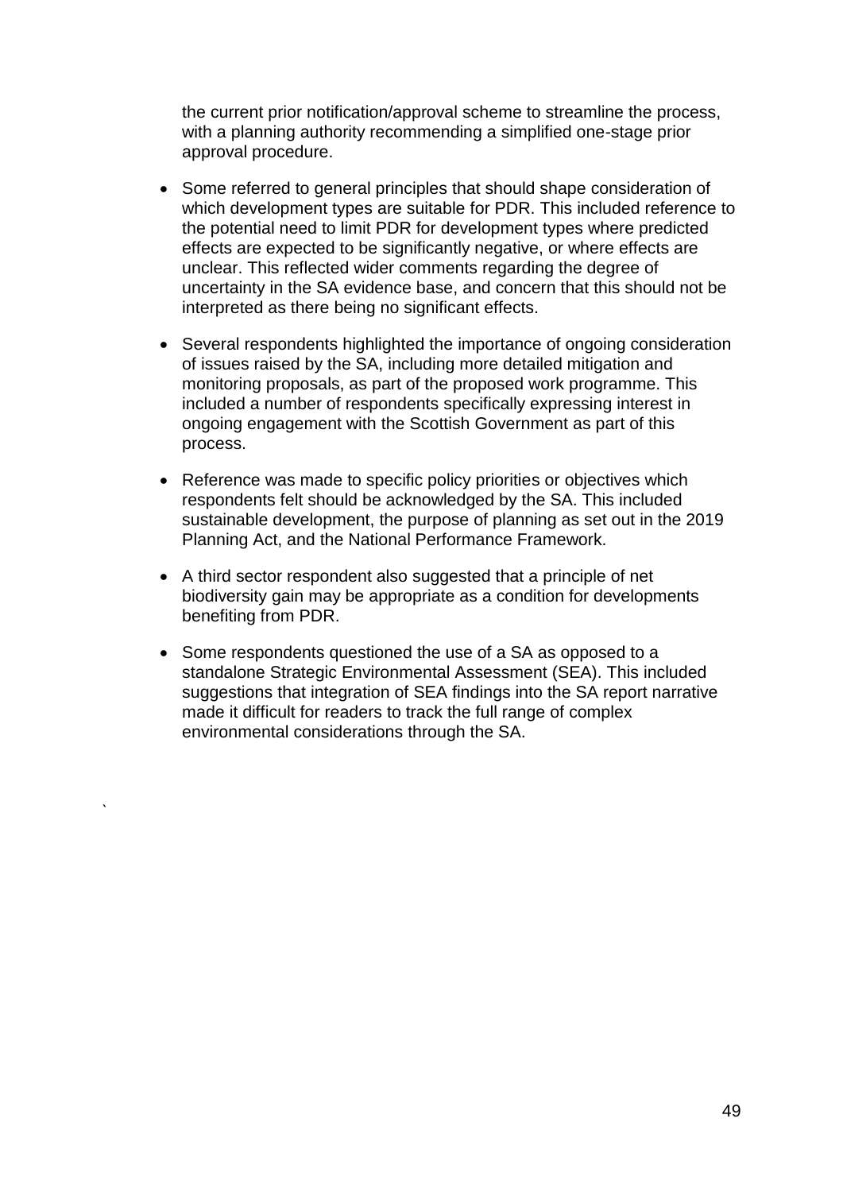the current prior notification/approval scheme to streamline the process, with a planning authority recommending a simplified one-stage prior approval procedure.

- Some referred to general principles that should shape consideration of which development types are suitable for PDR. This included reference to the potential need to limit PDR for development types where predicted effects are expected to be significantly negative, or where effects are unclear. This reflected wider comments regarding the degree of uncertainty in the SA evidence base, and concern that this should not be interpreted as there being no significant effects.

- Several respondents highlighted the importance of ongoing consideration of issues raised by the SA, including more detailed mitigation and monitoring proposals, as part of the proposed work programme. This included a number of respondents specifically expressing interest in ongoing engagement with the Scottish Government as part of this process.

- Reference was made to specific policy priorities or objectives which respondents felt should be acknowledged by the SA. This included sustainable development, the purpose of planning as set out in the 2019 Planning Act, and the National Performance Framework.

- A third sector respondent also suggested that a principle of net biodiversity gain may be appropriate as a condition for developments benefiting from PDR.

- Some respondents questioned the use of a SA as opposed to a standalone Strategic Environmental Assessment (SEA). This included suggestions that integration of SEA findings into the SA report narrative made it difficult for readers to track the full range of complex environmental considerations through the SA.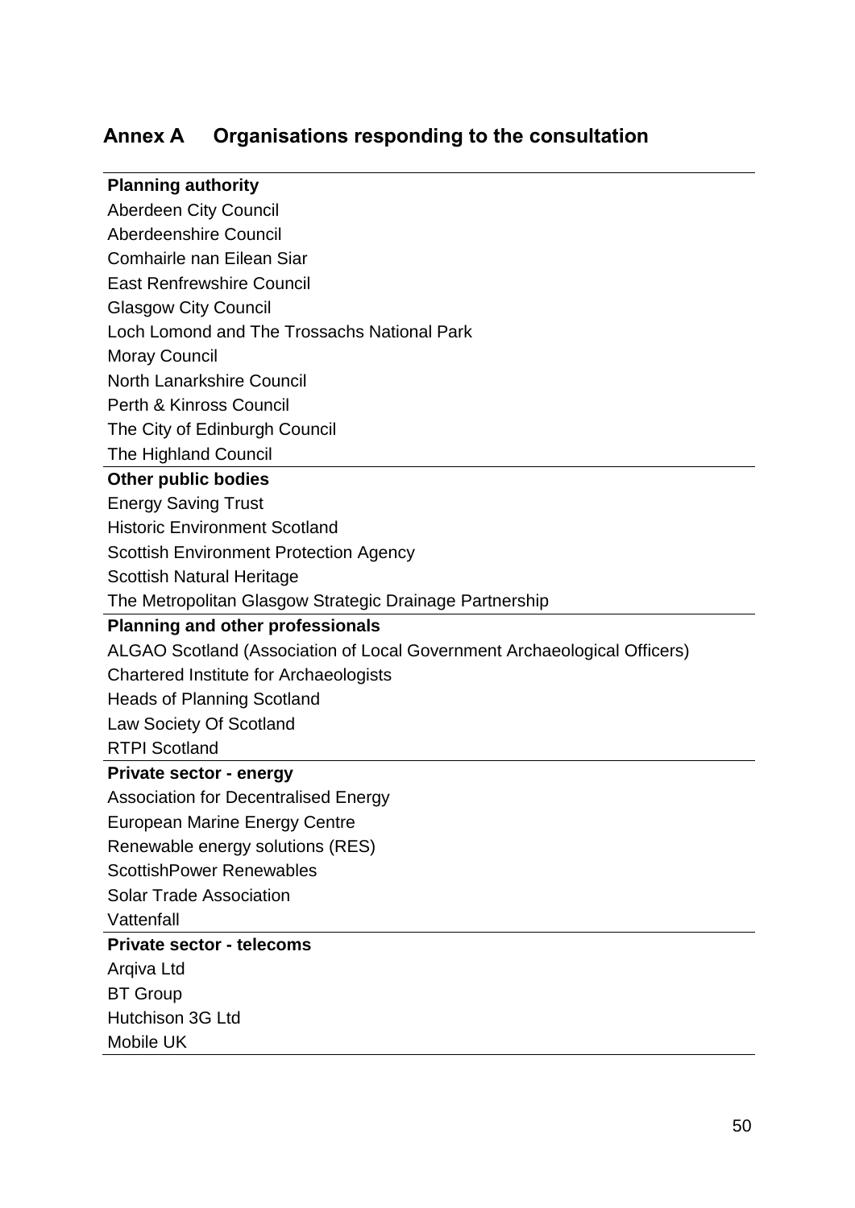## Annex A Organisations responding to the consultation

| |
|---|
| **Planning authority** |
| Aberdeen City Council |
| Aberdeenshire Council |
| Comhairle nan Eilean Siar |
| East Renfrewshire Council |
| Glasgow City Council |
| Loch Lomond and The Trossachs National Park |
| Moray Council |
| North Lanarkshire Council |
| Perth & Kinross Council |
| The City of Edinburgh Council |
| The Highland Council |
| **Other public bodies** |
| Energy Saving Trust |
| Historic Environment Scotland |
| Scottish Environment Protection Agency |
| Scottish Natural Heritage |
| The Metropolitan Glasgow Strategic Drainage Partnership |
| **Planning and other professionals** |
| ALGAO Scotland (Association of Local Government Archaeological Officers) |
| Chartered Institute for Archaeologists |
| Heads of Planning Scotland |
| Law Society Of Scotland |
| RTPI Scotland |
| **Private sector - energy** |
| Association for Decentralised Energy |
| European Marine Energy Centre |
| Renewable energy solutions (RES) |
| ScottishPower Renewables |
| Solar Trade Association |
| Vattenfall |
| **Private sector - telecoms** |
| Arqiva Ltd |
| BT Group |
| Hutchison 3G Ltd |
| Mobile UK |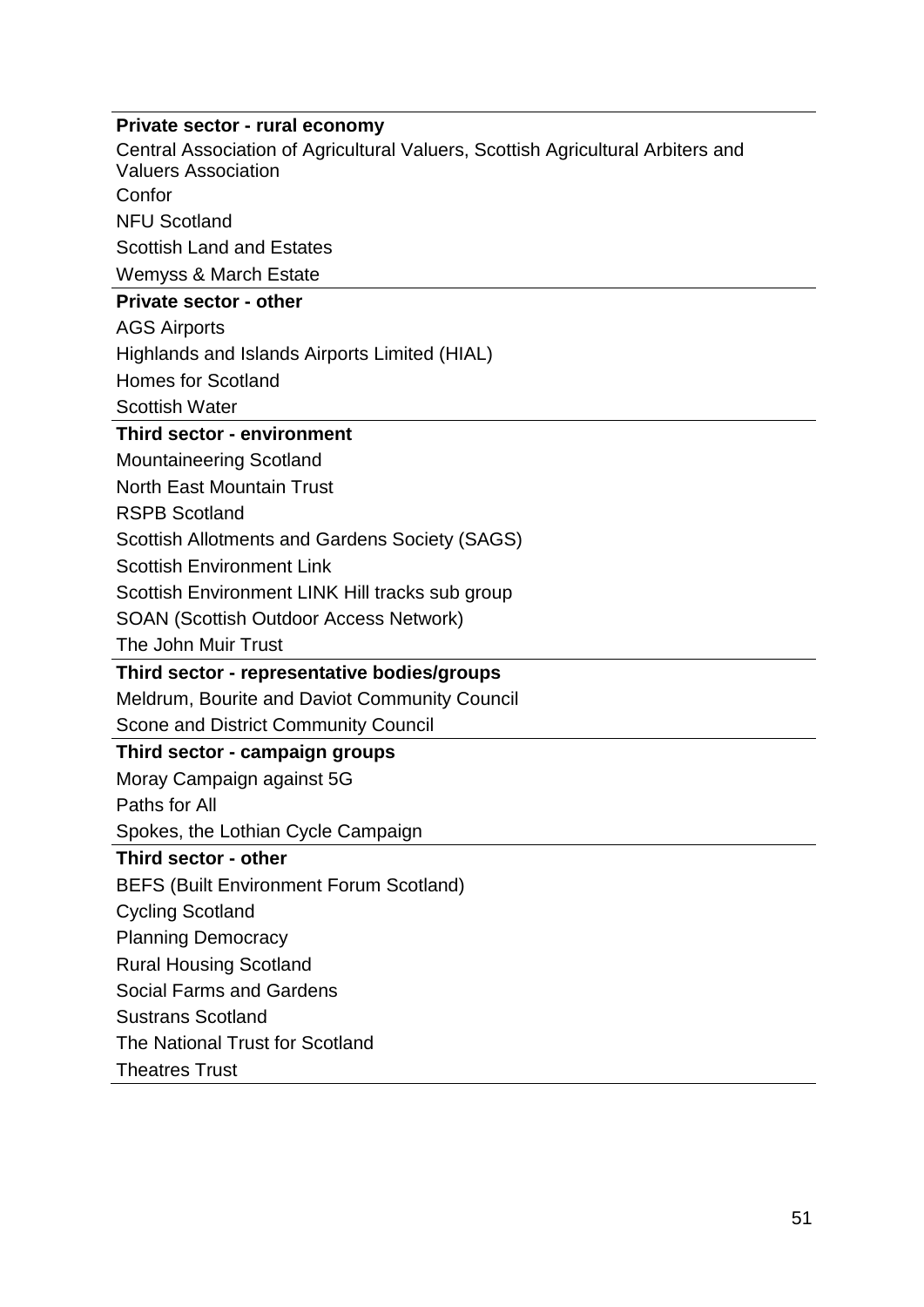| |
|---|
| **Private sector - rural economy** |
| Central Association of Agricultural Valuers, Scottish Agricultural Arbiters and Valuers Association |
| Confor |
| NFU Scotland |
| Scottish Land and Estates |
| Wemyss & March Estate |
| **Private sector - other** |
| AGS Airports |
| Highlands and Islands Airports Limited (HIAL) |
| Homes for Scotland |
| Scottish Water |
| **Third sector - environment** |
| Mountaineering Scotland |
| North East Mountain Trust |
| RSPB Scotland |
| Scottish Allotments and Gardens Society (SAGS) |
| Scottish Environment Link |
| Scottish Environment LINK Hill tracks sub group |
| SOAN (Scottish Outdoor Access Network) |
| The John Muir Trust |
| **Third sector - representative bodies/groups** |
| Meldrum, Bourite and Daviot Community Council |
| Scone and District Community Council |
| **Third sector - campaign groups** |
| Moray Campaign against 5G |
| Paths for All |
| Spokes, the Lothian Cycle Campaign |
| **Third sector - other** |
| BEFS (Built Environment Forum Scotland) |
| Cycling Scotland |
| Planning Democracy |
| Rural Housing Scotland |
| Social Farms and Gardens |
| Sustrans Scotland |
| The National Trust for Scotland |
| Theatres Trust |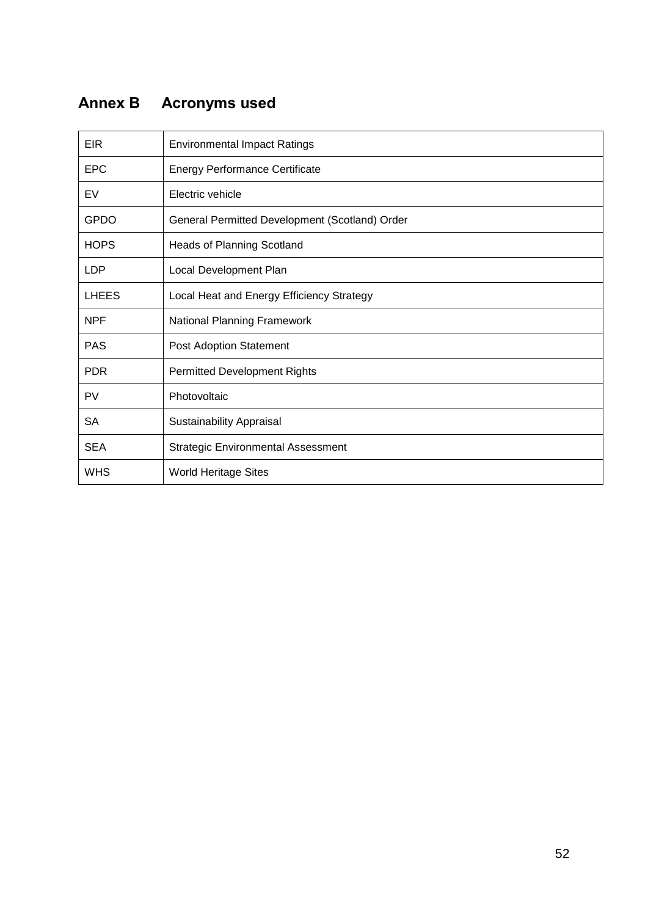## Annex B Acronyms used

| | |
|---|---|
| EIR | Environmental Impact Ratings |
| EPC | Energy Performance Certificate |
| EV | Electric vehicle |
| GPDO | General Permitted Development (Scotland) Order |
| HOPS | Heads of Planning Scotland |
| LDP | Local Development Plan |
| LHEES | Local Heat and Energy Efficiency Strategy |
| NPF | National Planning Framework |
| PAS | Post Adoption Statement |
| PDR | Permitted Development Rights |
| PV | Photovoltaic |
| SA | Sustainability Appraisal |
| SEA | Strategic Environmental Assessment |
| WHS | World Heritage Sites |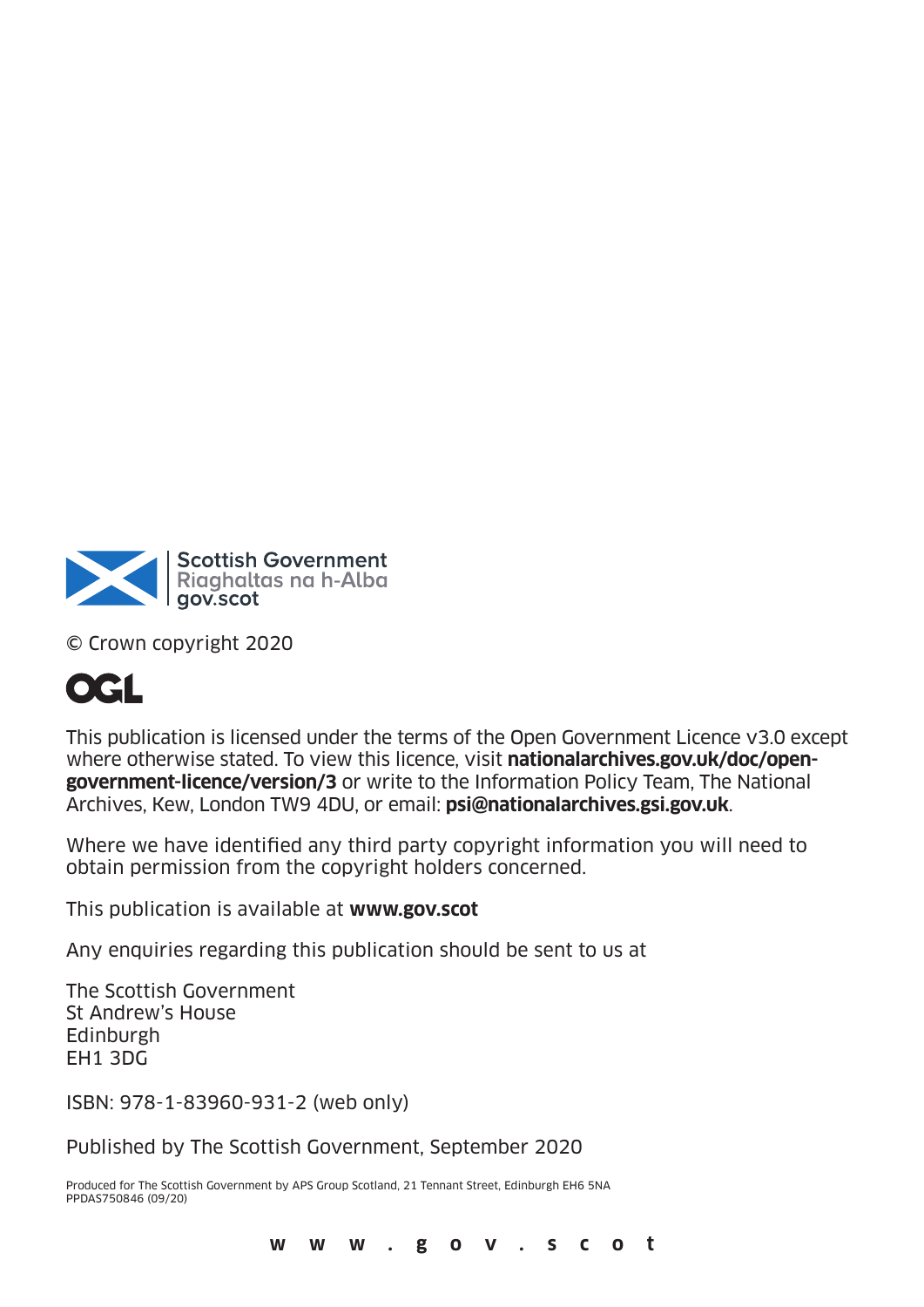Scottish Government
Riaghaltas na h-Alba
gov.scot

© Crown copyright 2020

OGL

This publication is licensed under the terms of the Open Government Licence v3.0 except where otherwise stated. To view this licence, visit **nationalarchives.gov.uk/doc/open-government-licence/version/3** or write to the Information Policy Team, The National Archives, Kew, London TW9 4DU, or email: **psi@nationalarchives.gsi.gov.uk**.

Where we have identified any third party copyright information you will need to obtain permission from the copyright holders concerned.

This publication is available at **www.gov.scot**

Any enquiries regarding this publication should be sent to us at

The Scottish Government
St Andrew's House
Edinburgh
EH1 3DG

ISBN: 978-1-83960-931-2 (web only)

Published by The Scottish Government, September 2020

Produced for The Scottish Government by APS Group Scotland, 21 Tennant Street, Edinburgh EH6 5NA
PPDAS750846 (09/20)

**w w w . g o v . s c o t**